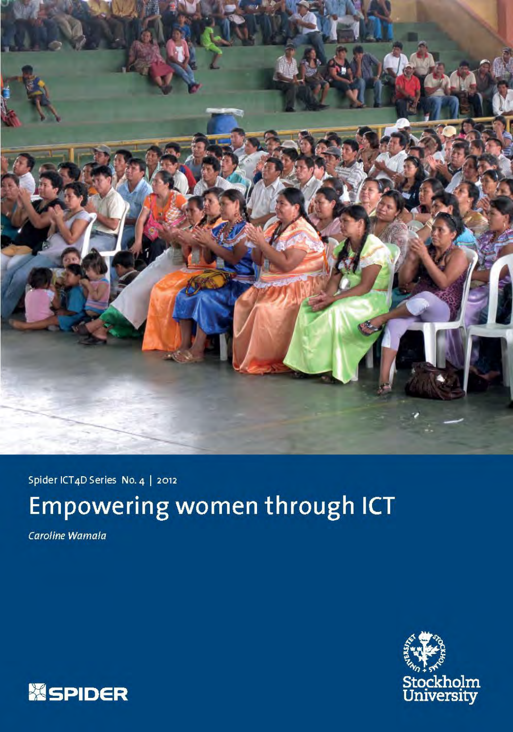Spider ICT4D Series No. 4 | 2012

# Empowering women through ICT

*Caroline Wamala*

SPIDER

Stockholm University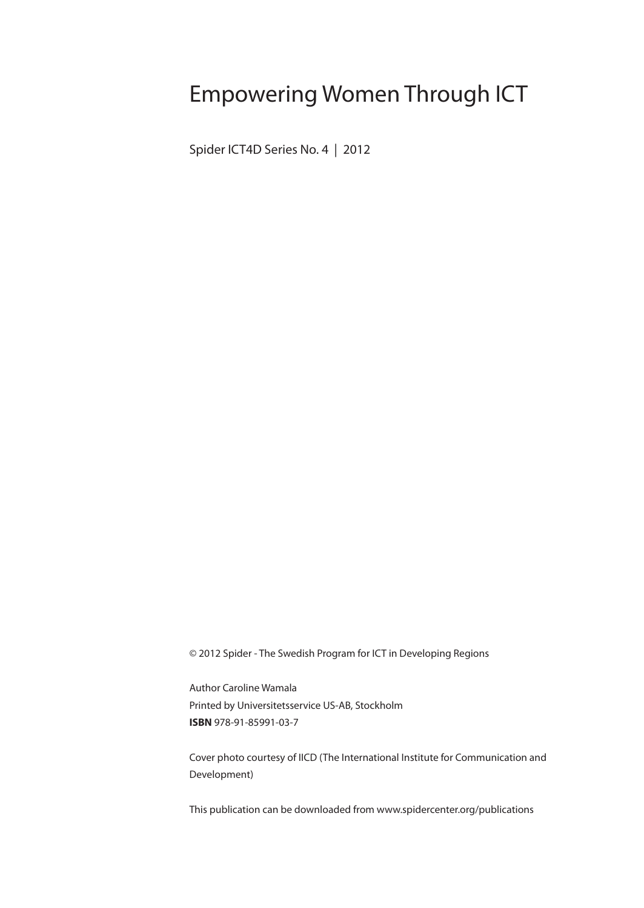# Empowering Women Through ICT

Spider ICT4D Series No. 4 | 2012

© 2012 Spider - The Swedish Program for ICT in Developing Regions

Author Caroline Wamala
Printed by Universitetsservice US-AB, Stockholm
**ISBN** 978-91-85991-03-7

Cover photo courtesy of IICD (The International Institute for Communication and Development)

This publication can be downloaded from www.spidercenter.org/publications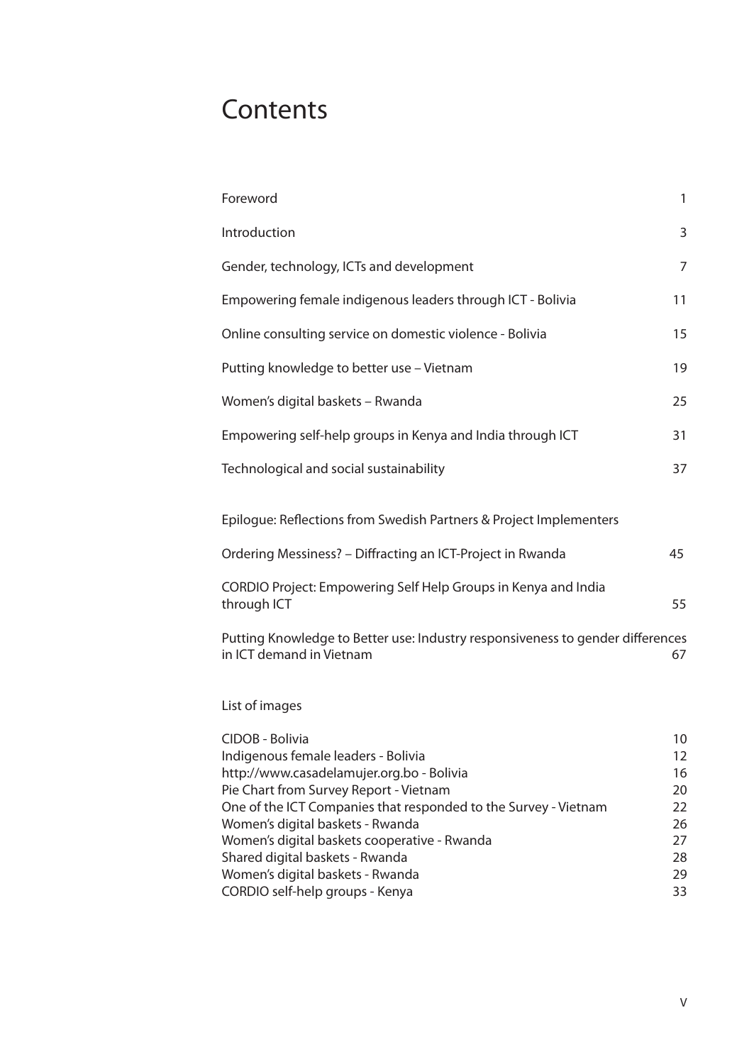# Contents

| | |
|---|---|
| Foreword | 1 |
| Introduction | 3 |
| Gender, technology, ICTs and development | 7 |
| Empowering female indigenous leaders through ICT - Bolivia | 11 |
| Online consulting service on domestic violence - Bolivia | 15 |
| Putting knowledge to better use – Vietnam | 19 |
| Women's digital baskets – Rwanda | 25 |
| Empowering self-help groups in Kenya and India through ICT | 31 |
| Technological and social sustainability | 37 |

Epilogue: Reflections from Swedish Partners & Project Implementers

| | |
|---|---|
| Ordering Messiness? – Diffracting an ICT-Project in Rwanda | 45 |
| CORDIO Project: Empowering Self Help Groups in Kenya and India through ICT | 55 |
| Putting Knowledge to Better use: Industry responsiveness to gender differences in ICT demand in Vietnam | 67 |

List of images

| | |
|---|---|
| CIDOB - Bolivia | 10 |
| Indigenous female leaders - Bolivia | 12 |
| http://www.casadelamujer.org.bo - Bolivia | 16 |
| Pie Chart from Survey Report - Vietnam | 20 |
| One of the ICT Companies that responded to the Survey - Vietnam | 22 |
| Women's digital baskets - Rwanda | 26 |
| Women's digital baskets cooperative - Rwanda | 27 |
| Shared digital baskets - Rwanda | 28 |
| Women's digital baskets - Rwanda | 29 |
| CORDIO self-help groups - Kenya | 33 |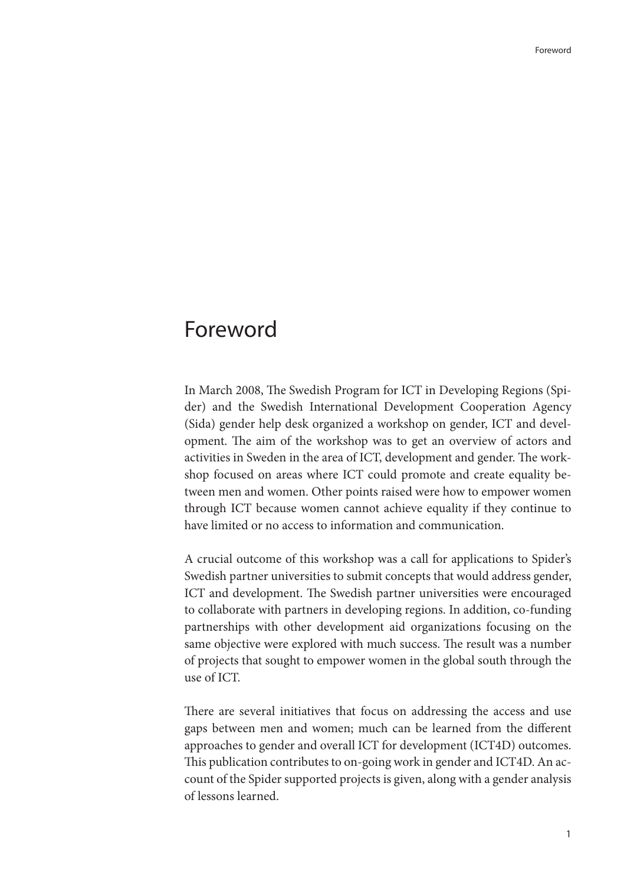# Foreword

In March 2008, The Swedish Program for ICT in Developing Regions (Spider) and the Swedish International Development Cooperation Agency (Sida) gender help desk organized a workshop on gender, ICT and development. The aim of the workshop was to get an overview of actors and activities in Sweden in the area of ICT, development and gender. The workshop focused on areas where ICT could promote and create equality between men and women. Other points raised were how to empower women through ICT because women cannot achieve equality if they continue to have limited or no access to information and communication.

A crucial outcome of this workshop was a call for applications to Spider's Swedish partner universities to submit concepts that would address gender, ICT and development. The Swedish partner universities were encouraged to collaborate with partners in developing regions. In addition, co-funding partnerships with other development aid organizations focusing on the same objective were explored with much success. The result was a number of projects that sought to empower women in the global south through the use of ICT.

There are several initiatives that focus on addressing the access and use gaps between men and women; much can be learned from the different approaches to gender and overall ICT for development (ICT4D) outcomes. This publication contributes to on-going work in gender and ICT4D. An account of the Spider supported projects is given, along with a gender analysis of lessons learned.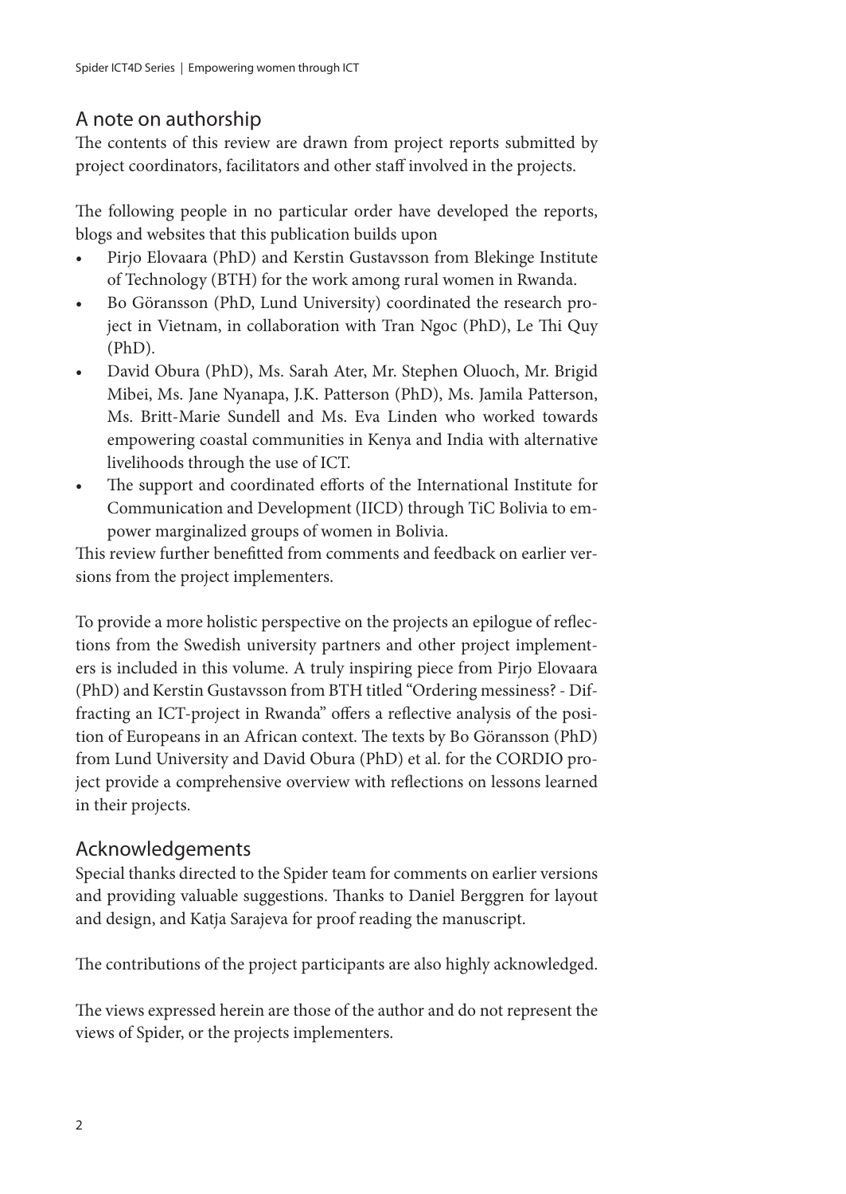## A note on authorship

The contents of this review are drawn from project reports submitted by project coordinators, facilitators and other staff involved in the projects.

The following people in no particular order have developed the reports, blogs and websites that this publication builds upon

- Pirjo Elovaara (PhD) and Kerstin Gustavsson from Blekinge Institute of Technology (BTH) for the work among rural women in Rwanda.
- Bo Göransson (PhD, Lund University) coordinated the research project in Vietnam, in collaboration with Tran Ngoc (PhD), Le Thi Quy (PhD).
- David Obura (PhD), Ms. Sarah Ater, Mr. Stephen Oluoch, Mr. Brigid Mibei, Ms. Jane Nyanapa, J.K. Patterson (PhD), Ms. Jamila Patterson, Ms. Britt-Marie Sundell and Ms. Eva Linden who worked towards empowering coastal communities in Kenya and India with alternative livelihoods through the use of ICT.
- The support and coordinated efforts of the International Institute for Communication and Development (IICD) through TiC Bolivia to empower marginalized groups of women in Bolivia.

This review further benefitted from comments and feedback on earlier versions from the project implementers.

To provide a more holistic perspective on the projects an epilogue of reflections from the Swedish university partners and other project implementers is included in this volume. A truly inspiring piece from Pirjo Elovaara (PhD) and Kerstin Gustavsson from BTH titled "Ordering messiness? - Diffracting an ICT-project in Rwanda" offers a reflective analysis of the position of Europeans in an African context. The texts by Bo Göransson (PhD) from Lund University and David Obura (PhD) et al. for the CORDIO project provide a comprehensive overview with reflections on lessons learned in their projects.

## Acknowledgements

Special thanks directed to the Spider team for comments on earlier versions and providing valuable suggestions. Thanks to Daniel Berggren for layout and design, and Katja Sarajeva for proof reading the manuscript.

The contributions of the project participants are also highly acknowledged.

The views expressed herein are those of the author and do not represent the views of Spider, or the projects implementers.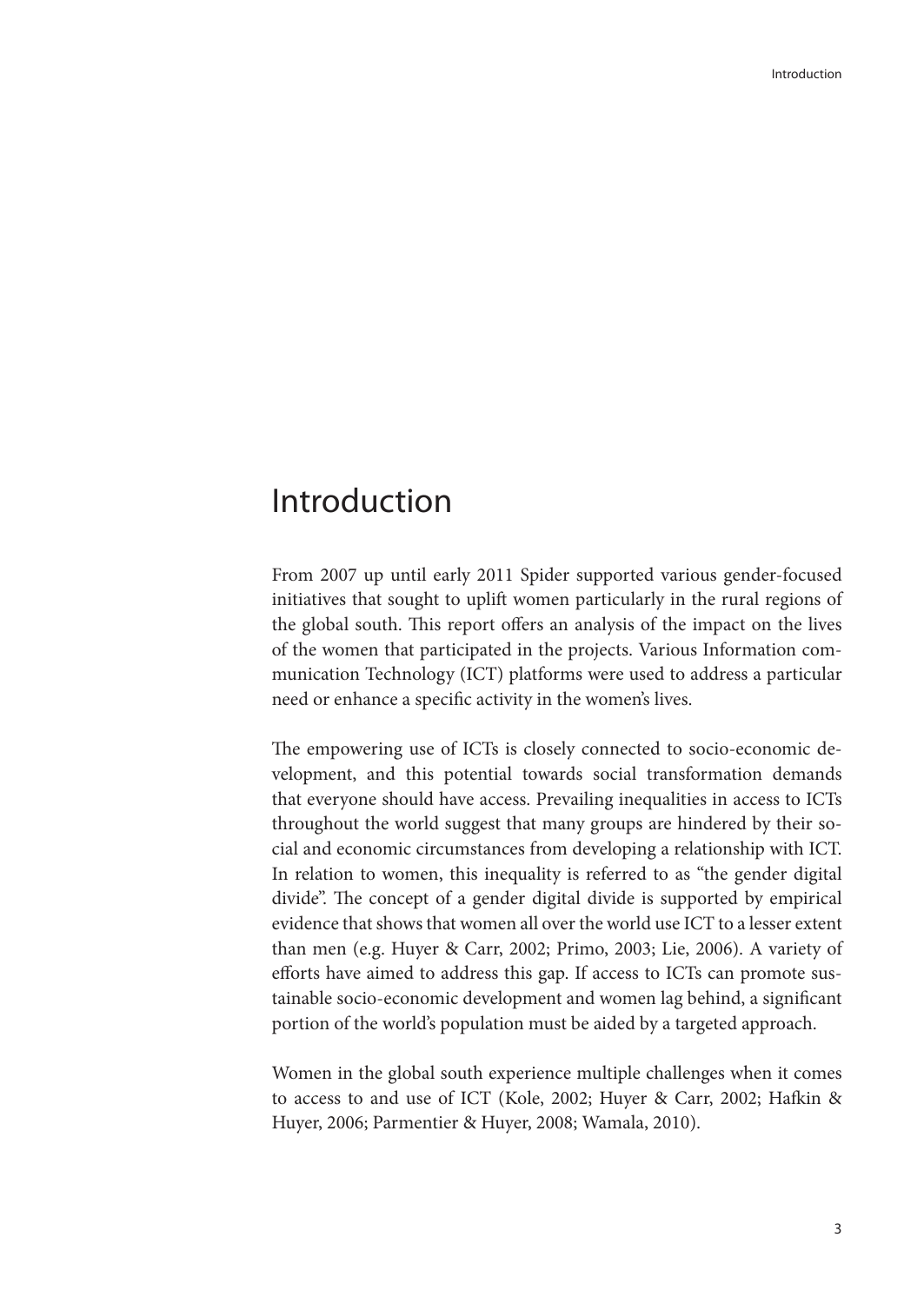# Introduction

From 2007 up until early 2011 Spider supported various gender-focused initiatives that sought to uplift women particularly in the rural regions of the global south. This report offers an analysis of the impact on the lives of the women that participated in the projects. Various Information communication Technology (ICT) platforms were used to address a particular need or enhance a specific activity in the women's lives.

The empowering use of ICTs is closely connected to socio-economic development, and this potential towards social transformation demands that everyone should have access. Prevailing inequalities in access to ICTs throughout the world suggest that many groups are hindered by their social and economic circumstances from developing a relationship with ICT. In relation to women, this inequality is referred to as "the gender digital divide". The concept of a gender digital divide is supported by empirical evidence that shows that women all over the world use ICT to a lesser extent than men (e.g. Huyer & Carr, 2002; Primo, 2003; Lie, 2006). A variety of efforts have aimed to address this gap. If access to ICTs can promote sustainable socio-economic development and women lag behind, a significant portion of the world's population must be aided by a targeted approach.

Women in the global south experience multiple challenges when it comes to access to and use of ICT (Kole, 2002; Huyer & Carr, 2002; Hafkin & Huyer, 2006; Parmentier & Huyer, 2008; Wamala, 2010).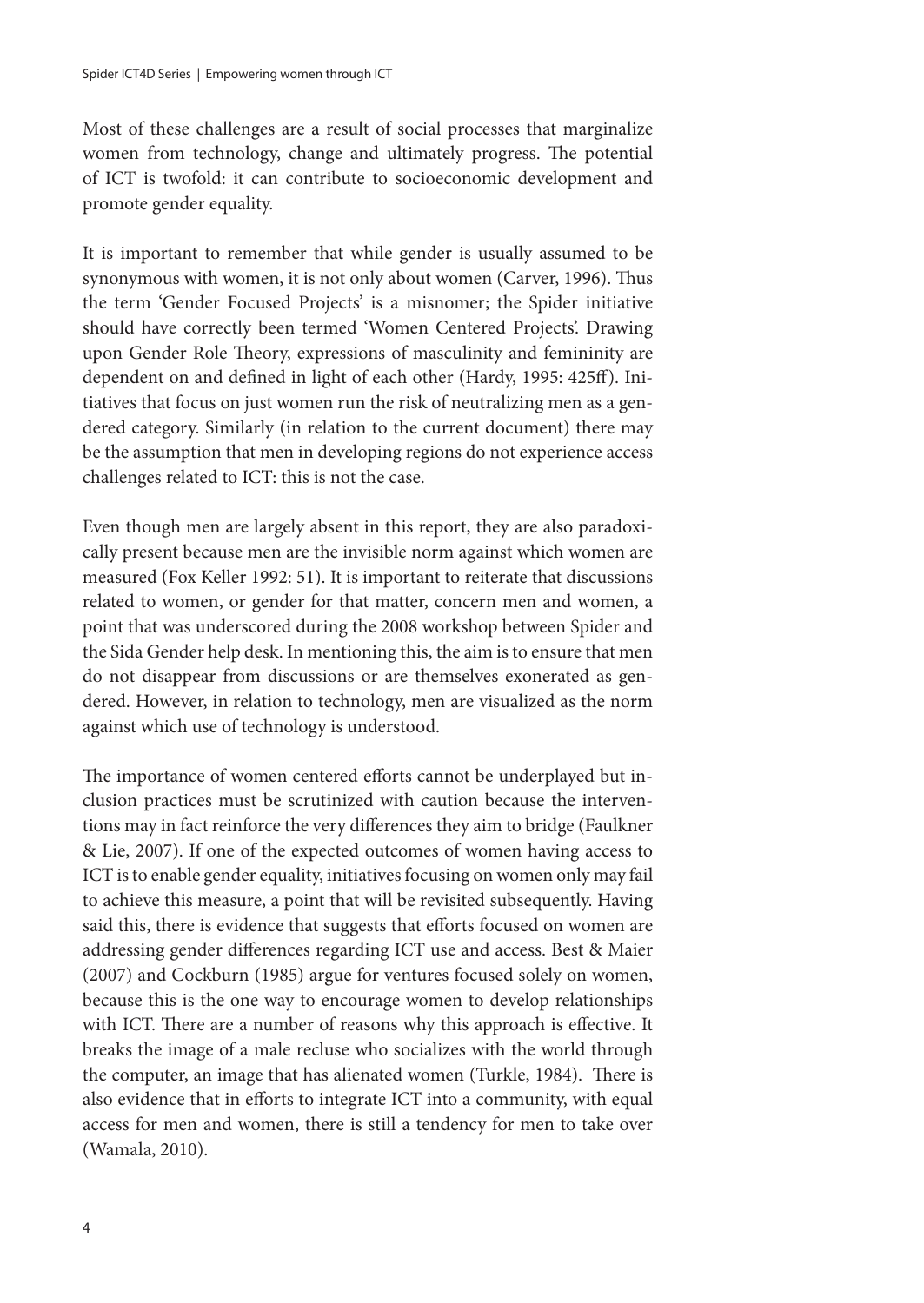Most of these challenges are a result of social processes that marginalize women from technology, change and ultimately progress. The potential of ICT is twofold: it can contribute to socioeconomic development and promote gender equality.

It is important to remember that while gender is usually assumed to be synonymous with women, it is not only about women (Carver, 1996). Thus the term 'Gender Focused Projects' is a misnomer; the Spider initiative should have correctly been termed 'Women Centered Projects'. Drawing upon Gender Role Theory, expressions of masculinity and femininity are dependent on and defined in light of each other (Hardy, 1995: 425ff). Initiatives that focus on just women run the risk of neutralizing men as a gendered category. Similarly (in relation to the current document) there may be the assumption that men in developing regions do not experience access challenges related to ICT: this is not the case.

Even though men are largely absent in this report, they are also paradoxically present because men are the invisible norm against which women are measured (Fox Keller 1992: 51). It is important to reiterate that discussions related to women, or gender for that matter, concern men and women, a point that was underscored during the 2008 workshop between Spider and the Sida Gender help desk. In mentioning this, the aim is to ensure that men do not disappear from discussions or are themselves exonerated as gendered. However, in relation to technology, men are visualized as the norm against which use of technology is understood.

The importance of women centered efforts cannot be underplayed but inclusion practices must be scrutinized with caution because the interventions may in fact reinforce the very differences they aim to bridge (Faulkner & Lie, 2007). If one of the expected outcomes of women having access to ICT is to enable gender equality, initiatives focusing on women only may fail to achieve this measure, a point that will be revisited subsequently. Having said this, there is evidence that suggests that efforts focused on women are addressing gender differences regarding ICT use and access. Best & Maier (2007) and Cockburn (1985) argue for ventures focused solely on women, because this is the one way to encourage women to develop relationships with ICT. There are a number of reasons why this approach is effective. It breaks the image of a male recluse who socializes with the world through the computer, an image that has alienated women (Turkle, 1984). There is also evidence that in efforts to integrate ICT into a community, with equal access for men and women, there is still a tendency for men to take over (Wamala, 2010).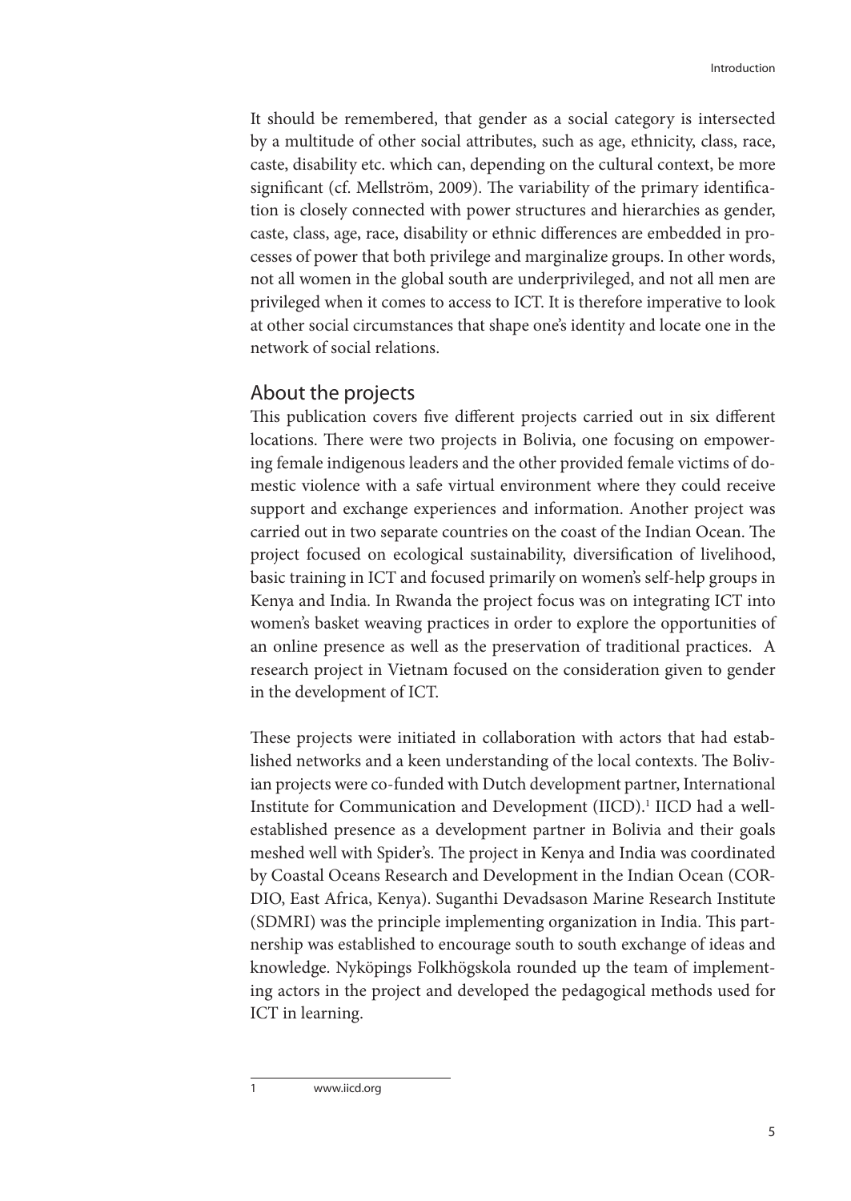It should be remembered, that gender as a social category is intersected by a multitude of other social attributes, such as age, ethnicity, class, race, caste, disability etc. which can, depending on the cultural context, be more significant (cf. Mellström, 2009). The variability of the primary identification is closely connected with power structures and hierarchies as gender, caste, class, age, race, disability or ethnic differences are embedded in processes of power that both privilege and marginalize groups. In other words, not all women in the global south are underprivileged, and not all men are privileged when it comes to access to ICT. It is therefore imperative to look at other social circumstances that shape one's identity and locate one in the network of social relations.

## About the projects

This publication covers five different projects carried out in six different locations. There were two projects in Bolivia, one focusing on empowering female indigenous leaders and the other provided female victims of domestic violence with a safe virtual environment where they could receive support and exchange experiences and information. Another project was carried out in two separate countries on the coast of the Indian Ocean. The project focused on ecological sustainability, diversification of livelihood, basic training in ICT and focused primarily on women's self-help groups in Kenya and India. In Rwanda the project focus was on integrating ICT into women's basket weaving practices in order to explore the opportunities of an online presence as well as the preservation of traditional practices. A research project in Vietnam focused on the consideration given to gender in the development of ICT.

These projects were initiated in collaboration with actors that had established networks and a keen understanding of the local contexts. The Bolivian projects were co-funded with Dutch development partner, International Institute for Communication and Development (IICD).[1] IICD had a well-established presence as a development partner in Bolivia and their goals meshed well with Spider's. The project in Kenya and India was coordinated by Coastal Oceans Research and Development in the Indian Ocean (CORDIO, East Africa, Kenya). Suganthi Devadsason Marine Research Institute (SDMRI) was the principle implementing organization in India. This partnership was established to encourage south to south exchange of ideas and knowledge. Nyköpings Folkhögskola rounded up the team of implementing actors in the project and developed the pedagogical methods used for ICT in learning.

---

1 www.iicd.org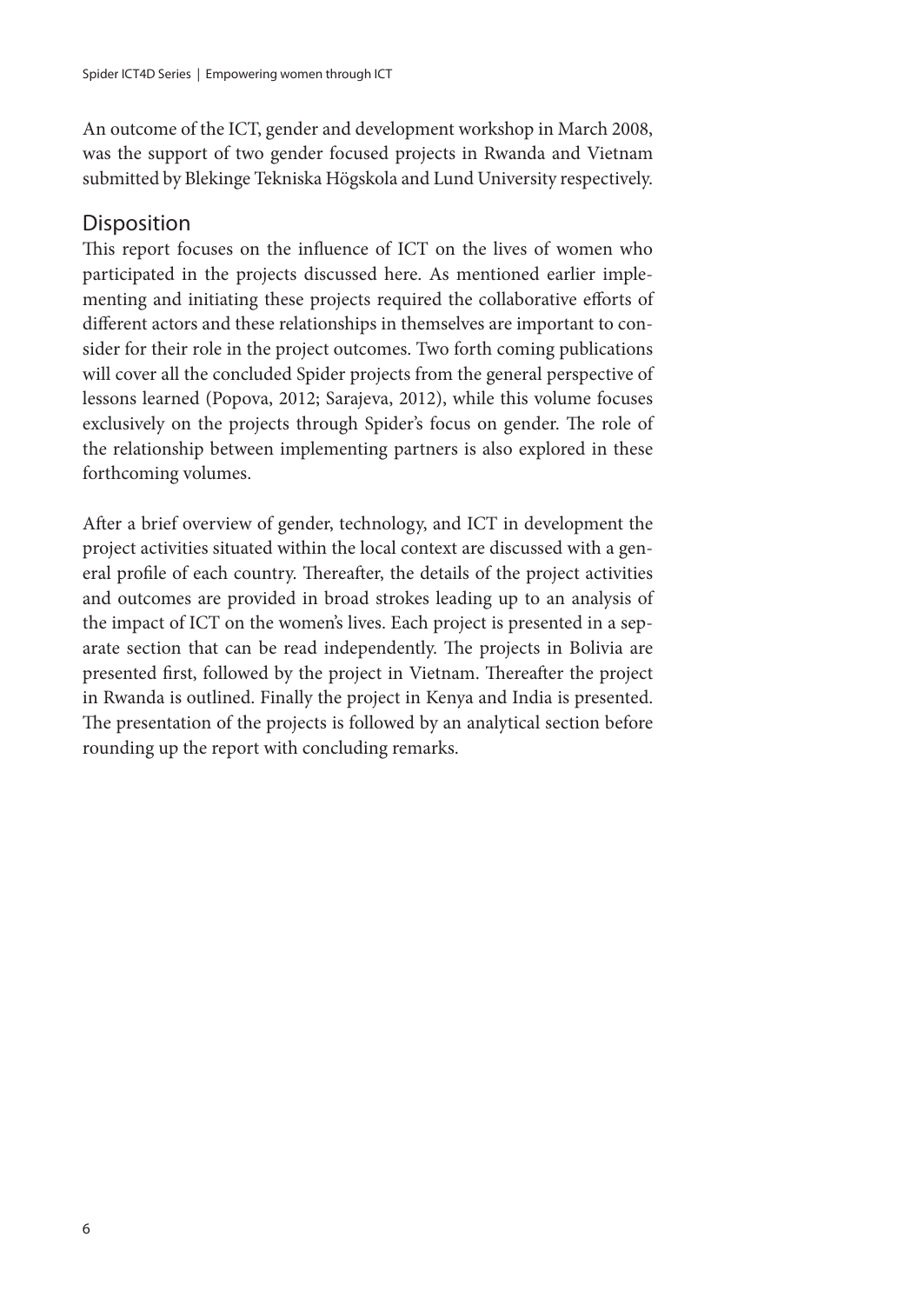An outcome of the ICT, gender and development workshop in March 2008, was the support of two gender focused projects in Rwanda and Vietnam submitted by Blekinge Tekniska Högskola and Lund University respectively.

## Disposition

This report focuses on the influence of ICT on the lives of women who participated in the projects discussed here. As mentioned earlier implementing and initiating these projects required the collaborative efforts of different actors and these relationships in themselves are important to consider for their role in the project outcomes. Two forth coming publications will cover all the concluded Spider projects from the general perspective of lessons learned (Popova, 2012; Sarajeva, 2012), while this volume focuses exclusively on the projects through Spider's focus on gender. The role of the relationship between implementing partners is also explored in these forthcoming volumes.

After a brief overview of gender, technology, and ICT in development the project activities situated within the local context are discussed with a general profile of each country. Thereafter, the details of the project activities and outcomes are provided in broad strokes leading up to an analysis of the impact of ICT on the women's lives. Each project is presented in a separate section that can be read independently. The projects in Bolivia are presented first, followed by the project in Vietnam. Thereafter the project in Rwanda is outlined. Finally the project in Kenya and India is presented. The presentation of the projects is followed by an analytical section before rounding up the report with concluding remarks.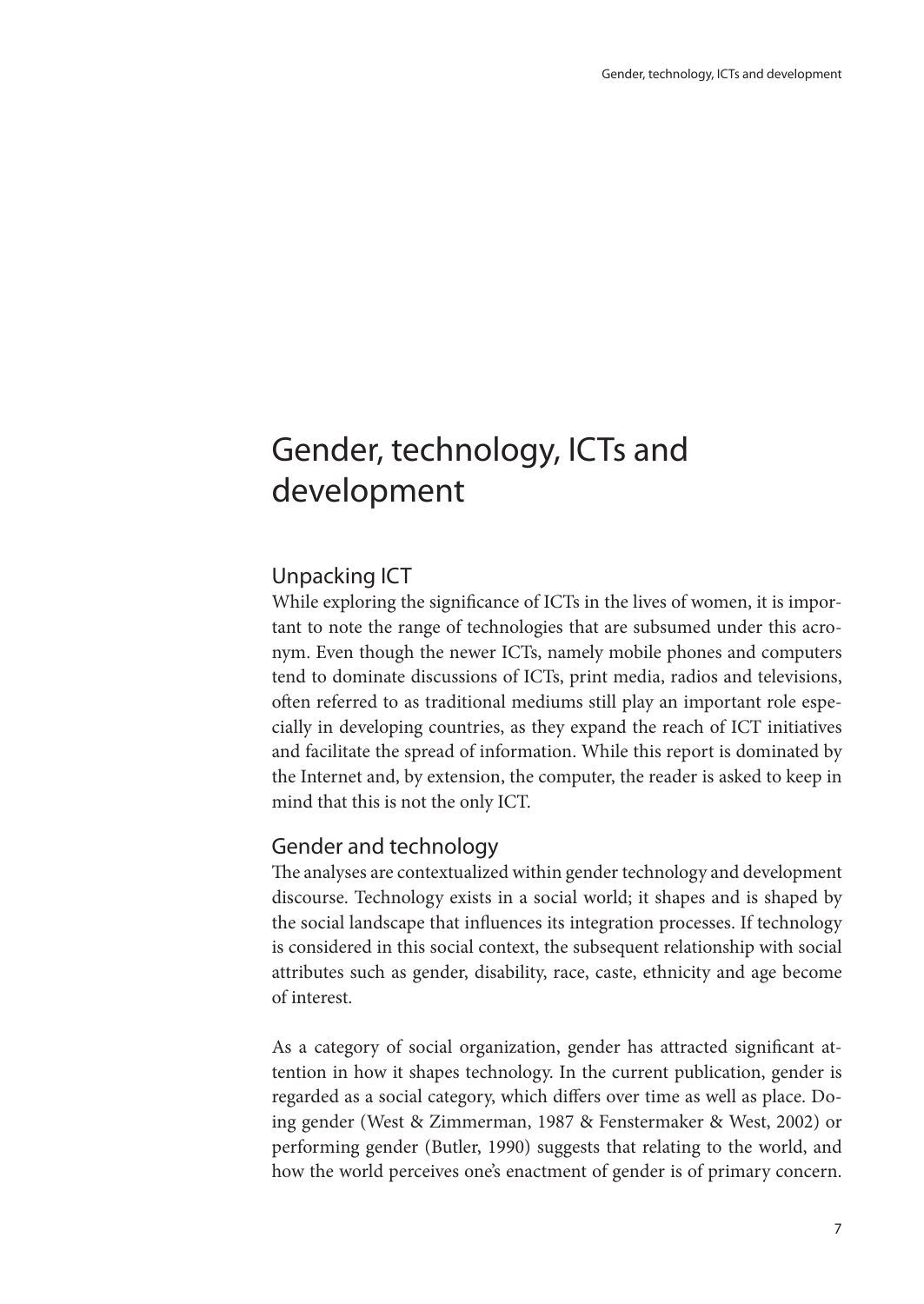# Gender, technology, ICTs and development

## Unpacking ICT

While exploring the significance of ICTs in the lives of women, it is important to note the range of technologies that are subsumed under this acronym. Even though the newer ICTs, namely mobile phones and computers tend to dominate discussions of ICTs, print media, radios and televisions, often referred to as traditional mediums still play an important role especially in developing countries, as they expand the reach of ICT initiatives and facilitate the spread of information. While this report is dominated by the Internet and, by extension, the computer, the reader is asked to keep in mind that this is not the only ICT.

## Gender and technology

The analyses are contextualized within gender technology and development discourse. Technology exists in a social world; it shapes and is shaped by the social landscape that influences its integration processes. If technology is considered in this social context, the subsequent relationship with social attributes such as gender, disability, race, caste, ethnicity and age become of interest.

As a category of social organization, gender has attracted significant attention in how it shapes technology. In the current publication, gender is regarded as a social category, which differs over time as well as place. Doing gender (West & Zimmerman, 1987 & Fenstermaker & West, 2002) or performing gender (Butler, 1990) suggests that relating to the world, and how the world perceives one's enactment of gender is of primary concern.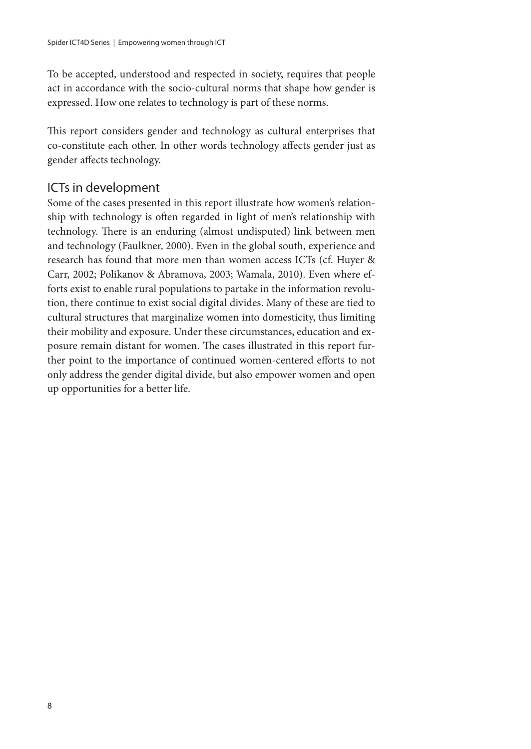To be accepted, understood and respected in society, requires that people act in accordance with the socio-cultural norms that shape how gender is expressed. How one relates to technology is part of these norms.

This report considers gender and technology as cultural enterprises that co-constitute each other. In other words technology affects gender just as gender affects technology.

## ICTs in development

Some of the cases presented in this report illustrate how women's relationship with technology is often regarded in light of men's relationship with technology. There is an enduring (almost undisputed) link between men and technology (Faulkner, 2000). Even in the global south, experience and research has found that more men than women access ICTs (cf. Huyer & Carr, 2002; Polikanov & Abramova, 2003; Wamala, 2010). Even where efforts exist to enable rural populations to partake in the information revolution, there continue to exist social digital divides. Many of these are tied to cultural structures that marginalize women into domesticity, thus limiting their mobility and exposure. Under these circumstances, education and exposure remain distant for women. The cases illustrated in this report further point to the importance of continued women-centered efforts to not only address the gender digital divide, but also empower women and open up opportunities for a better life.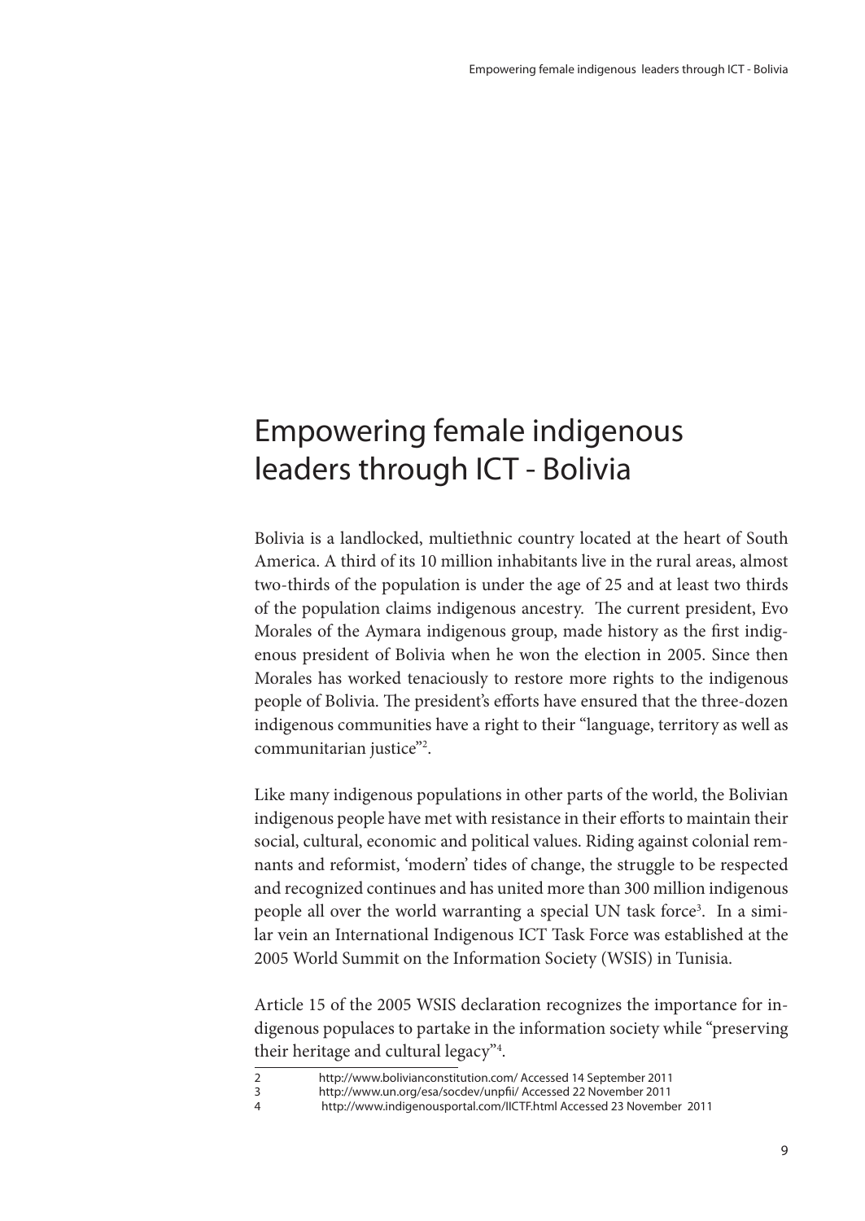# Empowering female indigenous leaders through ICT - Bolivia

Bolivia is a landlocked, multiethnic country located at the heart of South America. A third of its 10 million inhabitants live in the rural areas, almost two-thirds of the population is under the age of 25 and at least two thirds of the population claims indigenous ancestry. The current president, Evo Morales of the Aymara indigenous group, made history as the first indigenous president of Bolivia when he won the election in 2005. Since then Morales has worked tenaciously to restore more rights to the indigenous people of Bolivia. The president's efforts have ensured that the three-dozen indigenous communities have a right to their "language, territory as well as communitarian justice"[2].

Like many indigenous populations in other parts of the world, the Bolivian indigenous people have met with resistance in their efforts to maintain their social, cultural, economic and political values. Riding against colonial remnants and reformist, 'modern' tides of change, the struggle to be respected and recognized continues and has united more than 300 million indigenous people all over the world warranting a special UN task force[3]. In a similar vein an International Indigenous ICT Task Force was established at the 2005 World Summit on the Information Society (WSIS) in Tunisia.

Article 15 of the 2005 WSIS declaration recognizes the importance for indigenous populaces to partake in the information society while "preserving their heritage and cultural legacy"[4].

---

2 http://www.bolivianconstitution.com/ Accessed 14 September 2011

3 http://www.un.org/esa/socdev/unpfii/ Accessed 22 November 2011

4 http://www.indigenousportal.com/IICTF.html Accessed 23 November 2011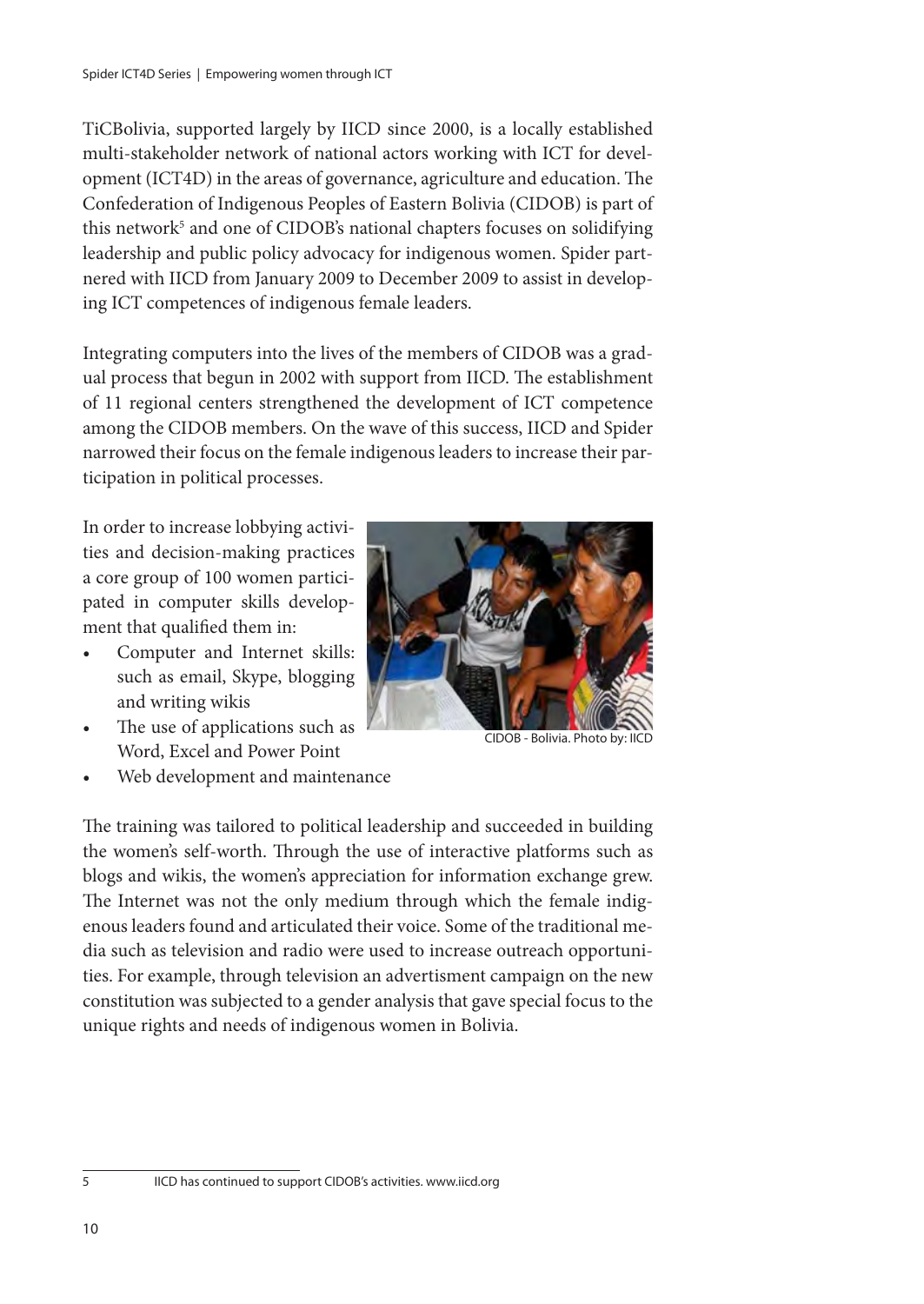TiCBolivia, supported largely by IICD since 2000, is a locally established multi-stakeholder network of national actors working with ICT for development (ICT4D) in the areas of governance, agriculture and education. The Confederation of Indigenous Peoples of Eastern Bolivia (CIDOB) is part of this network[5] and one of CIDOB's national chapters focuses on solidifying leadership and public policy advocacy for indigenous women. Spider partnered with IICD from January 2009 to December 2009 to assist in developing ICT competences of indigenous female leaders.

Integrating computers into the lives of the members of CIDOB was a gradual process that begun in 2002 with support from IICD. The establishment of 11 regional centers strengthened the development of ICT competence among the CIDOB members. On the wave of this success, IICD and Spider narrowed their focus on the female indigenous leaders to increase their participation in political processes.

In order to increase lobbying activities and decision-making practices a core group of 100 women participated in computer skills development that qualified them in:

- Computer and Internet skills: such as email, Skype, blogging and writing wikis
- The use of applications such as Word, Excel and Power Point
- Web development and maintenance

CIDOB - Bolivia. Photo by: IICD

The training was tailored to political leadership and succeeded in building the women's self-worth. Through the use of interactive platforms such as blogs and wikis, the women's appreciation for information exchange grew. The Internet was not the only medium through which the female indigenous leaders found and articulated their voice. Some of the traditional media such as television and radio were used to increase outreach opportunities. For example, through television an advertisment campaign on the new constitution was subjected to a gender analysis that gave special focus to the unique rights and needs of indigenous women in Bolivia.

---

5 IICD has continued to support CIDOB's activities. www.iicd.org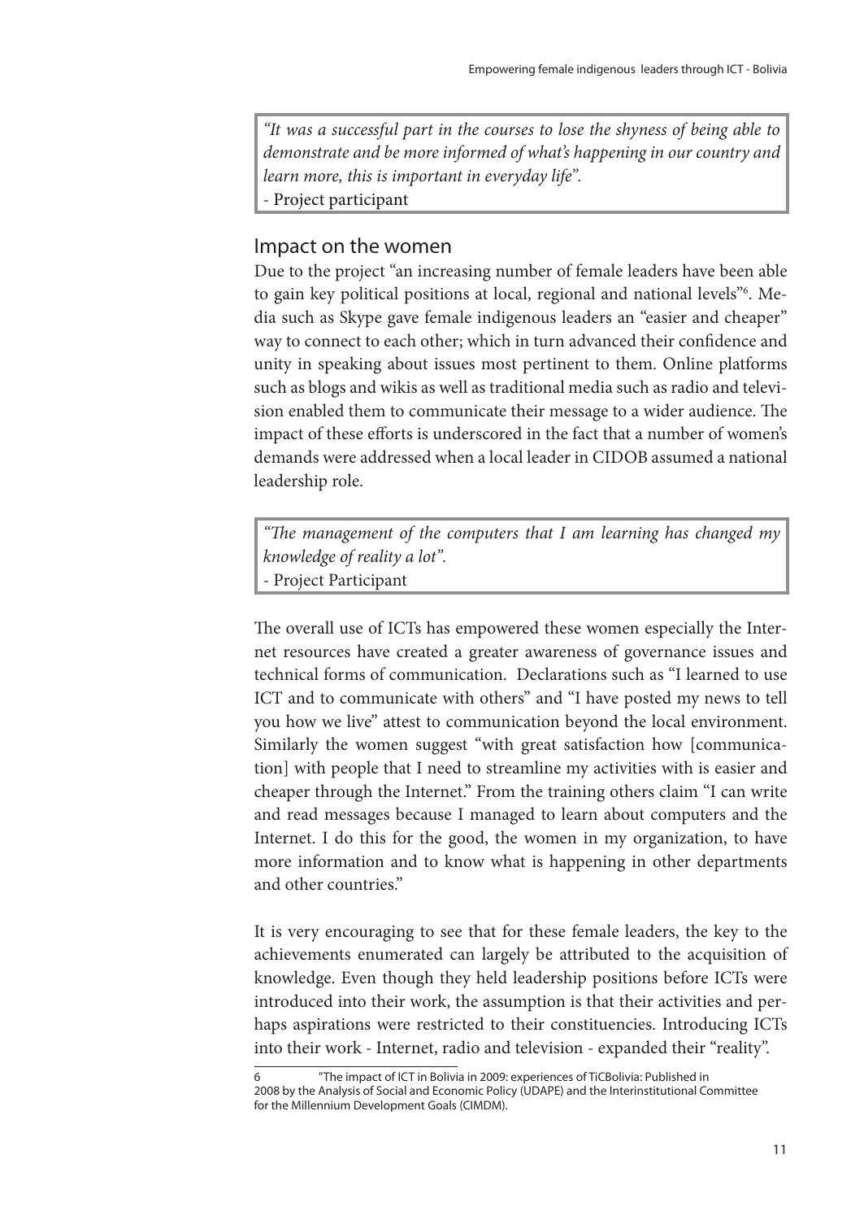> *"It was a successful part in the courses to lose the shyness of being able to demonstrate and be more informed of what's happening in our country and learn more, this is important in everyday life".*
> - Project participant

## Impact on the women

Due to the project "an increasing number of female leaders have been able to gain key political positions at local, regional and national levels"[6]. Media such as Skype gave female indigenous leaders an "easier and cheaper" way to connect to each other; which in turn advanced their confidence and unity in speaking about issues most pertinent to them. Online platforms such as blogs and wikis as well as traditional media such as radio and television enabled them to communicate their message to a wider audience. The impact of these efforts is underscored in the fact that a number of women's demands were addressed when a local leader in CIDOB assumed a national leadership role.

> *"The management of the computers that I am learning has changed my knowledge of reality a lot".*
> - Project Participant

The overall use of ICTs has empowered these women especially the Internet resources have created a greater awareness of governance issues and technical forms of communication. Declarations such as "I learned to use ICT and to communicate with others" and "I have posted my news to tell you how we live" attest to communication beyond the local environment. Similarly the women suggest "with great satisfaction how [communication] with people that I need to streamline my activities with is easier and cheaper through the Internet." From the training others claim "I can write and read messages because I managed to learn about computers and the Internet. I do this for the good, the women in my organization, to have more information and to know what is happening in other departments and other countries."

It is very encouraging to see that for these female leaders, the key to the achievements enumerated can largely be attributed to the acquisition of knowledge. Even though they held leadership positions before ICTs were introduced into their work, the assumption is that their activities and perhaps aspirations were restricted to their constituencies. Introducing ICTs into their work - Internet, radio and television - expanded their "reality".

---

6 "The impact of ICT in Bolivia in 2009: experiences of TiCBolivia: Published in 2008 by the Analysis of Social and Economic Policy (UDAPE) and the Interinstitutional Committee for the Millennium Development Goals (CIMDM).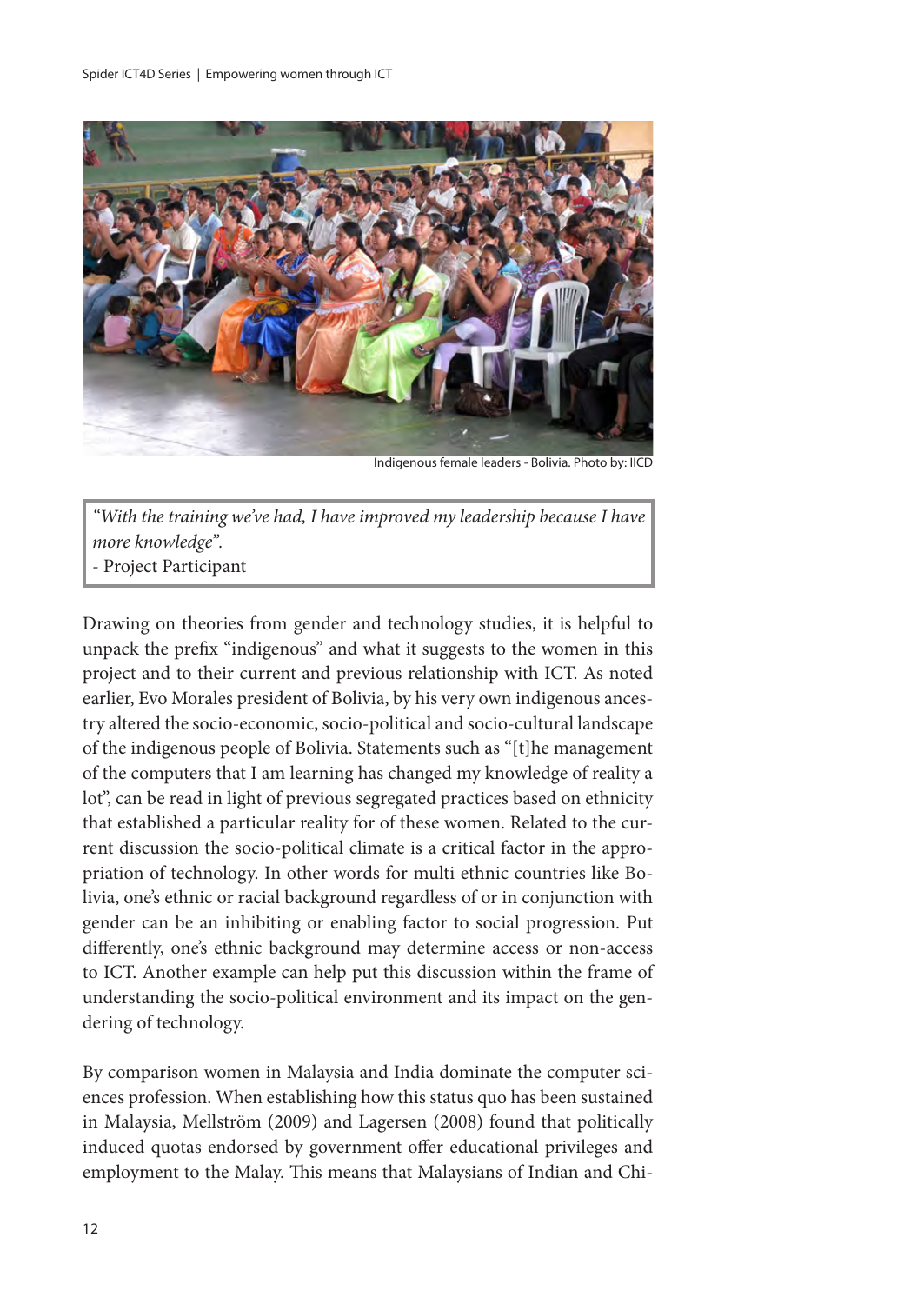Indigenous female leaders - Bolivia. Photo by: IICD

> *"With the training we've had, I have improved my leadership because I have more knowledge".*
> - Project Participant

Drawing on theories from gender and technology studies, it is helpful to unpack the prefix "indigenous" and what it suggests to the women in this project and to their current and previous relationship with ICT. As noted earlier, Evo Morales president of Bolivia, by his very own indigenous ancestry altered the socio-economic, socio-political and socio-cultural landscape of the indigenous people of Bolivia. Statements such as "[t]he management of the computers that I am learning has changed my knowledge of reality a lot", can be read in light of previous segregated practices based on ethnicity that established a particular reality for of these women. Related to the current discussion the socio-political climate is a critical factor in the appropriation of technology. In other words for multi ethnic countries like Bolivia, one's ethnic or racial background regardless of or in conjunction with gender can be an inhibiting or enabling factor to social progression. Put differently, one's ethnic background may determine access or non-access to ICT. Another example can help put this discussion within the frame of understanding the socio-political environment and its impact on the gendering of technology.

By comparison women in Malaysia and India dominate the computer sciences profession. When establishing how this status quo has been sustained in Malaysia, Mellström (2009) and Lagersen (2008) found that politically induced quotas endorsed by government offer educational privileges and employment to the Malay. This means that Malaysians of Indian and Chi-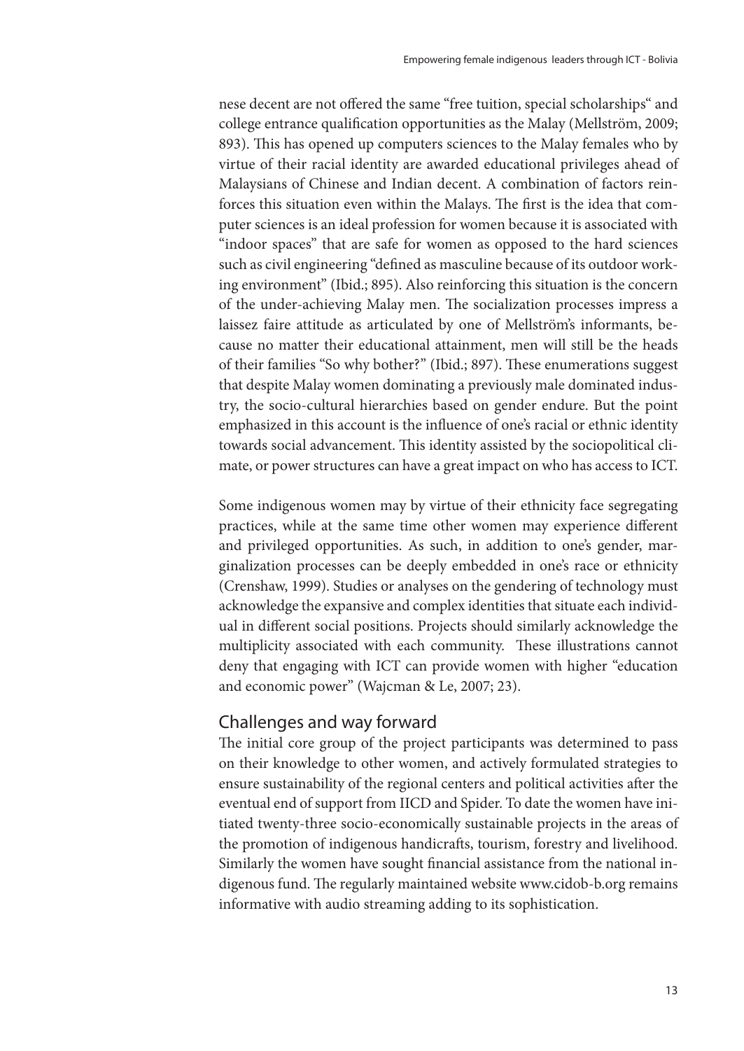nese decent are not offered the same "free tuition, special scholarships" and college entrance qualification opportunities as the Malay (Mellström, 2009; 893). This has opened up computers sciences to the Malay females who by virtue of their racial identity are awarded educational privileges ahead of Malaysians of Chinese and Indian decent. A combination of factors reinforces this situation even within the Malays. The first is the idea that computer sciences is an ideal profession for women because it is associated with "indoor spaces" that are safe for women as opposed to the hard sciences such as civil engineering "defined as masculine because of its outdoor working environment" (Ibid.; 895). Also reinforcing this situation is the concern of the under-achieving Malay men. The socialization processes impress a laissez faire attitude as articulated by one of Mellström's informants, because no matter their educational attainment, men will still be the heads of their families "So why bother?" (Ibid.; 897). These enumerations suggest that despite Malay women dominating a previously male dominated industry, the socio-cultural hierarchies based on gender endure. But the point emphasized in this account is the influence of one's racial or ethnic identity towards social advancement. This identity assisted by the sociopolitical climate, or power structures can have a great impact on who has access to ICT.

Some indigenous women may by virtue of their ethnicity face segregating practices, while at the same time other women may experience different and privileged opportunities. As such, in addition to one's gender, marginalization processes can be deeply embedded in one's race or ethnicity (Crenshaw, 1999). Studies or analyses on the gendering of technology must acknowledge the expansive and complex identities that situate each individual in different social positions. Projects should similarly acknowledge the multiplicity associated with each community. These illustrations cannot deny that engaging with ICT can provide women with higher "education and economic power" (Wajcman & Le, 2007; 23).

## Challenges and way forward

The initial core group of the project participants was determined to pass on their knowledge to other women, and actively formulated strategies to ensure sustainability of the regional centers and political activities after the eventual end of support from IICD and Spider. To date the women have initiated twenty-three socio-economically sustainable projects in the areas of the promotion of indigenous handicrafts, tourism, forestry and livelihood. Similarly the women have sought financial assistance from the national indigenous fund. The regularly maintained website www.cidob-b.org remains informative with audio streaming adding to its sophistication.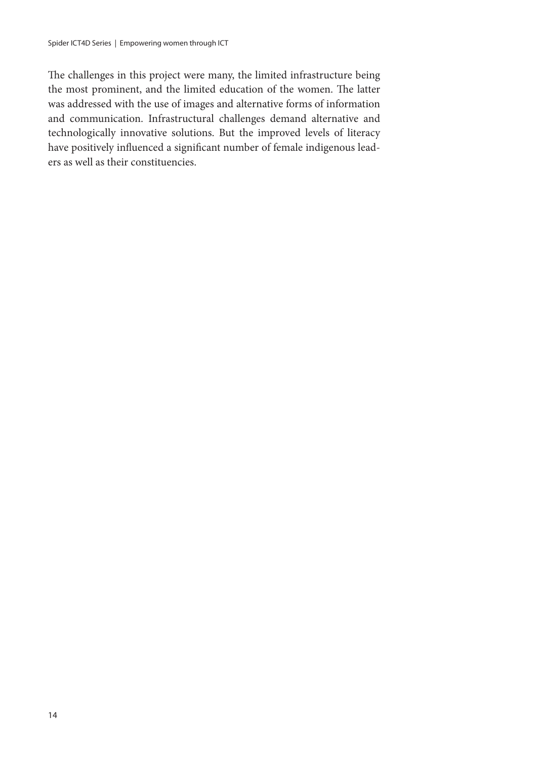The challenges in this project were many, the limited infrastructure being the most prominent, and the limited education of the women. The latter was addressed with the use of images and alternative forms of information and communication. Infrastructural challenges demand alternative and technologically innovative solutions. But the improved levels of literacy have positively influenced a significant number of female indigenous leaders as well as their constituencies.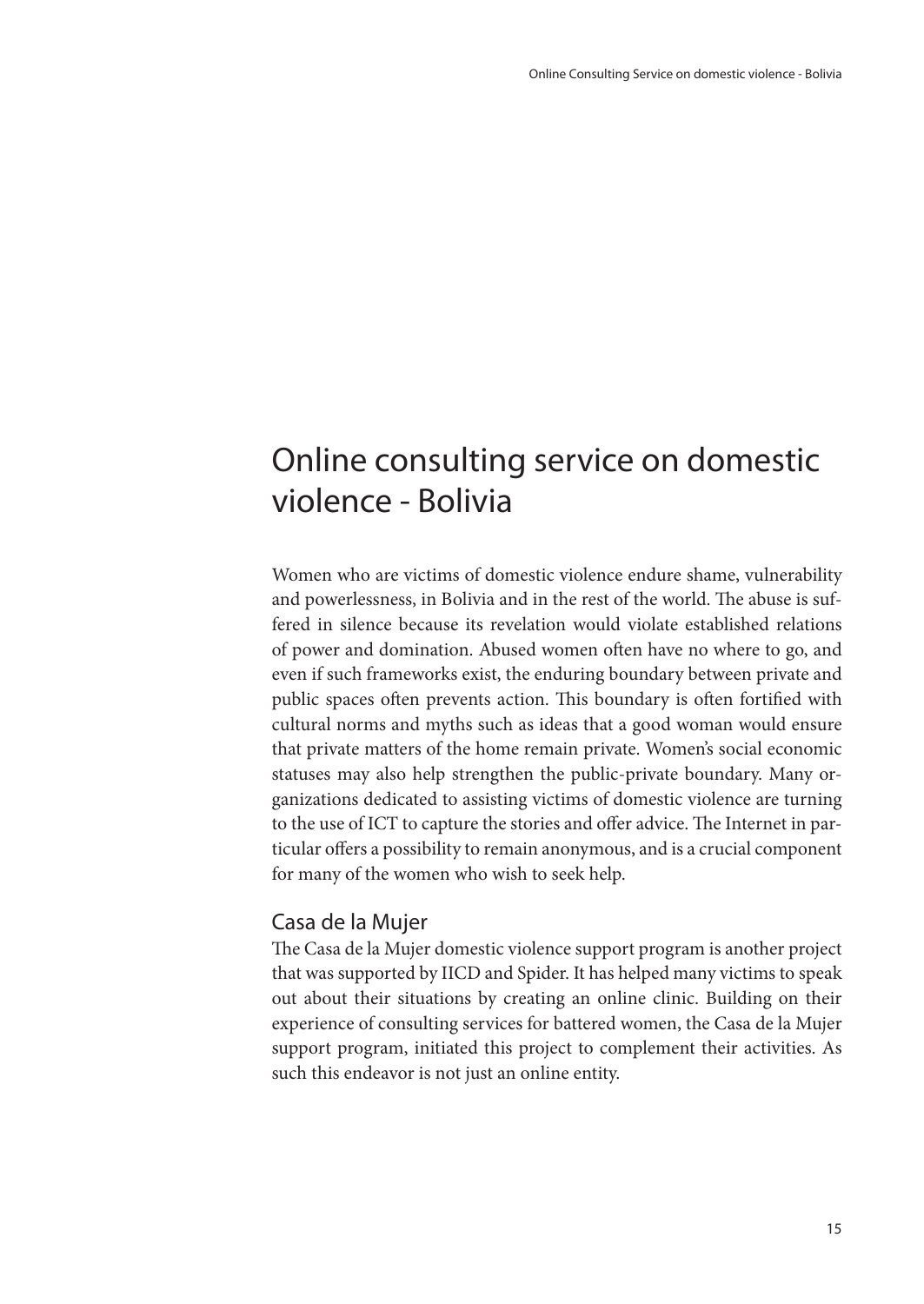# Online consulting service on domestic violence - Bolivia

Women who are victims of domestic violence endure shame, vulnerability and powerlessness, in Bolivia and in the rest of the world. The abuse is suffered in silence because its revelation would violate established relations of power and domination. Abused women often have no where to go, and even if such frameworks exist, the enduring boundary between private and public spaces often prevents action. This boundary is often fortified with cultural norms and myths such as ideas that a good woman would ensure that private matters of the home remain private. Women's social economic statuses may also help strengthen the public-private boundary. Many organizations dedicated to assisting victims of domestic violence are turning to the use of ICT to capture the stories and offer advice. The Internet in particular offers a possibility to remain anonymous, and is a crucial component for many of the women who wish to seek help.

## Casa de la Mujer

The Casa de la Mujer domestic violence support program is another project that was supported by IICD and Spider. It has helped many victims to speak out about their situations by creating an online clinic. Building on their experience of consulting services for battered women, the Casa de la Mujer support program, initiated this project to complement their activities. As such this endeavor is not just an online entity.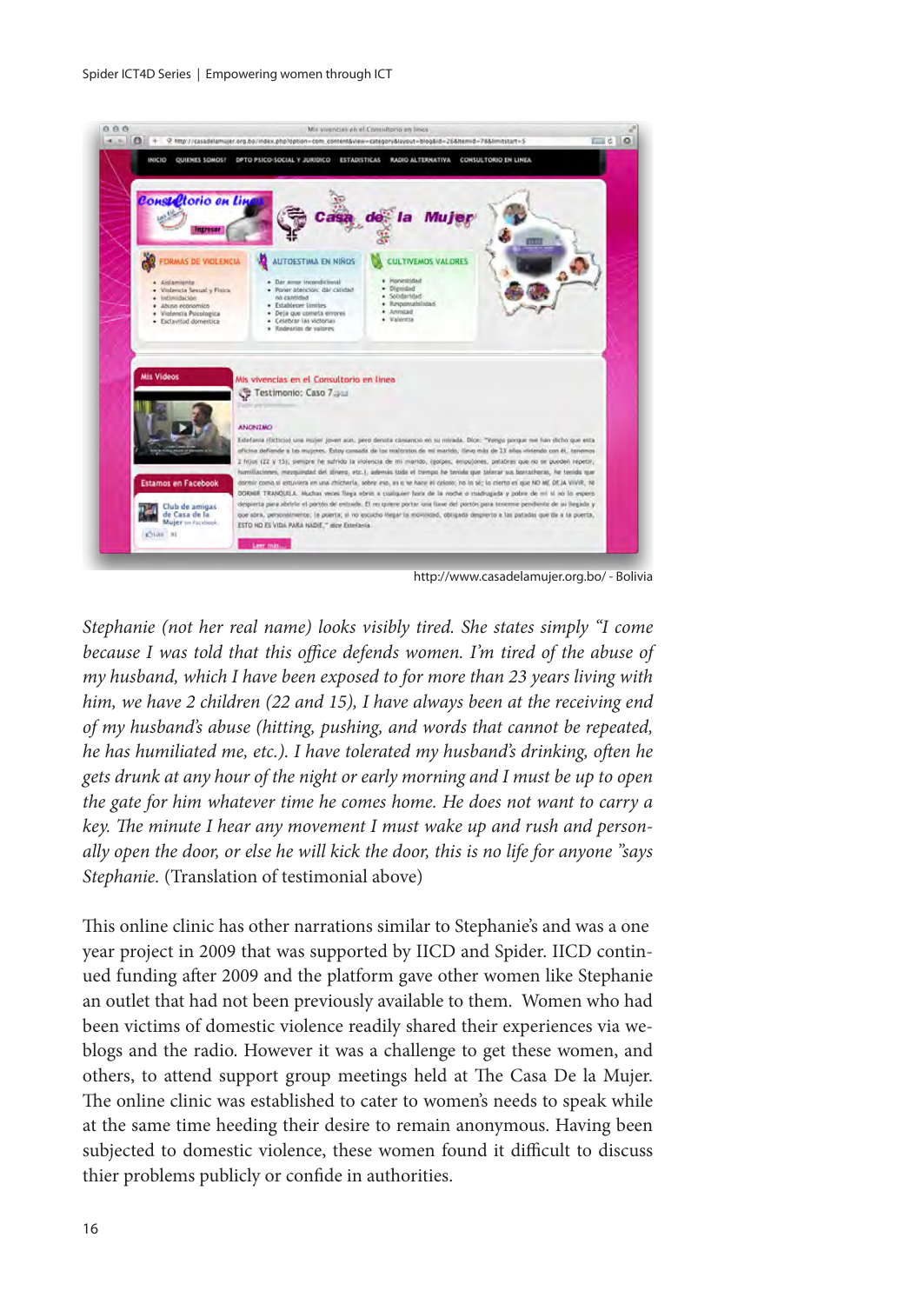http://www.casadelamujer.org.bo/ - Bolivia

*Stephanie (not her real name) looks visibly tired. She states simply "I come because I was told that this office defends women. I'm tired of the abuse of my husband, which I have been exposed to for more than 23 years living with him, we have 2 children (22 and 15), I have always been at the receiving end of my husband's abuse (hitting, pushing, and words that cannot be repeated, he has humiliated me, etc.). I have tolerated my husband's drinking, often he gets drunk at any hour of the night or early morning and I must be up to open the gate for him whatever time he comes home. He does not want to carry a key. The minute I hear any movement I must wake up and rush and personally open the door, or else he will kick the door, this is no life for anyone "says Stephanie.* (Translation of testimonial above)

This online clinic has other narrations similar to Stephanie's and was a one year project in 2009 that was supported by IICD and Spider. IICD continued funding after 2009 and the platform gave other women like Stephanie an outlet that had not been previously available to them. Women who had been victims of domestic violence readily shared their experiences via weblogs and the radio. However it was a challenge to get these women, and others, to attend support group meetings held at The Casa De la Mujer. The online clinic was established to cater to women's needs to speak while at the same time heeding their desire to remain anonymous. Having been subjected to domestic violence, these women found it difficult to discuss thier problems publicly or confide in authorities.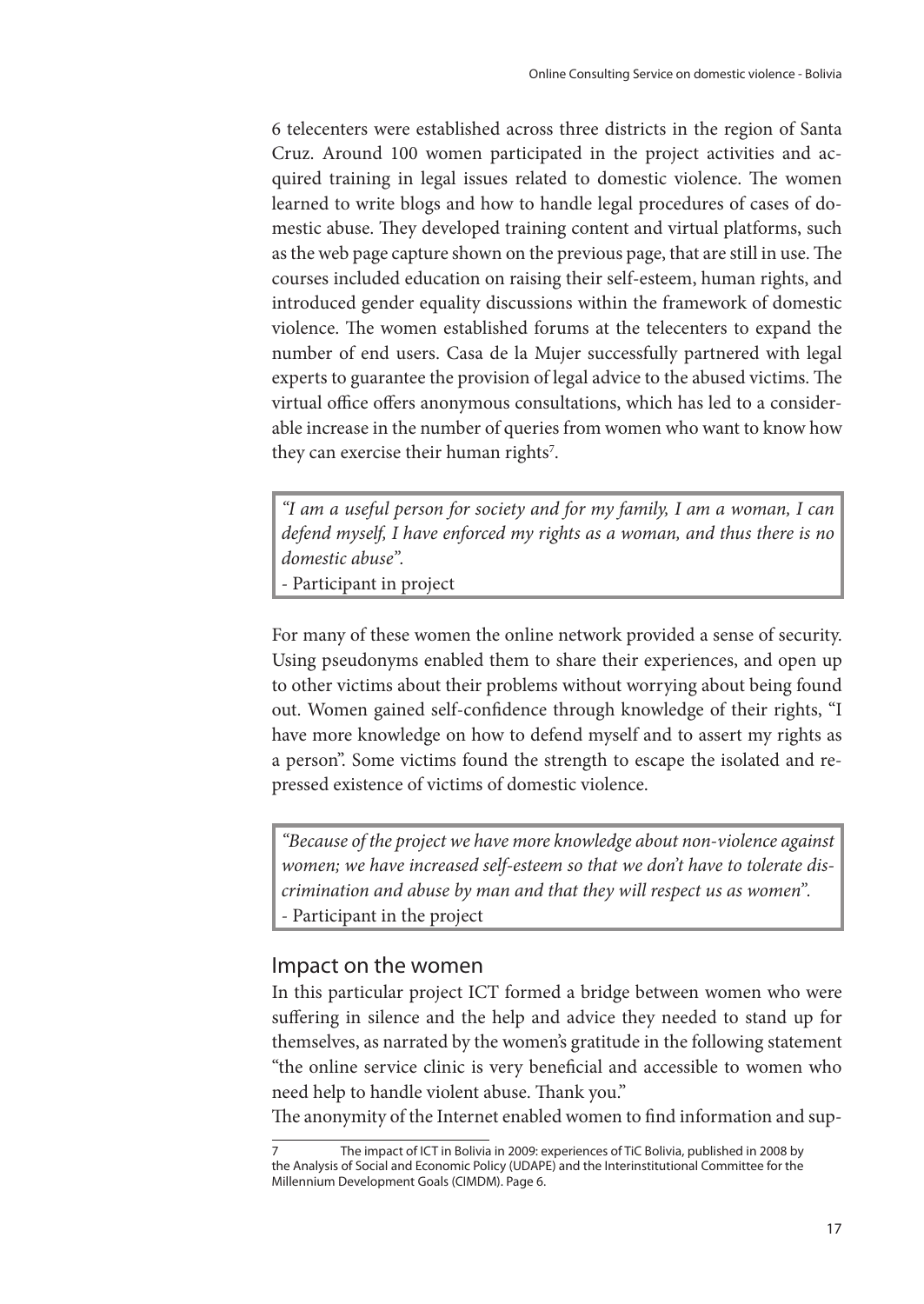6 telecenters were established across three districts in the region of Santa Cruz. Around 100 women participated in the project activities and acquired training in legal issues related to domestic violence. The women learned to write blogs and how to handle legal procedures of cases of domestic abuse. They developed training content and virtual platforms, such as the web page capture shown on the previous page, that are still in use. The courses included education on raising their self-esteem, human rights, and introduced gender equality discussions within the framework of domestic violence. The women established forums at the telecenters to expand the number of end users. Casa de la Mujer successfully partnered with legal experts to guarantee the provision of legal advice to the abused victims. The virtual office offers anonymous consultations, which has led to a considerable increase in the number of queries from women who want to know how they can exercise their human rights[7].

> *"I am a useful person for society and for my family, I am a woman, I can defend myself, I have enforced my rights as a woman, and thus there is no domestic abuse".*
>
> \- Participant in project

For many of these women the online network provided a sense of security. Using pseudonyms enabled them to share their experiences, and open up to other victims about their problems without worrying about being found out. Women gained self-confidence through knowledge of their rights, "I have more knowledge on how to defend myself and to assert my rights as a person". Some victims found the strength to escape the isolated and repressed existence of victims of domestic violence.

> *"Because of the project we have more knowledge about non-violence against women; we have increased self-esteem so that we don't have to tolerate discrimination and abuse by man and that they will respect us as women".*
>
> \- Participant in the project

## Impact on the women

In this particular project ICT formed a bridge between women who were suffering in silence and the help and advice they needed to stand up for themselves, as narrated by the women's gratitude in the following statement "the online service clinic is very beneficial and accessible to women who need help to handle violent abuse. Thank you."

The anonymity of the Internet enabled women to find information and sup-

---

7 The impact of ICT in Bolivia in 2009: experiences of TiC Bolivia, published in 2008 by the Analysis of Social and Economic Policy (UDAPE) and the Interinstitutional Committee for the Millennium Development Goals (CIMDM). Page 6.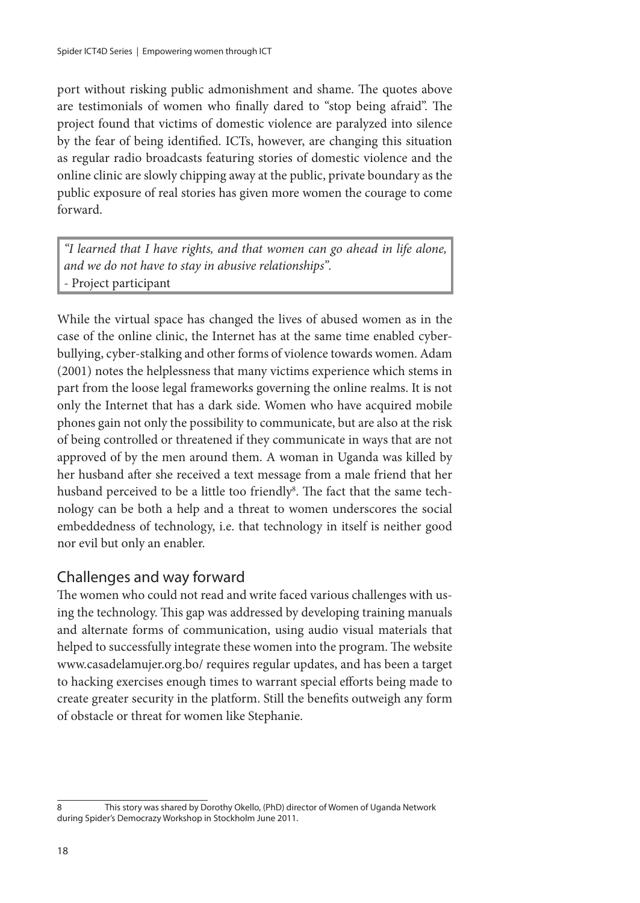port without risking public admonishment and shame. The quotes above are testimonials of women who finally dared to "stop being afraid". The project found that victims of domestic violence are paralyzed into silence by the fear of being identified. ICTs, however, are changing this situation as regular radio broadcasts featuring stories of domestic violence and the online clinic are slowly chipping away at the public, private boundary as the public exposure of real stories has given more women the courage to come forward.

> *"I learned that I have rights, and that women can go ahead in life alone, and we do not have to stay in abusive relationships".*
> - Project participant

While the virtual space has changed the lives of abused women as in the case of the online clinic, the Internet has at the same time enabled cyber-bullying, cyber-stalking and other forms of violence towards women. Adam (2001) notes the helplessness that many victims experience which stems in part from the loose legal frameworks governing the online realms. It is not only the Internet that has a dark side. Women who have acquired mobile phones gain not only the possibility to communicate, but are also at the risk of being controlled or threatened if they communicate in ways that are not approved of by the men around them. A woman in Uganda was killed by her husband after she received a text message from a male friend that her husband perceived to be a little too friendly[8]. The fact that the same technology can be both a help and a threat to women underscores the social embeddedness of technology, i.e. that technology in itself is neither good nor evil but only an enabler.

## Challenges and way forward

The women who could not read and write faced various challenges with using the technology. This gap was addressed by developing training manuals and alternate forms of communication, using audio visual materials that helped to successfully integrate these women into the program. The website www.casadelamujer.org.bo/ requires regular updates, and has been a target to hacking exercises enough times to warrant special efforts being made to create greater security in the platform. Still the benefits outweigh any form of obstacle or threat for women like Stephanie.

---

8 This story was shared by Dorothy Okello, (PhD) director of Women of Uganda Network during Spider's Democrazy Workshop in Stockholm June 2011.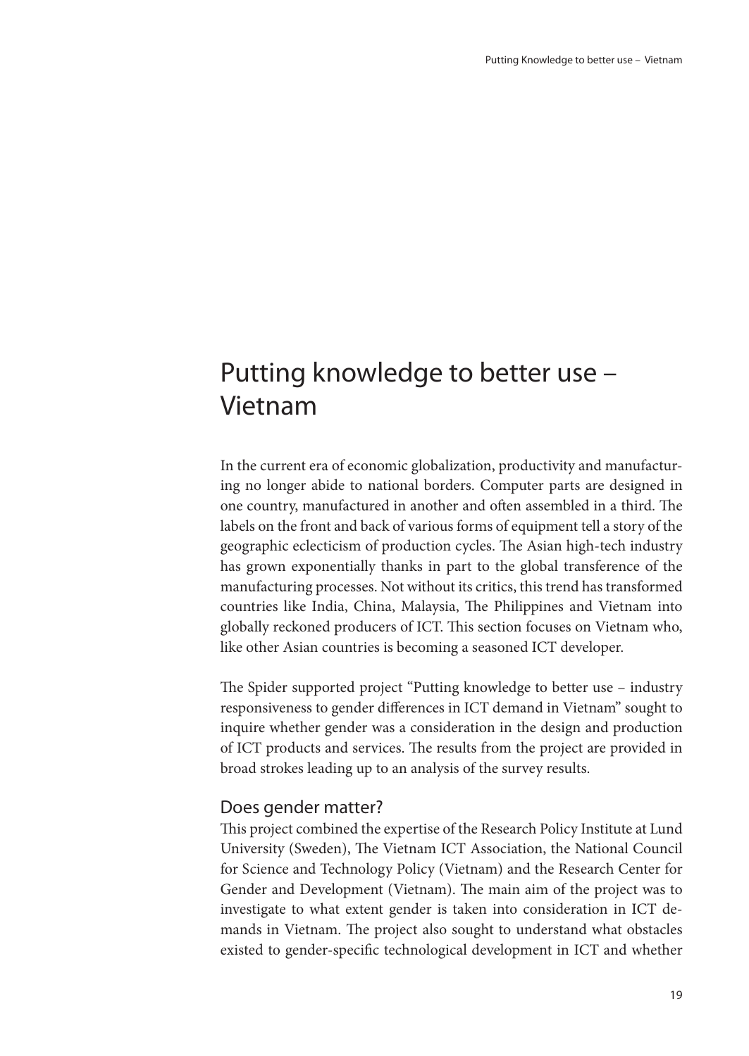# Putting knowledge to better use – Vietnam

In the current era of economic globalization, productivity and manufacturing no longer abide to national borders. Computer parts are designed in one country, manufactured in another and often assembled in a third. The labels on the front and back of various forms of equipment tell a story of the geographic eclecticism of production cycles. The Asian high-tech industry has grown exponentially thanks in part to the global transference of the manufacturing processes. Not without its critics, this trend has transformed countries like India, China, Malaysia, The Philippines and Vietnam into globally reckoned producers of ICT. This section focuses on Vietnam who, like other Asian countries is becoming a seasoned ICT developer.

The Spider supported project "Putting knowledge to better use – industry responsiveness to gender differences in ICT demand in Vietnam" sought to inquire whether gender was a consideration in the design and production of ICT products and services. The results from the project are provided in broad strokes leading up to an analysis of the survey results.

## Does gender matter?

This project combined the expertise of the Research Policy Institute at Lund University (Sweden), The Vietnam ICT Association, the National Council for Science and Technology Policy (Vietnam) and the Research Center for Gender and Development (Vietnam). The main aim of the project was to investigate to what extent gender is taken into consideration in ICT demands in Vietnam. The project also sought to understand what obstacles existed to gender-specific technological development in ICT and whether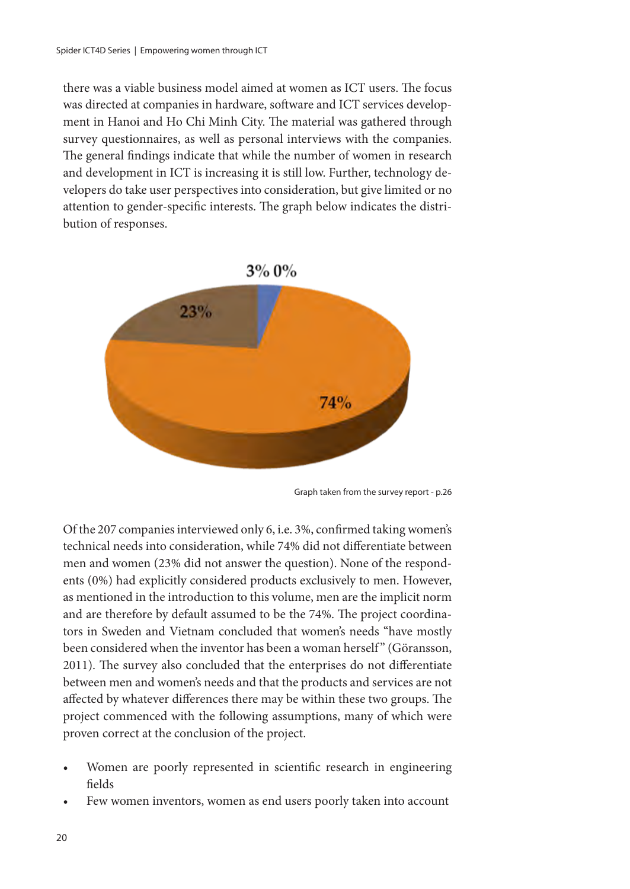there was a viable business model aimed at women as ICT users. The focus was directed at companies in hardware, software and ICT services development in Hanoi and Ho Chi Minh City. The material was gathered through survey questionnaires, as well as personal interviews with the companies. The general findings indicate that while the number of women in research and development in ICT is increasing it is still low. Further, technology developers do take user perspectives into consideration, but give limited or no attention to gender-specific interests. The graph below indicates the distribution of responses.

3% 0%

23%

74%

Graph taken from the survey report - p.26

Of the 207 companies interviewed only 6, i.e. 3%, confirmed taking women's technical needs into consideration, while 74% did not differentiate between men and women (23% did not answer the question). None of the respondents (0%) had explicitly considered products exclusively to men. However, as mentioned in the introduction to this volume, men are the implicit norm and are therefore by default assumed to be the 74%. The project coordinators in Sweden and Vietnam concluded that women's needs "have mostly been considered when the inventor has been a woman herself" (Göransson, 2011). The survey also concluded that the enterprises do not differentiate between men and women's needs and that the products and services are not affected by whatever differences there may be within these two groups. The project commenced with the following assumptions, many of which were proven correct at the conclusion of the project.

- Women are poorly represented in scientific research in engineering fields
- Few women inventors, women as end users poorly taken into account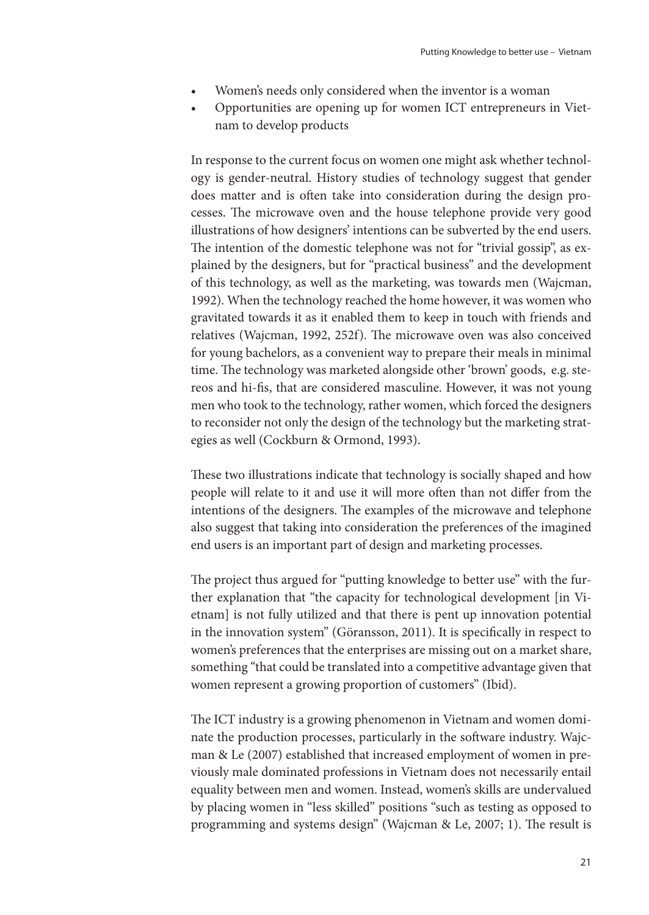- Women's needs only considered when the inventor is a woman
- Opportunities are opening up for women ICT entrepreneurs in Vietnam to develop products

In response to the current focus on women one might ask whether technology is gender-neutral. History studies of technology suggest that gender does matter and is often take into consideration during the design processes. The microwave oven and the house telephone provide very good illustrations of how designers' intentions can be subverted by the end users. The intention of the domestic telephone was not for "trivial gossip", as explained by the designers, but for "practical business" and the development of this technology, as well as the marketing, was towards men (Wajcman, 1992). When the technology reached the home however, it was women who gravitated towards it as it enabled them to keep in touch with friends and relatives (Wajcman, 1992, 252f). The microwave oven was also conceived for young bachelors, as a convenient way to prepare their meals in minimal time. The technology was marketed alongside other 'brown' goods, e.g. stereos and hi-fis, that are considered masculine. However, it was not young men who took to the technology, rather women, which forced the designers to reconsider not only the design of the technology but the marketing strategies as well (Cockburn & Ormond, 1993).

These two illustrations indicate that technology is socially shaped and how people will relate to it and use it will more often than not differ from the intentions of the designers. The examples of the microwave and telephone also suggest that taking into consideration the preferences of the imagined end users is an important part of design and marketing processes.

The project thus argued for "putting knowledge to better use" with the further explanation that "the capacity for technological development [in Vietnam] is not fully utilized and that there is pent up innovation potential in the innovation system" (Göransson, 2011). It is specifically in respect to women's preferences that the enterprises are missing out on a market share, something "that could be translated into a competitive advantage given that women represent a growing proportion of customers" (Ibid).

The ICT industry is a growing phenomenon in Vietnam and women dominate the production processes, particularly in the software industry. Wajcman & Le (2007) established that increased employment of women in previously male dominated professions in Vietnam does not necessarily entail equality between men and women. Instead, women's skills are undervalued by placing women in "less skilled" positions "such as testing as opposed to programming and systems design" (Wajcman & Le, 2007; 1). The result is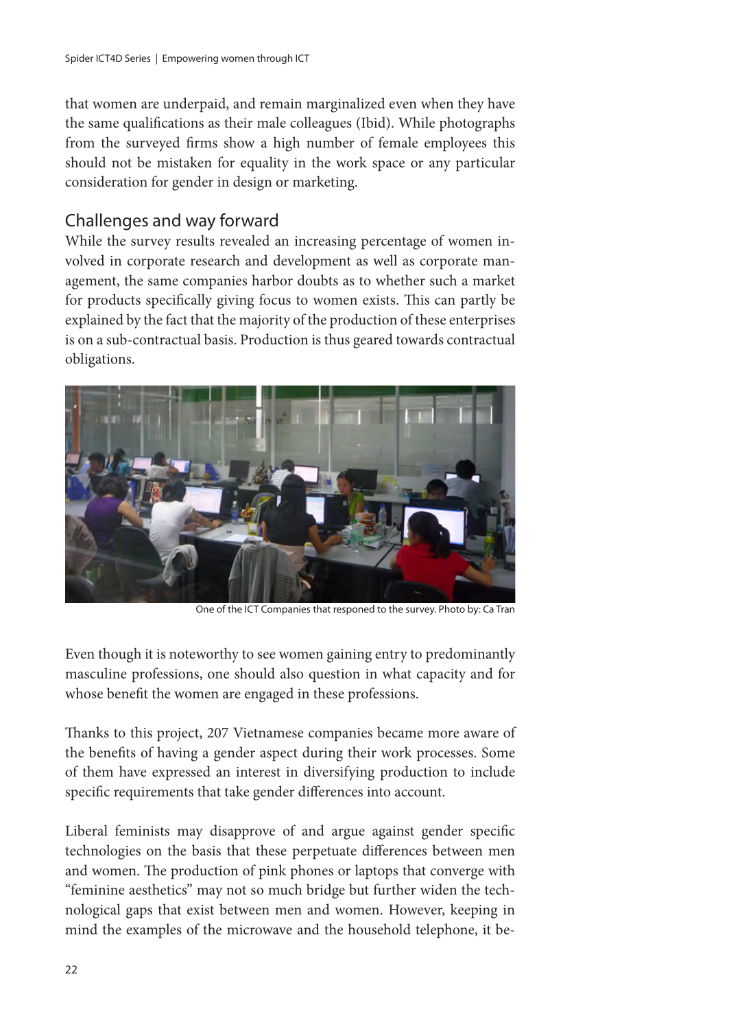that women are underpaid, and remain marginalized even when they have the same qualifications as their male colleagues (Ibid). While photographs from the surveyed firms show a high number of female employees this should not be mistaken for equality in the work space or any particular consideration for gender in design or marketing.

## Challenges and way forward

While the survey results revealed an increasing percentage of women involved in corporate research and development as well as corporate management, the same companies harbor doubts as to whether such a market for products specifically giving focus to women exists. This can partly be explained by the fact that the majority of the production of these enterprises is on a sub-contractual basis. Production is thus geared towards contractual obligations.

One of the ICT Companies that responed to the survey. Photo by: Ca Tran

Even though it is noteworthy to see women gaining entry to predominantly masculine professions, one should also question in what capacity and for whose benefit the women are engaged in these professions.

Thanks to this project, 207 Vietnamese companies became more aware of the benefits of having a gender aspect during their work processes. Some of them have expressed an interest in diversifying production to include specific requirements that take gender differences into account.

Liberal feminists may disapprove of and argue against gender specific technologies on the basis that these perpetuate differences between men and women. The production of pink phones or laptops that converge with "feminine aesthetics" may not so much bridge but further widen the technological gaps that exist between men and women. However, keeping in mind the examples of the microwave and the household telephone, it be-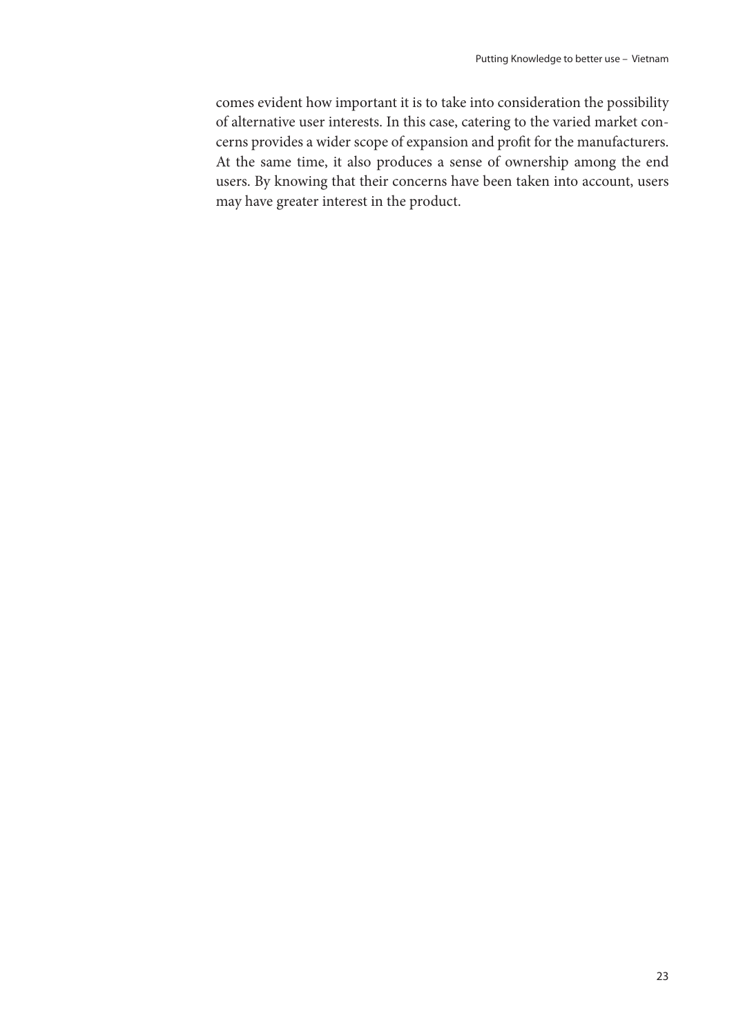comes evident how important it is to take into consideration the possibility of alternative user interests. In this case, catering to the varied market concerns provides a wider scope of expansion and profit for the manufacturers. At the same time, it also produces a sense of ownership among the end users. By knowing that their concerns have been taken into account, users may have greater interest in the product.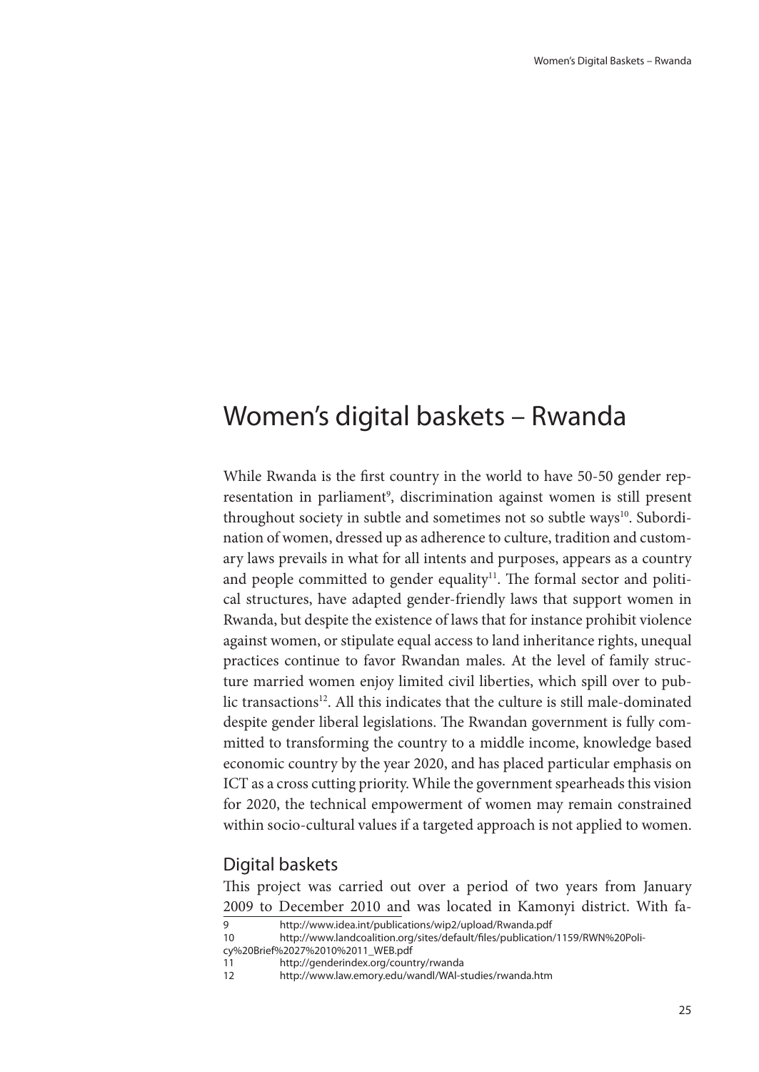# Women's digital baskets – Rwanda

While Rwanda is the first country in the world to have 50-50 gender representation in parliament[9], discrimination against women is still present throughout society in subtle and sometimes not so subtle ways[10]. Subordination of women, dressed up as adherence to culture, tradition and customary laws prevails in what for all intents and purposes, appears as a country and people committed to gender equality[11]. The formal sector and political structures, have adapted gender-friendly laws that support women in Rwanda, but despite the existence of laws that for instance prohibit violence against women, or stipulate equal access to land inheritance rights, unequal practices continue to favor Rwandan males. At the level of family structure married women enjoy limited civil liberties, which spill over to public transactions[12]. All this indicates that the culture is still male-dominated despite gender liberal legislations. The Rwandan government is fully committed to transforming the country to a middle income, knowledge based economic country by the year 2020, and has placed particular emphasis on ICT as a cross cutting priority. While the government spearheads this vision for 2020, the technical empowerment of women may remain constrained within socio-cultural values if a targeted approach is not applied to women.

## Digital baskets

This project was carried out over a period of two years from January 2009 to December 2010 and was located in Kamonyi district. With fa-

9 http://www.idea.int/publications/wip2/upload/Rwanda.pdf
10 http://www.landcoalition.org/sites/default/files/publication/1159/RWN%20Policy%20Brief%2027%2010%2011_WEB.pdf
11 http://genderindex.org/country/rwanda
12 http://www.law.emory.edu/wandl/WAI-studies/rwanda.htm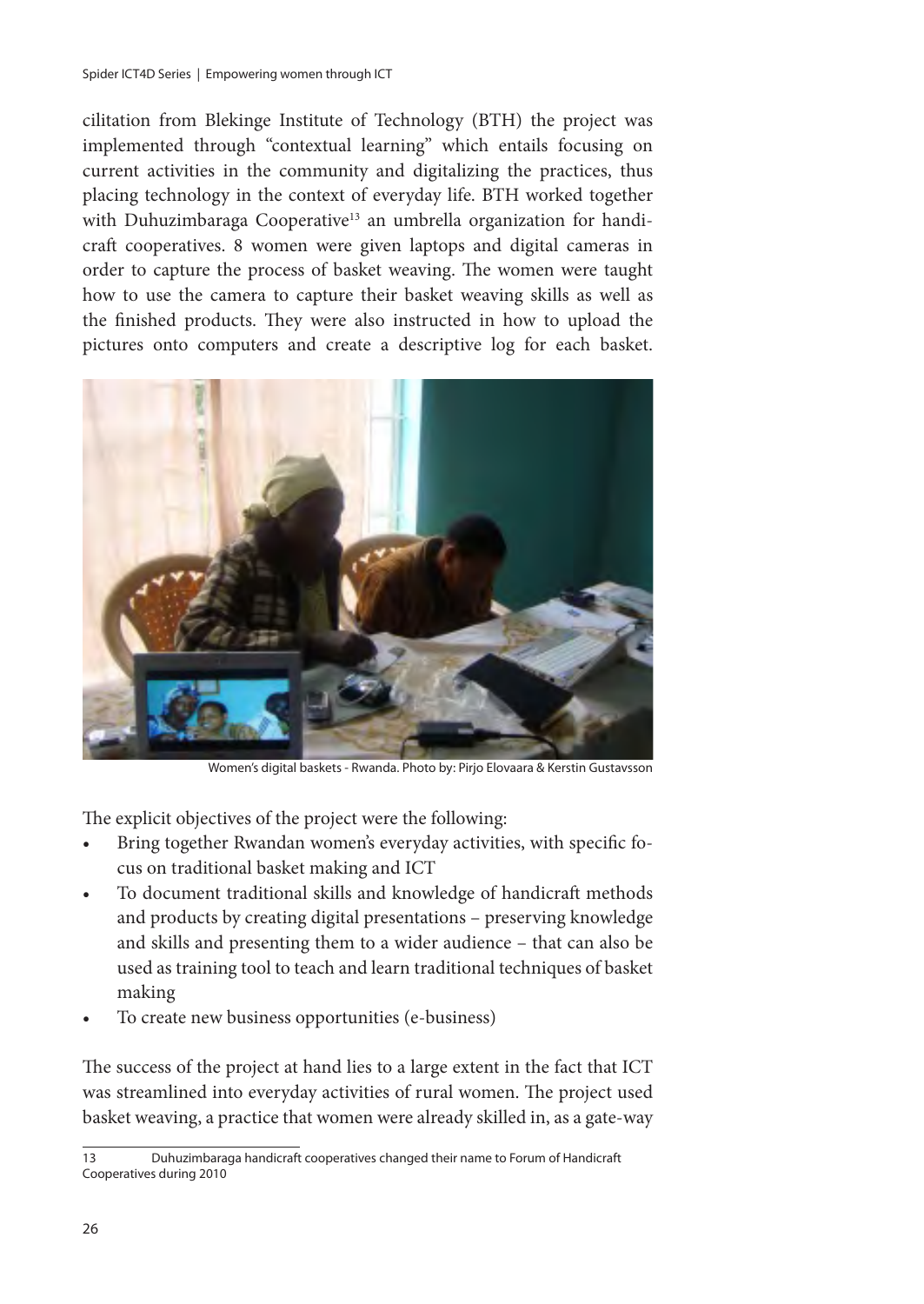cilitation from Blekinge Institute of Technology (BTH) the project was implemented through "contextual learning" which entails focusing on current activities in the community and digitalizing the practices, thus placing technology in the context of everyday life. BTH worked together with Duhuzimbaraga Cooperative[13] an umbrella organization for handicraft cooperatives. 8 women were given laptops and digital cameras in order to capture the process of basket weaving. The women were taught how to use the camera to capture their basket weaving skills as well as the finished products. They were also instructed in how to upload the pictures onto computers and create a descriptive log for each basket.

Women's digital baskets - Rwanda. Photo by: Pirjo Elovaara & Kerstin Gustavsson

The explicit objectives of the project were the following:

- Bring together Rwandan women's everyday activities, with specific focus on traditional basket making and ICT
- To document traditional skills and knowledge of handicraft methods and products by creating digital presentations – preserving knowledge and skills and presenting them to a wider audience – that can also be used as training tool to teach and learn traditional techniques of basket making
- To create new business opportunities (e-business)

The success of the project at hand lies to a large extent in the fact that ICT was streamlined into everyday activities of rural women. The project used basket weaving, a practice that women were already skilled in, as a gate-way

---

13 Duhuzimbaraga handicraft cooperatives changed their name to Forum of Handicraft Cooperatives during 2010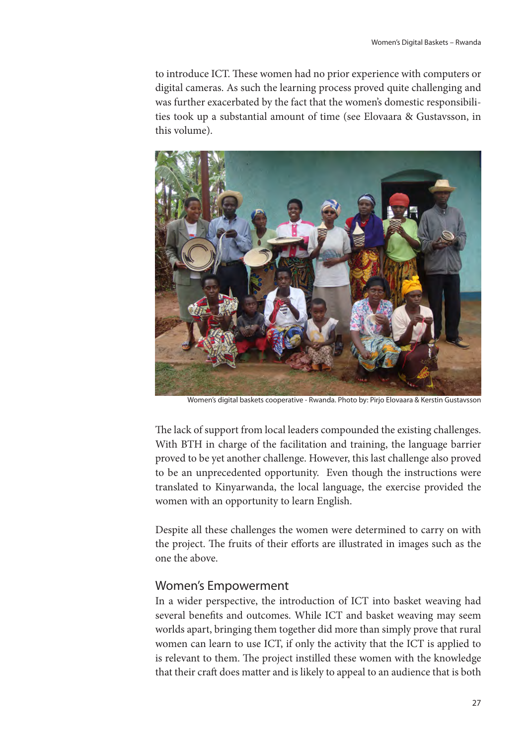to introduce ICT. These women had no prior experience with computers or digital cameras. As such the learning process proved quite challenging and was further exacerbated by the fact that the women's domestic responsibilities took up a substantial amount of time (see Elovaara & Gustavsson, in this volume).

Women's digital baskets cooperative - Rwanda. Photo by: Pirjo Elovaara & Kerstin Gustavsson

The lack of support from local leaders compounded the existing challenges. With BTH in charge of the facilitation and training, the language barrier proved to be yet another challenge. However, this last challenge also proved to be an unprecedented opportunity. Even though the instructions were translated to Kinyarwanda, the local language, the exercise provided the women with an opportunity to learn English.

Despite all these challenges the women were determined to carry on with the project. The fruits of their efforts are illustrated in images such as the one the above.

## Women's Empowerment

In a wider perspective, the introduction of ICT into basket weaving had several benefits and outcomes. While ICT and basket weaving may seem worlds apart, bringing them together did more than simply prove that rural women can learn to use ICT, if only the activity that the ICT is applied to is relevant to them. The project instilled these women with the knowledge that their craft does matter and is likely to appeal to an audience that is both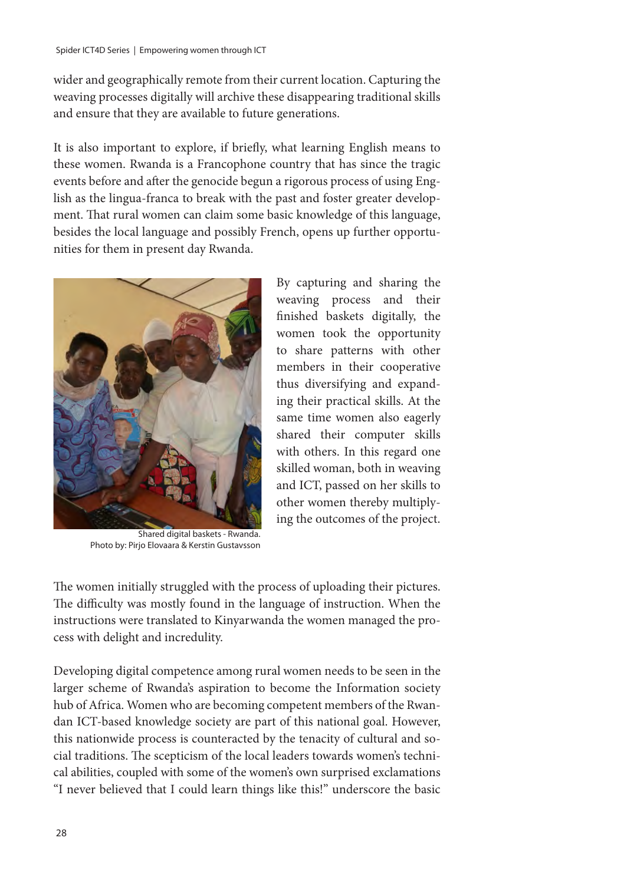wider and geographically remote from their current location. Capturing the weaving processes digitally will archive these disappearing traditional skills and ensure that they are available to future generations.

It is also important to explore, if briefly, what learning English means to these women. Rwanda is a Francophone country that has since the tragic events before and after the genocide begun a rigorous process of using English as the lingua-franca to break with the past and foster greater development. That rural women can claim some basic knowledge of this language, besides the local language and possibly French, opens up further opportunities for them in present day Rwanda.

Shared digital baskets - Rwanda.
Photo by: Pirjo Elovaara & Kerstin Gustavsson

By capturing and sharing the weaving process and their finished baskets digitally, the women took the opportunity to share patterns with other members in their cooperative thus diversifying and expanding their practical skills. At the same time women also eagerly shared their computer skills with others. In this regard one skilled woman, both in weaving and ICT, passed on her skills to other women thereby multiplying the outcomes of the project.

The women initially struggled with the process of uploading their pictures. The difficulty was mostly found in the language of instruction. When the instructions were translated to Kinyarwanda the women managed the process with delight and incredulity.

Developing digital competence among rural women needs to be seen in the larger scheme of Rwanda's aspiration to become the Information society hub of Africa. Women who are becoming competent members of the Rwandan ICT-based knowledge society are part of this national goal. However, this nationwide process is counteracted by the tenacity of cultural and social traditions. The scepticism of the local leaders towards women's technical abilities, coupled with some of the women's own surprised exclamations "I never believed that I could learn things like this!" underscore the basic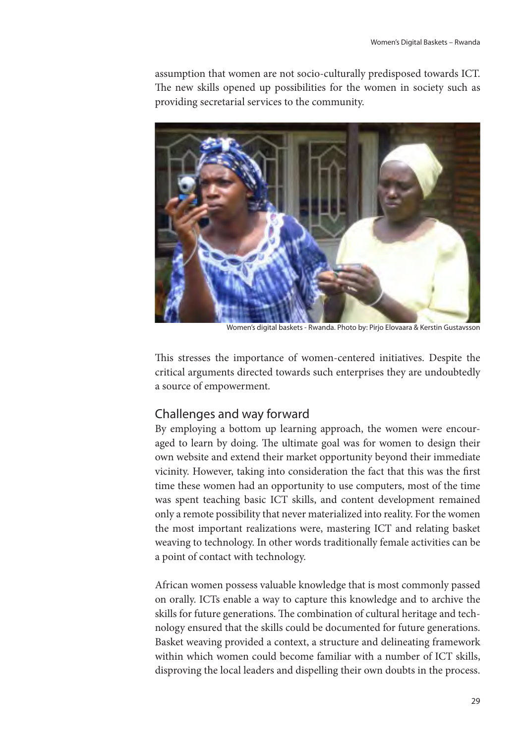assumption that women are not socio-culturally predisposed towards ICT. The new skills opened up possibilities for the women in society such as providing secretarial services to the community.

Women's digital baskets - Rwanda. Photo by: Pirjo Elovaara & Kerstin Gustavsson

This stresses the importance of women-centered initiatives. Despite the critical arguments directed towards such enterprises they are undoubtedly a source of empowerment.

## Challenges and way forward

By employing a bottom up learning approach, the women were encouraged to learn by doing. The ultimate goal was for women to design their own website and extend their market opportunity beyond their immediate vicinity. However, taking into consideration the fact that this was the first time these women had an opportunity to use computers, most of the time was spent teaching basic ICT skills, and content development remained only a remote possibility that never materialized into reality. For the women the most important realizations were, mastering ICT and relating basket weaving to technology. In other words traditionally female activities can be a point of contact with technology.

African women possess valuable knowledge that is most commonly passed on orally. ICTs enable a way to capture this knowledge and to archive the skills for future generations. The combination of cultural heritage and technology ensured that the skills could be documented for future generations. Basket weaving provided a context, a structure and delineating framework within which women could become familiar with a number of ICT skills, disproving the local leaders and dispelling their own doubts in the process.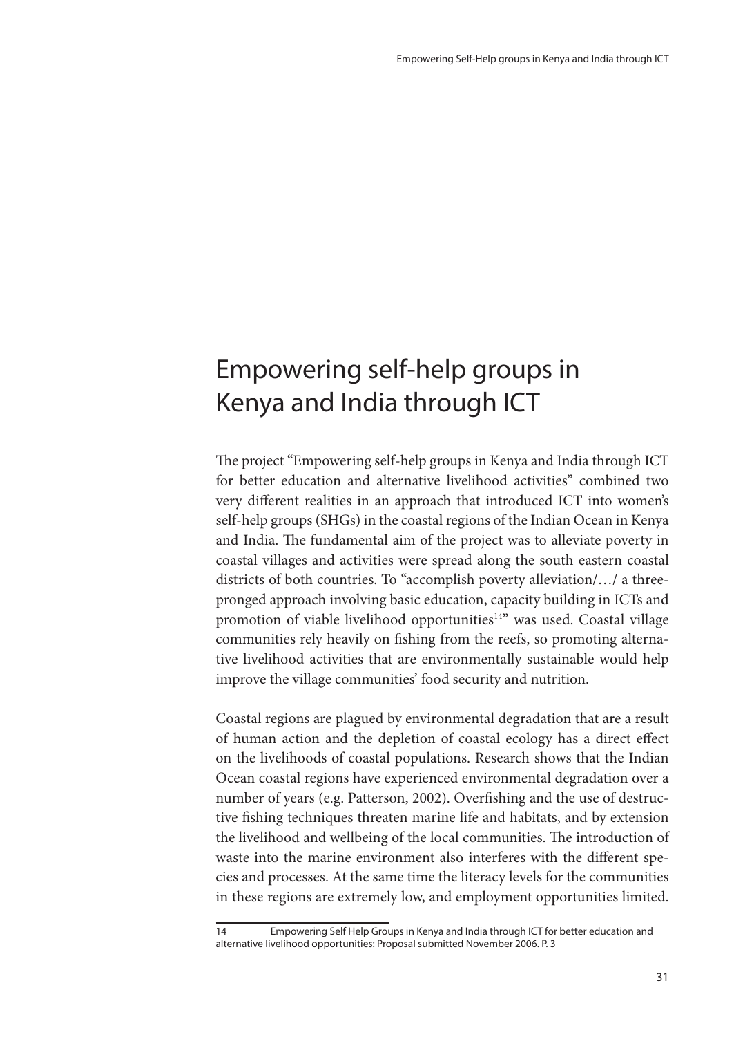# Empowering self-help groups in Kenya and India through ICT

The project "Empowering self-help groups in Kenya and India through ICT for better education and alternative livelihood activities" combined two very different realities in an approach that introduced ICT into women's self-help groups (SHGs) in the coastal regions of the Indian Ocean in Kenya and India. The fundamental aim of the project was to alleviate poverty in coastal villages and activities were spread along the south eastern coastal districts of both countries. To "accomplish poverty alleviation/…/ a three-pronged approach involving basic education, capacity building in ICTs and promotion of viable livelihood opportunities[14]" was used. Coastal village communities rely heavily on fishing from the reefs, so promoting alternative livelihood activities that are environmentally sustainable would help improve the village communities' food security and nutrition.

Coastal regions are plagued by environmental degradation that are a result of human action and the depletion of coastal ecology has a direct effect on the livelihoods of coastal populations. Research shows that the Indian Ocean coastal regions have experienced environmental degradation over a number of years (e.g. Patterson, 2002). Overfishing and the use of destructive fishing techniques threaten marine life and habitats, and by extension the livelihood and wellbeing of the local communities. The introduction of waste into the marine environment also interferes with the different species and processes. At the same time the literacy levels for the communities in these regions are extremely low, and employment opportunities limited.

---

[14] Empowering Self Help Groups in Kenya and India through ICT for better education and alternative livelihood opportunities: Proposal submitted November 2006. P. 3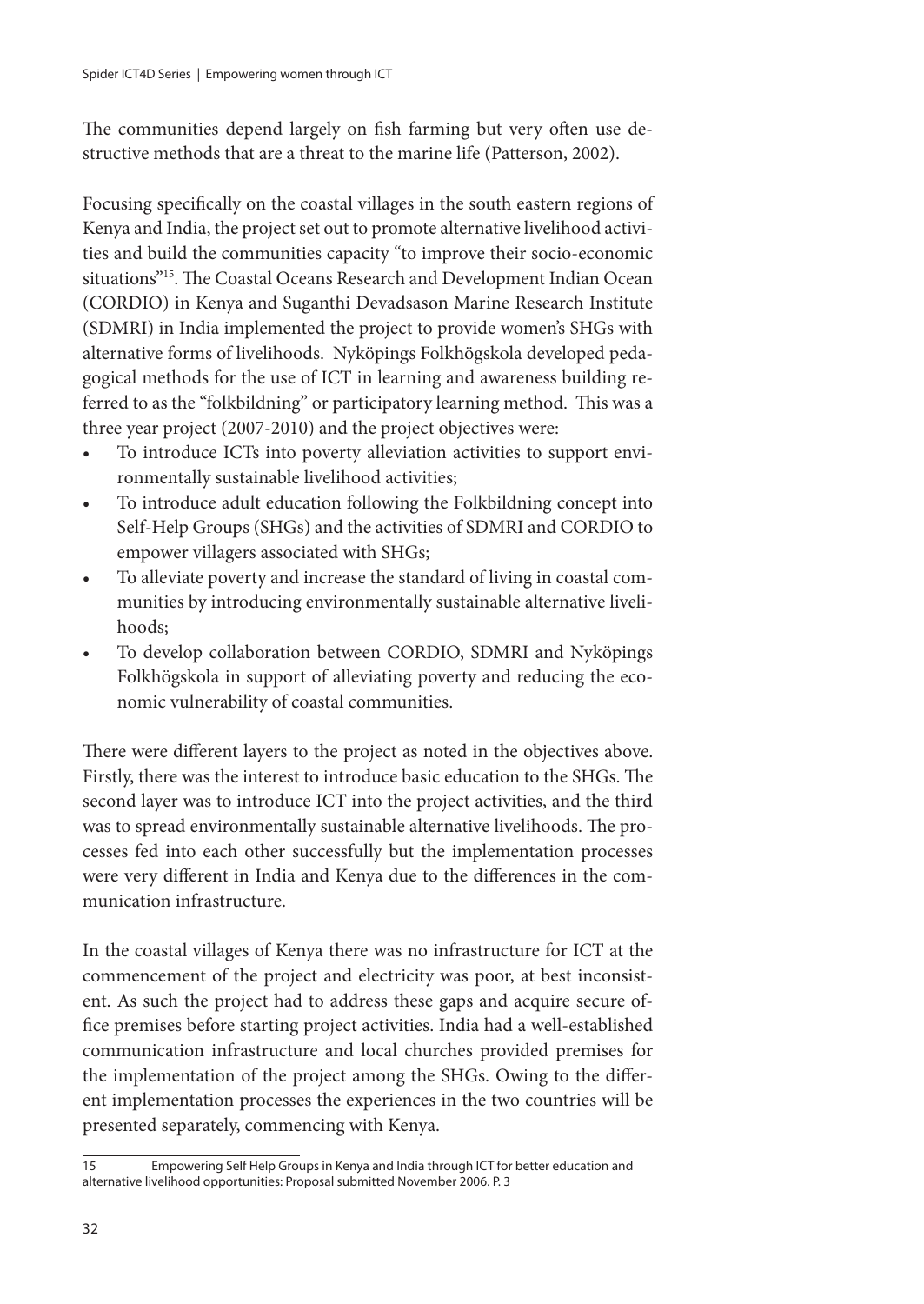The communities depend largely on fish farming but very often use destructive methods that are a threat to the marine life (Patterson, 2002).

Focusing specifically on the coastal villages in the south eastern regions of Kenya and India, the project set out to promote alternative livelihood activities and build the communities capacity "to improve their socio-economic situations"[15]. The Coastal Oceans Research and Development Indian Ocean (CORDIO) in Kenya and Suganthi Devadsason Marine Research Institute (SDMRI) in India implemented the project to provide women's SHGs with alternative forms of livelihoods. Nyköpings Folkhögskola developed pedagogical methods for the use of ICT in learning and awareness building referred to as the "folkbildning" or participatory learning method. This was a three year project (2007-2010) and the project objectives were:

- To introduce ICTs into poverty alleviation activities to support environmentally sustainable livelihood activities;
- To introduce adult education following the Folkbildning concept into Self-Help Groups (SHGs) and the activities of SDMRI and CORDIO to empower villagers associated with SHGs;
- To alleviate poverty and increase the standard of living in coastal communities by introducing environmentally sustainable alternative livelihoods;
- To develop collaboration between CORDIO, SDMRI and Nyköpings Folkhögskola in support of alleviating poverty and reducing the economic vulnerability of coastal communities.

There were different layers to the project as noted in the objectives above. Firstly, there was the interest to introduce basic education to the SHGs. The second layer was to introduce ICT into the project activities, and the third was to spread environmentally sustainable alternative livelihoods. The processes fed into each other successfully but the implementation processes were very different in India and Kenya due to the differences in the communication infrastructure.

In the coastal villages of Kenya there was no infrastructure for ICT at the commencement of the project and electricity was poor, at best inconsistent. As such the project had to address these gaps and acquire secure office premises before starting project activities. India had a well-established communication infrastructure and local churches provided premises for the implementation of the project among the SHGs. Owing to the different implementation processes the experiences in the two countries will be presented separately, commencing with Kenya.

---

15 Empowering Self Help Groups in Kenya and India through ICT for better education and alternative livelihood opportunities: Proposal submitted November 2006. P. 3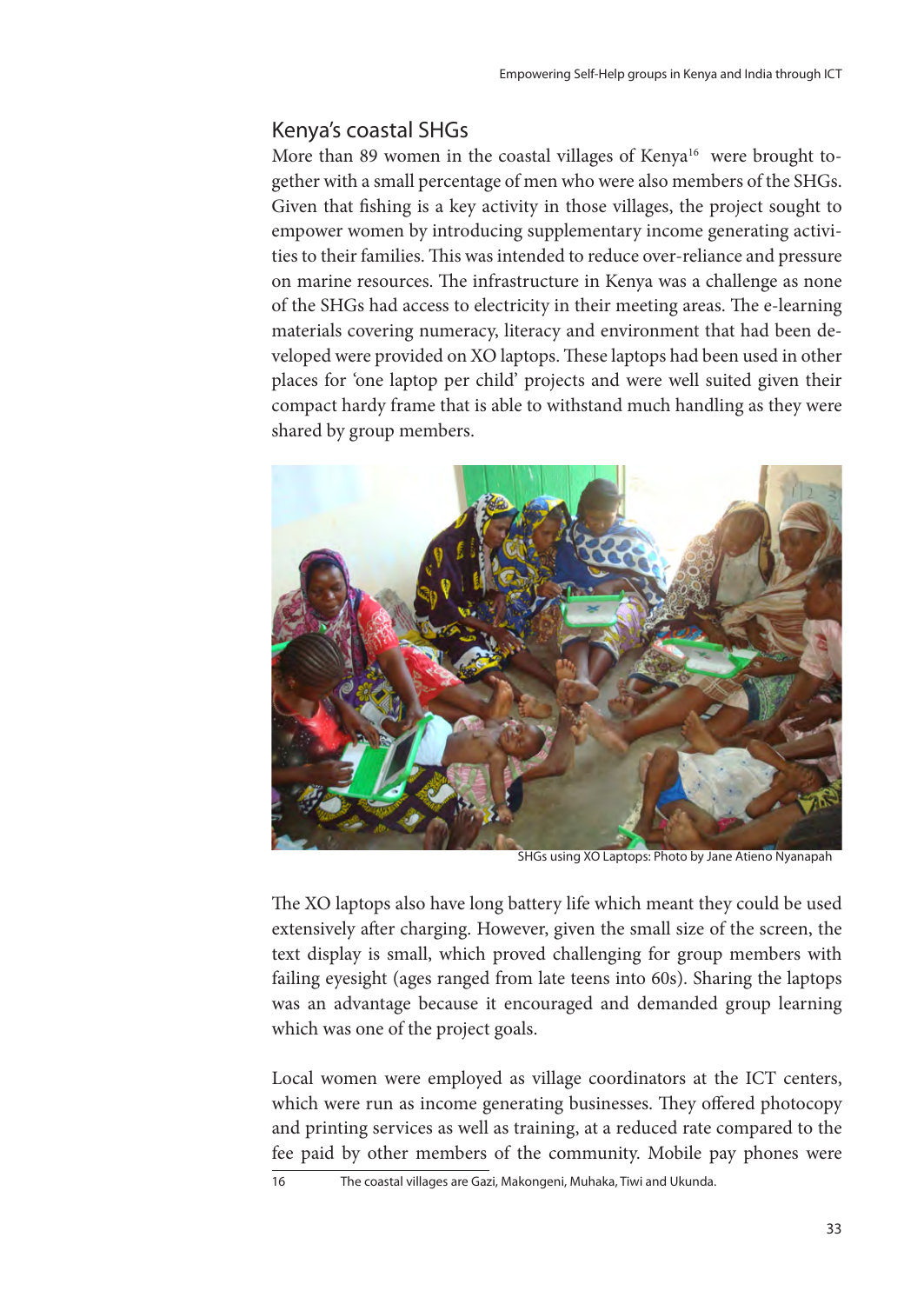## Kenya's coastal SHGs

More than 89 women in the coastal villages of Kenya[16] were brought together with a small percentage of men who were also members of the SHGs. Given that fishing is a key activity in those villages, the project sought to empower women by introducing supplementary income generating activities to their families. This was intended to reduce over-reliance and pressure on marine resources. The infrastructure in Kenya was a challenge as none of the SHGs had access to electricity in their meeting areas. The e-learning materials covering numeracy, literacy and environment that had been developed were provided on XO laptops. These laptops had been used in other places for 'one laptop per child' projects and were well suited given their compact hardy frame that is able to withstand much handling as they were shared by group members.

SHGs using XO Laptops: Photo by Jane Atieno Nyanapah

The XO laptops also have long battery life which meant they could be used extensively after charging. However, given the small size of the screen, the text display is small, which proved challenging for group members with failing eyesight (ages ranged from late teens into 60s). Sharing the laptops was an advantage because it encouraged and demanded group learning which was one of the project goals.

Local women were employed as village coordinators at the ICT centers, which were run as income generating businesses. They offered photocopy and printing services as well as training, at a reduced rate compared to the fee paid by other members of the community. Mobile pay phones were

16 The coastal villages are Gazi, Makongeni, Muhaka, Tiwi and Ukunda.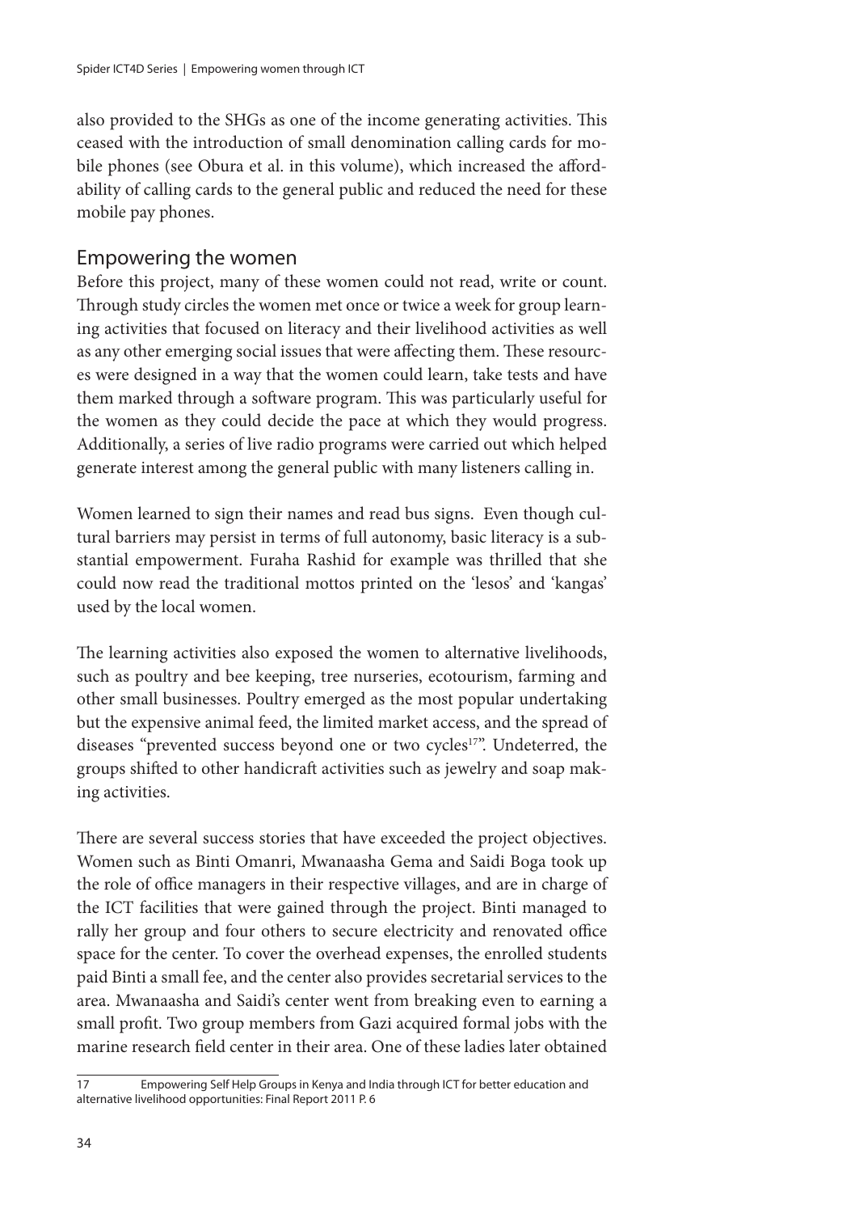also provided to the SHGs as one of the income generating activities. This ceased with the introduction of small denomination calling cards for mobile phones (see Obura et al. in this volume), which increased the affordability of calling cards to the general public and reduced the need for these mobile pay phones.

## Empowering the women

Before this project, many of these women could not read, write or count. Through study circles the women met once or twice a week for group learning activities that focused on literacy and their livelihood activities as well as any other emerging social issues that were affecting them. These resources were designed in a way that the women could learn, take tests and have them marked through a software program. This was particularly useful for the women as they could decide the pace at which they would progress. Additionally, a series of live radio programs were carried out which helped generate interest among the general public with many listeners calling in.

Women learned to sign their names and read bus signs. Even though cultural barriers may persist in terms of full autonomy, basic literacy is a substantial empowerment. Furaha Rashid for example was thrilled that she could now read the traditional mottos printed on the 'lesos' and 'kangas' used by the local women.

The learning activities also exposed the women to alternative livelihoods, such as poultry and bee keeping, tree nurseries, ecotourism, farming and other small businesses. Poultry emerged as the most popular undertaking but the expensive animal feed, the limited market access, and the spread of diseases "prevented success beyond one or two cycles[17]". Undeterred, the groups shifted to other handicraft activities such as jewelry and soap making activities.

There are several success stories that have exceeded the project objectives. Women such as Binti Omanri, Mwanaasha Gema and Saidi Boga took up the role of office managers in their respective villages, and are in charge of the ICT facilities that were gained through the project. Binti managed to rally her group and four others to secure electricity and renovated office space for the center. To cover the overhead expenses, the enrolled students paid Binti a small fee, and the center also provides secretarial services to the area. Mwanaasha and Saidi's center went from breaking even to earning a small profit. Two group members from Gazi acquired formal jobs with the marine research field center in their area. One of these ladies later obtained

---

17 Empowering Self Help Groups in Kenya and India through ICT for better education and alternative livelihood opportunities: Final Report 2011 P. 6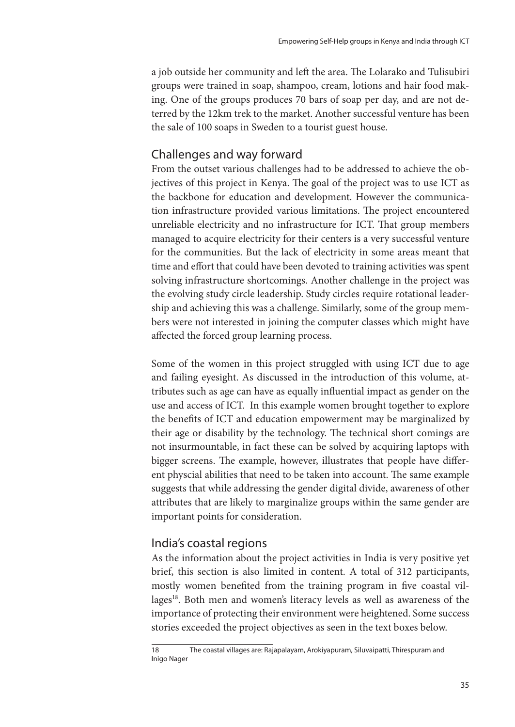a job outside her community and left the area. The Lolarako and Tulisubiri groups were trained in soap, shampoo, cream, lotions and hair food making. One of the groups produces 70 bars of soap per day, and are not deterred by the 12km trek to the market. Another successful venture has been the sale of 100 soaps in Sweden to a tourist guest house.

## Challenges and way forward

From the outset various challenges had to be addressed to achieve the objectives of this project in Kenya. The goal of the project was to use ICT as the backbone for education and development. However the communication infrastructure provided various limitations. The project encountered unreliable electricity and no infrastructure for ICT. That group members managed to acquire electricity for their centers is a very successful venture for the communities. But the lack of electricity in some areas meant that time and effort that could have been devoted to training activities was spent solving infrastructure shortcomings. Another challenge in the project was the evolving study circle leadership. Study circles require rotational leadership and achieving this was a challenge. Similarly, some of the group members were not interested in joining the computer classes which might have affected the forced group learning process.

Some of the women in this project struggled with using ICT due to age and failing eyesight. As discussed in the introduction of this volume, attributes such as age can have as equally influential impact as gender on the use and access of ICT. In this example women brought together to explore the benefits of ICT and education empowerment may be marginalized by their age or disability by the technology. The technical short comings are not insurmountable, in fact these can be solved by acquiring laptops with bigger screens. The example, however, illustrates that people have different physcial abilities that need to be taken into account. The same example suggests that while addressing the gender digital divide, awareness of other attributes that are likely to marginalize groups within the same gender are important points for consideration.

## India's coastal regions

As the information about the project activities in India is very positive yet brief, this section is also limited in content. A total of 312 participants, mostly women benefited from the training program in five coastal villages[18]. Both men and women's literacy levels as well as awareness of the importance of protecting their environment were heightened. Some success stories exceeded the project objectives as seen in the text boxes below.

[18] The coastal villages are: Rajapalayam, Arokiyapuram, Siluvaipatti, Thirespuram and Inigo Nager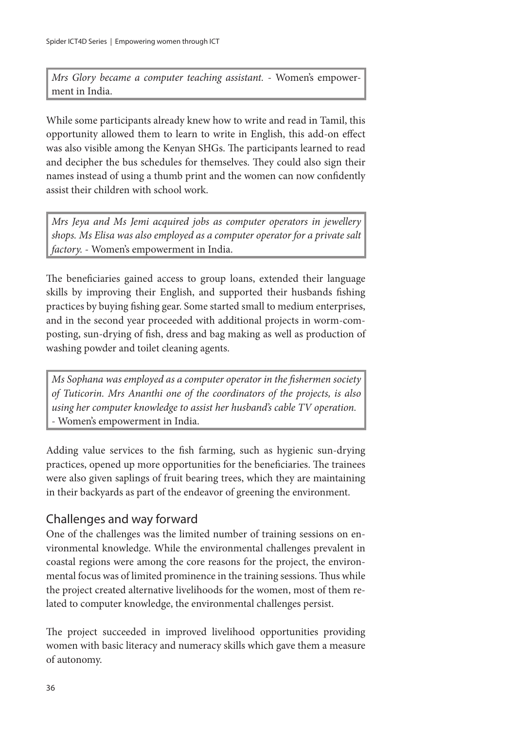> *Mrs Glory became a computer teaching assistant.* - Women's empowerment in India.

While some participants already knew how to write and read in Tamil, this opportunity allowed them to learn to write in English, this add-on effect was also visible among the Kenyan SHGs. The participants learned to read and decipher the bus schedules for themselves. They could also sign their names instead of using a thumb print and the women can now confidently assist their children with school work.

> *Mrs Jeya and Ms Jemi acquired jobs as computer operators in jewellery shops. Ms Elisa was also employed as a computer operator for a private salt factory.* - Women's empowerment in India.

The beneficiaries gained access to group loans, extended their language skills by improving their English, and supported their husbands fishing practices by buying fishing gear. Some started small to medium enterprises, and in the second year proceeded with additional projects in worm-composting, sun-drying of fish, dress and bag making as well as production of washing powder and toilet cleaning agents.

> *Ms Sophana was employed as a computer operator in the fishermen society of Tuticorin. Mrs Ananthi one of the coordinators of the projects, is also using her computer knowledge to assist her husband's cable TV operation.* - Women's empowerment in India.

Adding value services to the fish farming, such as hygienic sun-drying practices, opened up more opportunities for the beneficiaries. The trainees were also given saplings of fruit bearing trees, which they are maintaining in their backyards as part of the endeavor of greening the environment.

## Challenges and way forward

One of the challenges was the limited number of training sessions on environmental knowledge. While the environmental challenges prevalent in coastal regions were among the core reasons for the project, the environmental focus was of limited prominence in the training sessions. Thus while the project created alternative livelihoods for the women, most of them related to computer knowledge, the environmental challenges persist.

The project succeeded in improved livelihood opportunities providing women with basic literacy and numeracy skills which gave them a measure of autonomy.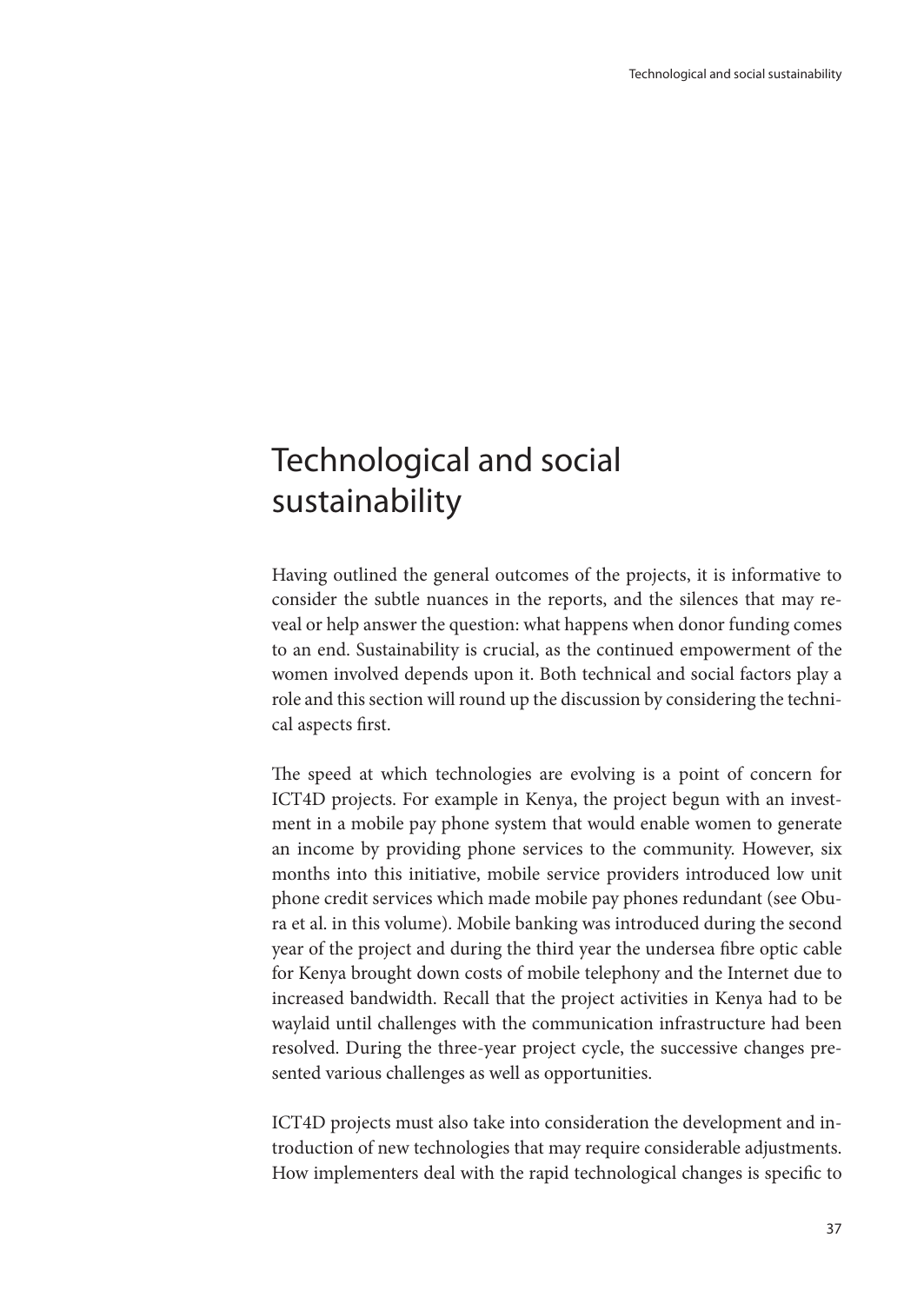# Technological and social sustainability

Having outlined the general outcomes of the projects, it is informative to consider the subtle nuances in the reports, and the silences that may reveal or help answer the question: what happens when donor funding comes to an end. Sustainability is crucial, as the continued empowerment of the women involved depends upon it. Both technical and social factors play a role and this section will round up the discussion by considering the technical aspects first.

The speed at which technologies are evolving is a point of concern for ICT4D projects. For example in Kenya, the project begun with an investment in a mobile pay phone system that would enable women to generate an income by providing phone services to the community. However, six months into this initiative, mobile service providers introduced low unit phone credit services which made mobile pay phones redundant (see Obura et al. in this volume). Mobile banking was introduced during the second year of the project and during the third year the undersea fibre optic cable for Kenya brought down costs of mobile telephony and the Internet due to increased bandwidth. Recall that the project activities in Kenya had to be waylaid until challenges with the communication infrastructure had been resolved. During the three-year project cycle, the successive changes presented various challenges as well as opportunities.

ICT4D projects must also take into consideration the development and introduction of new technologies that may require considerable adjustments. How implementers deal with the rapid technological changes is specific to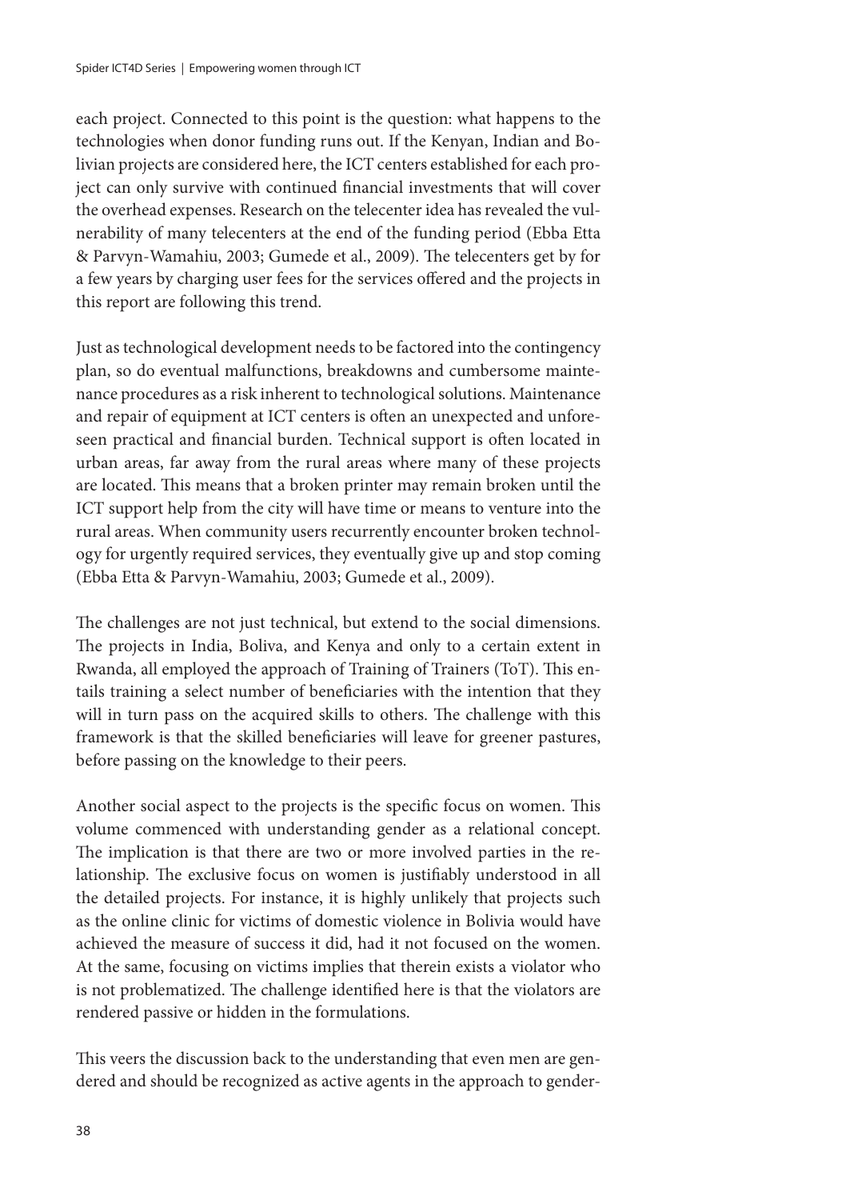each project. Connected to this point is the question: what happens to the technologies when donor funding runs out. If the Kenyan, Indian and Bolivian projects are considered here, the ICT centers established for each project can only survive with continued financial investments that will cover the overhead expenses. Research on the telecenter idea has revealed the vulnerability of many telecenters at the end of the funding period (Ebba Etta & Parvyn-Wamahiu, 2003; Gumede et al., 2009). The telecenters get by for a few years by charging user fees for the services offered and the projects in this report are following this trend.

Just as technological development needs to be factored into the contingency plan, so do eventual malfunctions, breakdowns and cumbersome maintenance procedures as a risk inherent to technological solutions. Maintenance and repair of equipment at ICT centers is often an unexpected and unforeseen practical and financial burden. Technical support is often located in urban areas, far away from the rural areas where many of these projects are located. This means that a broken printer may remain broken until the ICT support help from the city will have time or means to venture into the rural areas. When community users recurrently encounter broken technology for urgently required services, they eventually give up and stop coming (Ebba Etta & Parvyn-Wamahiu, 2003; Gumede et al., 2009).

The challenges are not just technical, but extend to the social dimensions. The projects in India, Boliva, and Kenya and only to a certain extent in Rwanda, all employed the approach of Training of Trainers (ToT). This entails training a select number of beneficiaries with the intention that they will in turn pass on the acquired skills to others. The challenge with this framework is that the skilled beneficiaries will leave for greener pastures, before passing on the knowledge to their peers.

Another social aspect to the projects is the specific focus on women. This volume commenced with understanding gender as a relational concept. The implication is that there are two or more involved parties in the relationship. The exclusive focus on women is justifiably understood in all the detailed projects. For instance, it is highly unlikely that projects such as the online clinic for victims of domestic violence in Bolivia would have achieved the measure of success it did, had it not focused on the women. At the same, focusing on victims implies that therein exists a violator who is not problematized. The challenge identified here is that the violators are rendered passive or hidden in the formulations.

This veers the discussion back to the understanding that even men are gendered and should be recognized as active agents in the approach to gender-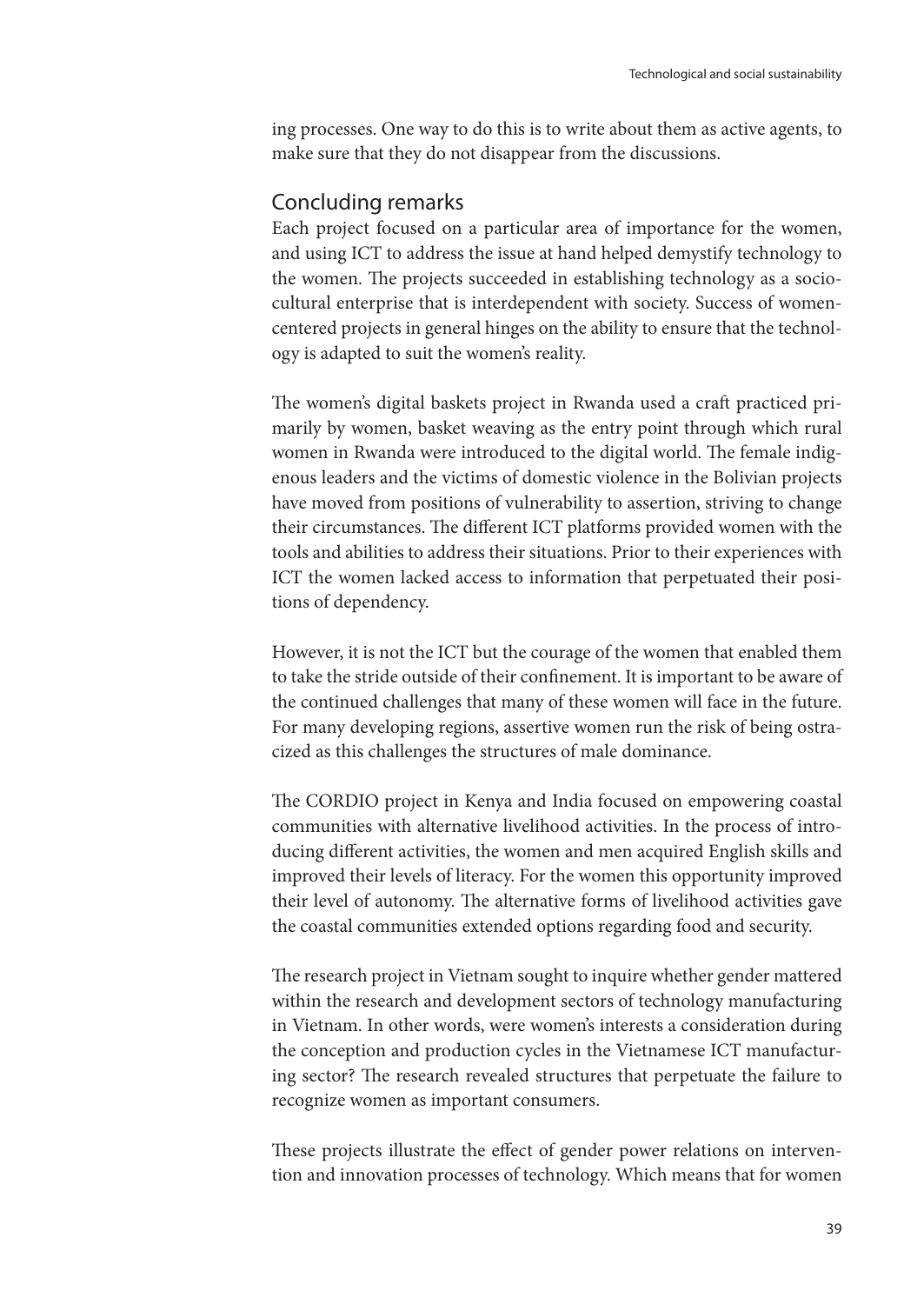ing processes. One way to do this is to write about them as active agents, to make sure that they do not disappear from the discussions.

## Concluding remarks

Each project focused on a particular area of importance for the women, and using ICT to address the issue at hand helped demystify technology to the women. The projects succeeded in establishing technology as a sociocultural enterprise that is interdependent with society. Success of women-centered projects in general hinges on the ability to ensure that the technology is adapted to suit the women's reality.

The women's digital baskets project in Rwanda used a craft practiced primarily by women, basket weaving as the entry point through which rural women in Rwanda were introduced to the digital world. The female indigenous leaders and the victims of domestic violence in the Bolivian projects have moved from positions of vulnerability to assertion, striving to change their circumstances. The different ICT platforms provided women with the tools and abilities to address their situations. Prior to their experiences with ICT the women lacked access to information that perpetuated their positions of dependency.

However, it is not the ICT but the courage of the women that enabled them to take the stride outside of their confinement. It is important to be aware of the continued challenges that many of these women will face in the future. For many developing regions, assertive women run the risk of being ostracized as this challenges the structures of male dominance.

The CORDIO project in Kenya and India focused on empowering coastal communities with alternative livelihood activities. In the process of introducing different activities, the women and men acquired English skills and improved their levels of literacy. For the women this opportunity improved their level of autonomy. The alternative forms of livelihood activities gave the coastal communities extended options regarding food and security.

The research project in Vietnam sought to inquire whether gender mattered within the research and development sectors of technology manufacturing in Vietnam. In other words, were women's interests a consideration during the conception and production cycles in the Vietnamese ICT manufacturing sector? The research revealed structures that perpetuate the failure to recognize women as important consumers.

These projects illustrate the effect of gender power relations on intervention and innovation processes of technology. Which means that for women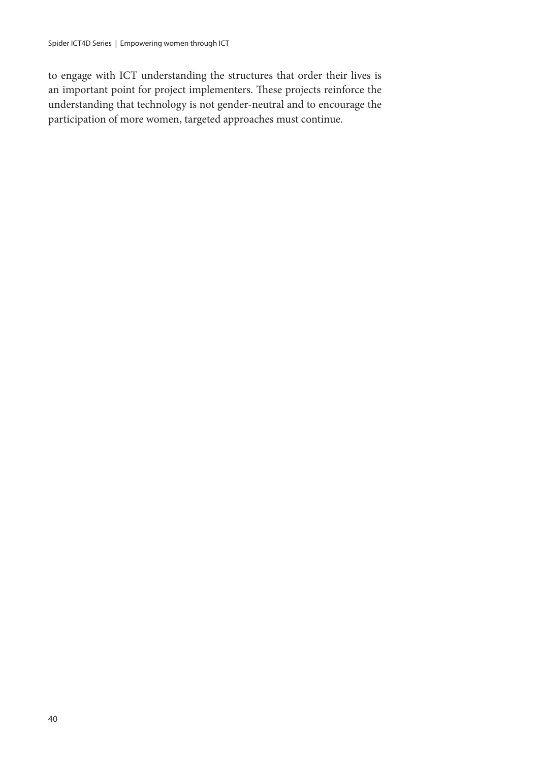to engage with ICT understanding the structures that order their lives is an important point for project implementers. These projects reinforce the understanding that technology is not gender-neutral and to encourage the participation of more women, targeted approaches must continue.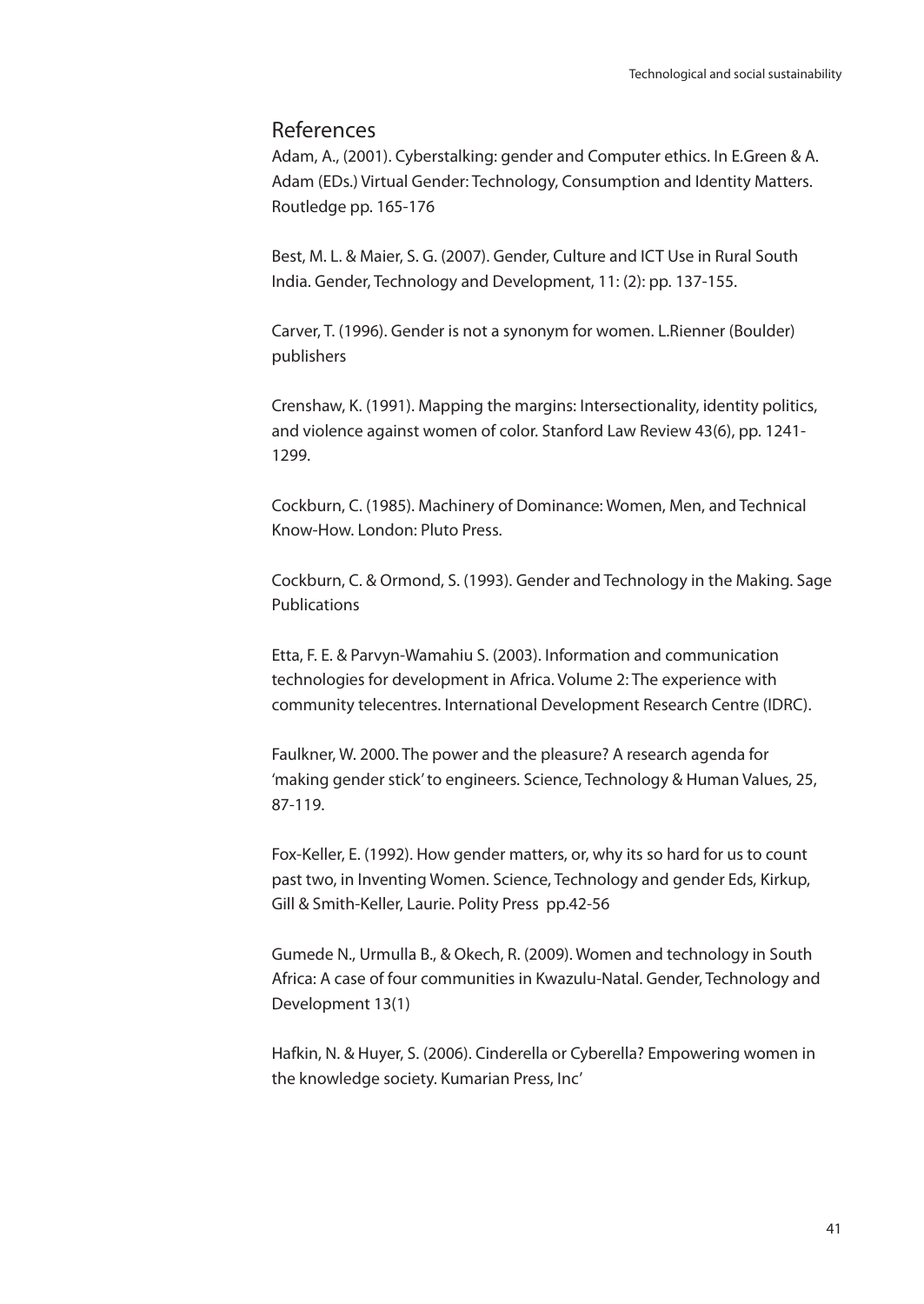## References

Adam, A., (2001). Cyberstalking: gender and Computer ethics. In E.Green & A. Adam (EDs.) Virtual Gender: Technology, Consumption and Identity Matters. Routledge pp. 165-176

Best, M. L. & Maier, S. G. (2007). Gender, Culture and ICT Use in Rural South India. Gender, Technology and Development, 11: (2): pp. 137-155.

Carver, T. (1996). Gender is not a synonym for women. L.Rienner (Boulder) publishers

Crenshaw, K. (1991). Mapping the margins: Intersectionality, identity politics, and violence against women of color. Stanford Law Review 43(6), pp. 1241-1299.

Cockburn, C. (1985). Machinery of Dominance: Women, Men, and Technical Know-How. London: Pluto Press.

Cockburn, C. & Ormond, S. (1993). Gender and Technology in the Making. Sage Publications

Etta, F. E. & Parvyn-Wamahiu S. (2003). Information and communication technologies for development in Africa. Volume 2: The experience with community telecentres. International Development Research Centre (IDRC).

Faulkner, W. 2000. The power and the pleasure? A research agenda for 'making gender stick' to engineers. Science, Technology & Human Values, 25, 87-119.

Fox-Keller, E. (1992). How gender matters, or, why its so hard for us to count past two, in Inventing Women. Science, Technology and gender Eds, Kirkup, Gill & Smith-Keller, Laurie. Polity Press pp.42-56

Gumede N., Urmulla B., & Okech, R. (2009). Women and technology in South Africa: A case of four communities in Kwazulu-Natal. Gender, Technology and Development 13(1)

Hafkin, N. & Huyer, S. (2006). Cinderella or Cyberella? Empowering women in the knowledge society. Kumarian Press, Inc'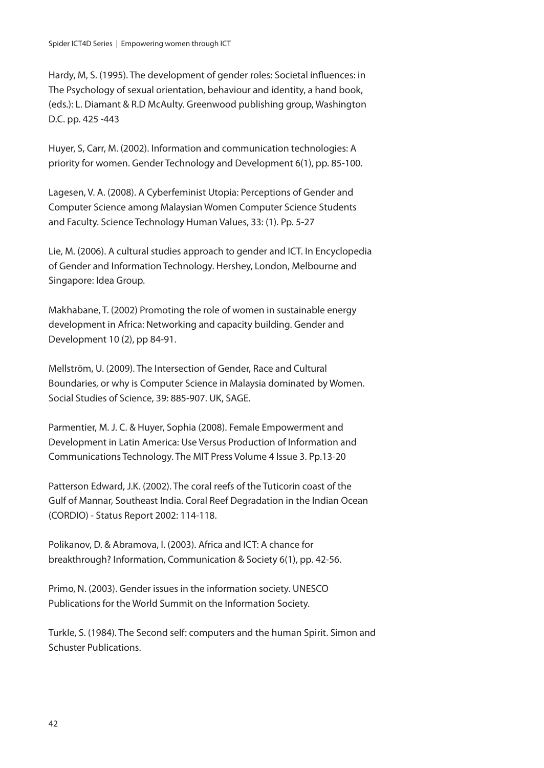Hardy, M, S. (1995). The development of gender roles: Societal influences: in The Psychology of sexual orientation, behaviour and identity, a hand book, (eds.): L. Diamant & R.D McAulty. Greenwood publishing group, Washington D.C. pp. 425 -443

Huyer, S, Carr, M. (2002). Information and communication technologies: A priority for women. Gender Technology and Development 6(1), pp. 85-100.

Lagesen, V. A. (2008). A Cyberfeminist Utopia: Perceptions of Gender and Computer Science among Malaysian Women Computer Science Students and Faculty. Science Technology Human Values, 33: (1). Pp. 5-27

Lie, M. (2006). A cultural studies approach to gender and ICT. In Encyclopedia of Gender and Information Technology. Hershey, London, Melbourne and Singapore: Idea Group.

Makhabane, T. (2002) Promoting the role of women in sustainable energy development in Africa: Networking and capacity building. Gender and Development 10 (2), pp 84-91.

Mellström, U. (2009). The Intersection of Gender, Race and Cultural Boundaries, or why is Computer Science in Malaysia dominated by Women. Social Studies of Science, 39: 885-907. UK, SAGE.

Parmentier, M. J. C. & Huyer, Sophia (2008). Female Empowerment and Development in Latin America: Use Versus Production of Information and Communications Technology. The MIT Press Volume 4 Issue 3. Pp.13-20

Patterson Edward, J.K. (2002). The coral reefs of the Tuticorin coast of the Gulf of Mannar, Southeast India. Coral Reef Degradation in the Indian Ocean (CORDIO) - Status Report 2002: 114-118.

Polikanov, D. & Abramova, I. (2003). Africa and ICT: A chance for breakthrough? Information, Communication & Society 6(1), pp. 42-56.

Primo, N. (2003). Gender issues in the information society. UNESCO Publications for the World Summit on the Information Society.

Turkle, S. (1984). The Second self: computers and the human Spirit. Simon and Schuster Publications.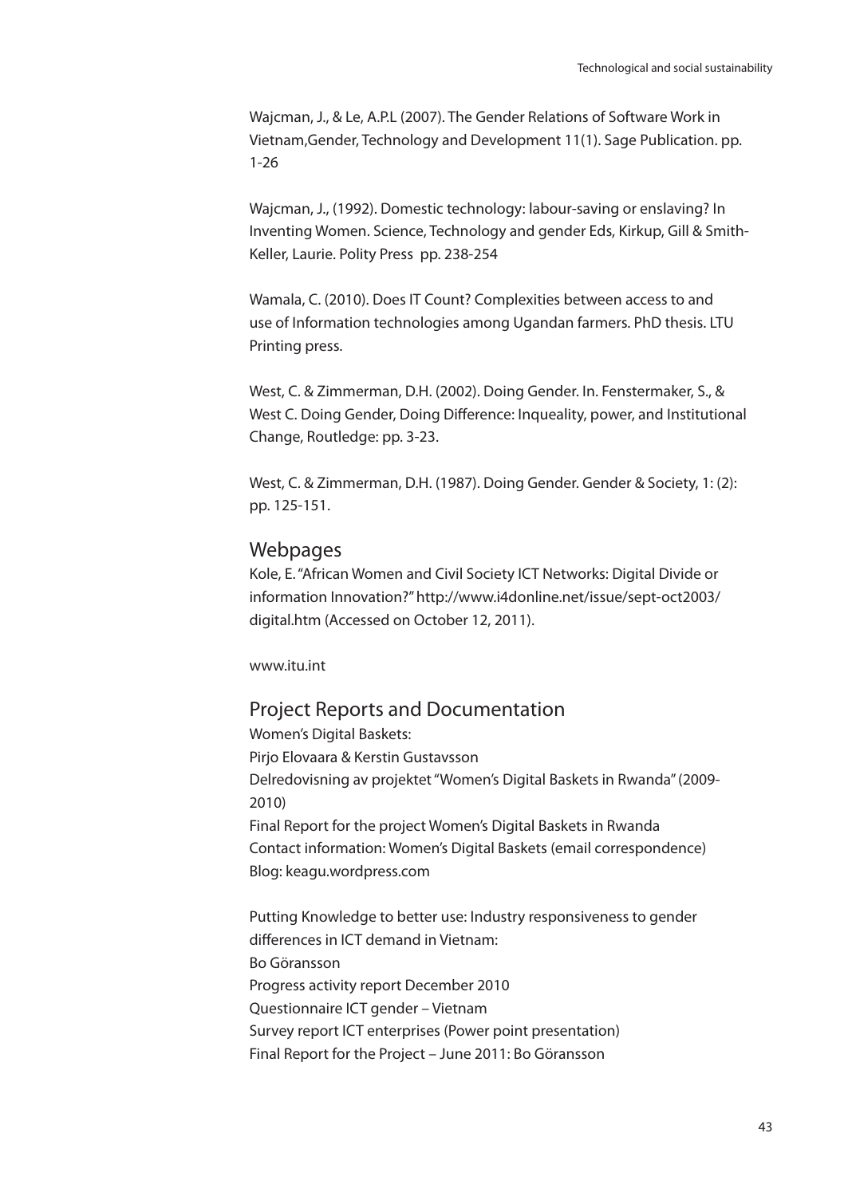Wajcman, J., & Le, A.P.L (2007). The Gender Relations of Software Work in Vietnam,Gender, Technology and Development 11(1). Sage Publication. pp. 1-26

Wajcman, J., (1992). Domestic technology: labour-saving or enslaving? In Inventing Women. Science, Technology and gender Eds, Kirkup, Gill & Smith-Keller, Laurie. Polity Press pp. 238-254

Wamala, C. (2010). Does IT Count? Complexities between access to and use of Information technologies among Ugandan farmers. PhD thesis. LTU Printing press.

West, C. & Zimmerman, D.H. (2002). Doing Gender. In. Fenstermaker, S., & West C. Doing Gender, Doing Difference: Inqueality, power, and Institutional Change, Routledge: pp. 3-23.

West, C. & Zimmerman, D.H. (1987). Doing Gender. Gender & Society, 1: (2): pp. 125-151.

## Webpages

Kole, E. "African Women and Civil Society ICT Networks: Digital Divide or information Innovation?" http://www.i4donline.net/issue/sept-oct2003/digital.htm (Accessed on October 12, 2011).

www.itu.int

## Project Reports and Documentation

Women's Digital Baskets:  
Pirjo Elovaara & Kerstin Gustavsson  
Delredovisning av projektet "Women's Digital Baskets in Rwanda" (2009-2010)  
Final Report for the project Women's Digital Baskets in Rwanda  
Contact information: Women's Digital Baskets (email correspondence)  
Blog: keagu.wordpress.com

Putting Knowledge to better use: Industry responsiveness to gender differences in ICT demand in Vietnam:  
Bo Göransson  
Progress activity report December 2010  
Questionnaire ICT gender – Vietnam  
Survey report ICT enterprises (Power point presentation)  
Final Report for the Project – June 2011: Bo Göransson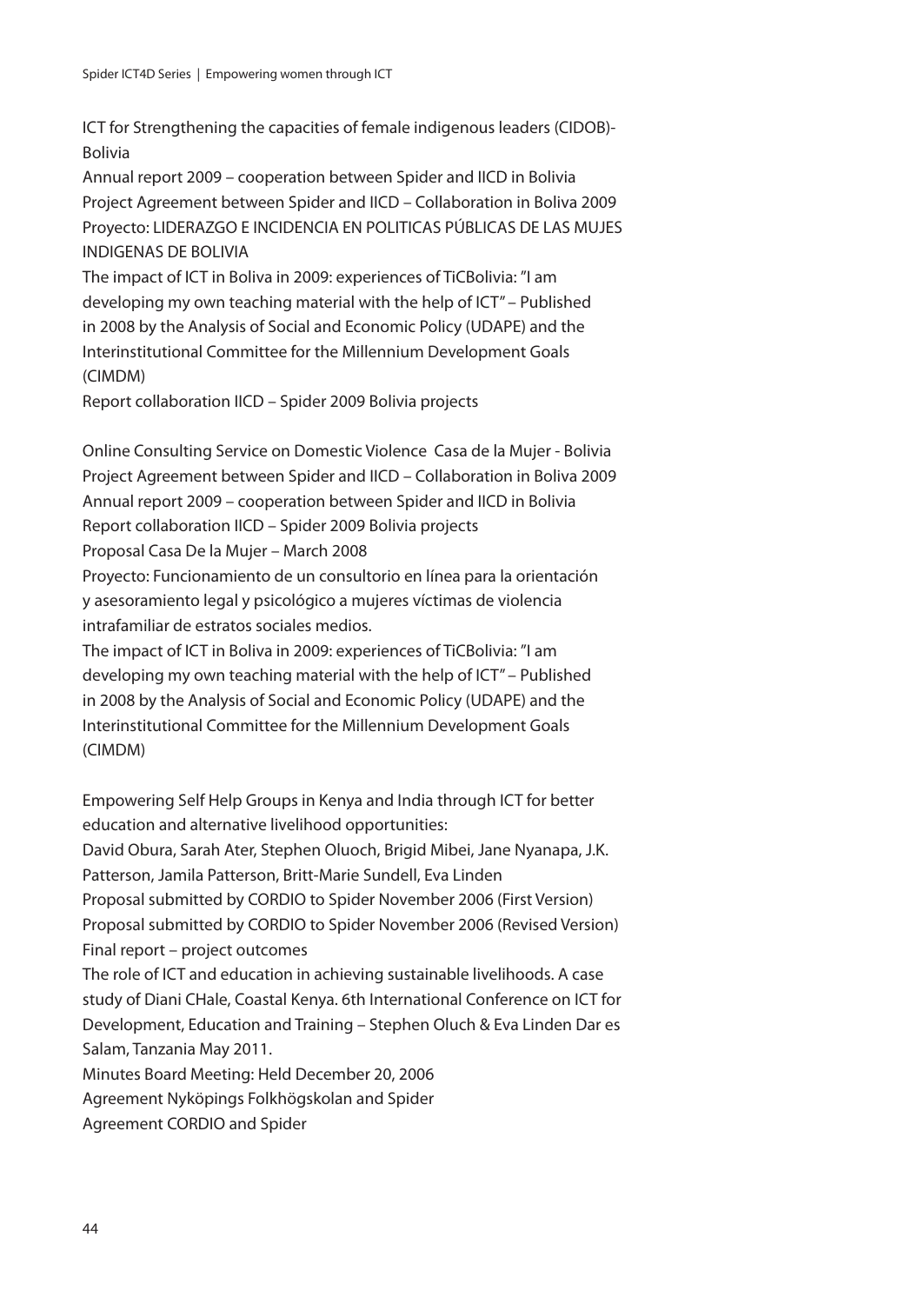ICT for Strengthening the capacities of female indigenous leaders (CIDOB)-Bolivia
Annual report 2009 – cooperation between Spider and IICD in Bolivia
Project Agreement between Spider and IICD – Collaboration in Boliva 2009
Proyecto: LIDERAZGO E INCIDENCIA EN POLITICAS PÚBLICAS DE LAS MUJES INDIGENAS DE BOLIVIA
The impact of ICT in Boliva in 2009: experiences of TiCBolivia: "I am developing my own teaching material with the help of ICT" – Published in 2008 by the Analysis of Social and Economic Policy (UDAPE) and the Interinstitutional Committee for the Millennium Development Goals (CIMDM)
Report collaboration IICD – Spider 2009 Bolivia projects

Online Consulting Service on Domestic Violence Casa de la Mujer - Bolivia
Project Agreement between Spider and IICD – Collaboration in Boliva 2009
Annual report 2009 – cooperation between Spider and IICD in Bolivia
Report collaboration IICD – Spider 2009 Bolivia projects
Proposal Casa De la Mujer – March 2008
Proyecto: Funcionamiento de un consultorio en línea para la orientación y asesoramiento legal y psicológico a mujeres víctimas de violencia intrafamiliar de estratos sociales medios.
The impact of ICT in Boliva in 2009: experiences of TiCBolivia: "I am developing my own teaching material with the help of ICT" – Published in 2008 by the Analysis of Social and Economic Policy (UDAPE) and the Interinstitutional Committee for the Millennium Development Goals (CIMDM)

Empowering Self Help Groups in Kenya and India through ICT for better education and alternative livelihood opportunities:
David Obura, Sarah Ater, Stephen Oluoch, Brigid Mibei, Jane Nyanapa, J.K. Patterson, Jamila Patterson, Britt-Marie Sundell, Eva Linden
Proposal submitted by CORDIO to Spider November 2006 (First Version)
Proposal submitted by CORDIO to Spider November 2006 (Revised Version)
Final report – project outcomes
The role of ICT and education in achieving sustainable livelihoods. A case study of Diani CHale, Coastal Kenya. 6th International Conference on ICT for Development, Education and Training – Stephen Oluch & Eva Linden Dar es Salam, Tanzania May 2011.
Minutes Board Meeting: Held December 20, 2006
Agreement Nyköpings Folkhögskolan and Spider
Agreement CORDIO and Spider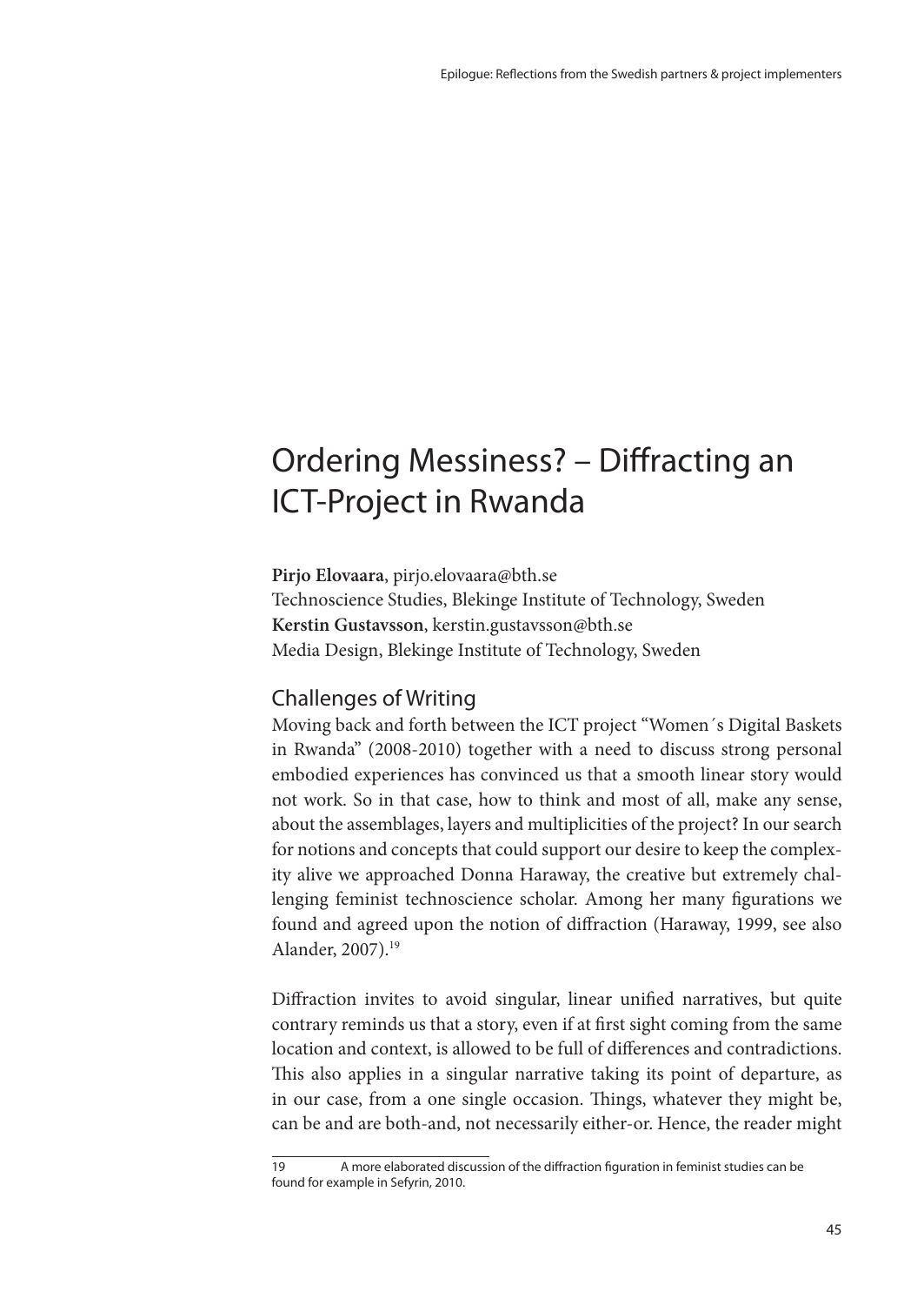# Ordering Messiness? – Diffracting an ICT-Project in Rwanda

**Pirjo Elovaara**, pirjo.elovaara@bth.se
Technoscience Studies, Blekinge Institute of Technology, Sweden
**Kerstin Gustavsson**, kerstin.gustavsson@bth.se
Media Design, Blekinge Institute of Technology, Sweden

## Challenges of Writing

Moving back and forth between the ICT project "Women´s Digital Baskets in Rwanda" (2008-2010) together with a need to discuss strong personal embodied experiences has convinced us that a smooth linear story would not work. So in that case, how to think and most of all, make any sense, about the assemblages, layers and multiplicities of the project? In our search for notions and concepts that could support our desire to keep the complexity alive we approached Donna Haraway, the creative but extremely challenging feminist technoscience scholar. Among her many figurations we found and agreed upon the notion of diffraction (Haraway, 1999, see also Alander, 2007).[19]

Diffraction invites to avoid singular, linear unified narratives, but quite contrary reminds us that a story, even if at first sight coming from the same location and context, is allowed to be full of differences and contradictions. This also applies in a singular narrative taking its point of departure, as in our case, from a one single occasion. Things, whatever they might be, can be and are both-and, not necessarily either-or. Hence, the reader might

---

19 A more elaborated discussion of the diffraction figuration in feminist studies can be found for example in Sefyrin, 2010.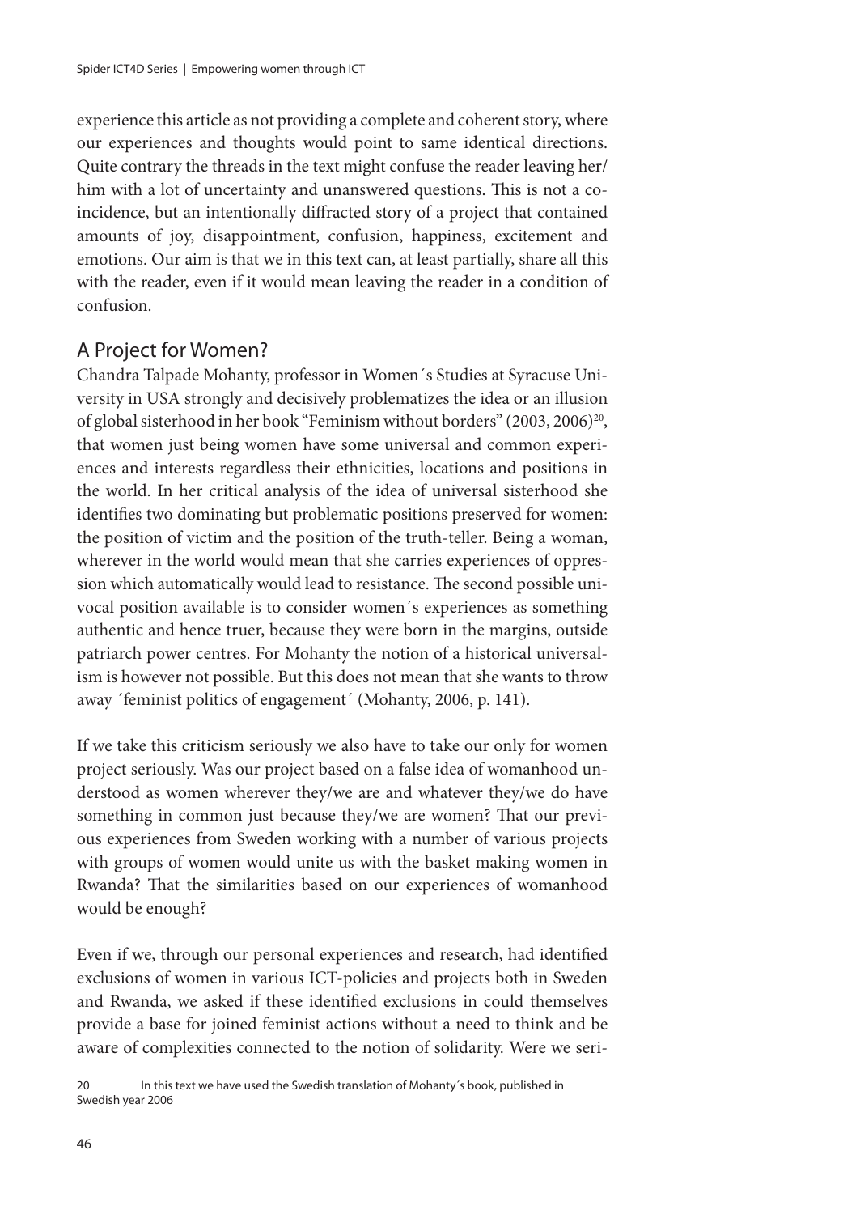experience this article as not providing a complete and coherent story, where our experiences and thoughts would point to same identical directions. Quite contrary the threads in the text might confuse the reader leaving her/him with a lot of uncertainty and unanswered questions. This is not a co-incidence, but an intentionally diffracted story of a project that contained amounts of joy, disappointment, confusion, happiness, excitement and emotions. Our aim is that we in this text can, at least partially, share all this with the reader, even if it would mean leaving the reader in a condition of confusion.

## A Project for Women?

Chandra Talpade Mohanty, professor in Women´s Studies at Syracuse University in USA strongly and decisively problematizes the idea or an illusion of global sisterhood in her book "Feminism without borders" (2003, 2006)[20], that women just being women have some universal and common experiences and interests regardless their ethnicities, locations and positions in the world. In her critical analysis of the idea of universal sisterhood she identifies two dominating but problematic positions preserved for women: the position of victim and the position of the truth-teller. Being a woman, wherever in the world would mean that she carries experiences of oppression which automatically would lead to resistance. The second possible univocal position available is to consider women´s experiences as something authentic and hence truer, because they were born in the margins, outside patriarch power centres. For Mohanty the notion of a historical universalism is however not possible. But this does not mean that she wants to throw away ´feminist politics of engagement´ (Mohanty, 2006, p. 141).

If we take this criticism seriously we also have to take our only for women project seriously. Was our project based on a false idea of womanhood understood as women wherever they/we are and whatever they/we do have something in common just because they/we are women? That our previous experiences from Sweden working with a number of various projects with groups of women would unite us with the basket making women in Rwanda? That the similarities based on our experiences of womanhood would be enough?

Even if we, through our personal experiences and research, had identified exclusions of women in various ICT-policies and projects both in Sweden and Rwanda, we asked if these identified exclusions in could themselves provide a base for joined feminist actions without a need to think and be aware of complexities connected to the notion of solidarity. Were we seri-

---

20 In this text we have used the Swedish translation of Mohanty´s book, published in Swedish year 2006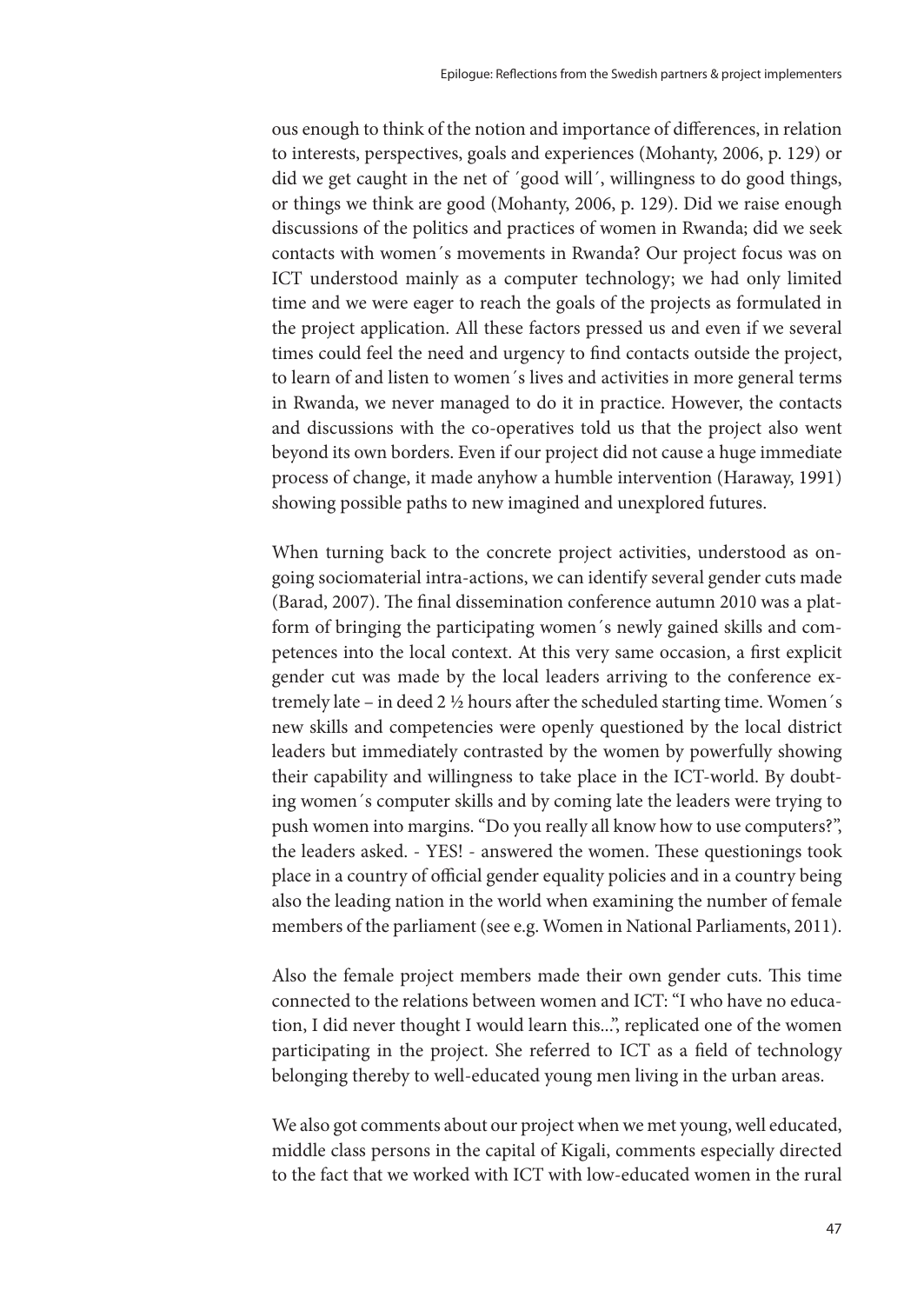ous enough to think of the notion and importance of differences, in relation to interests, perspectives, goals and experiences (Mohanty, 2006, p. 129) or did we get caught in the net of ´good will´, willingness to do good things, or things we think are good (Mohanty, 2006, p. 129). Did we raise enough discussions of the politics and practices of women in Rwanda; did we seek contacts with women´s movements in Rwanda? Our project focus was on ICT understood mainly as a computer technology; we had only limited time and we were eager to reach the goals of the projects as formulated in the project application. All these factors pressed us and even if we several times could feel the need and urgency to find contacts outside the project, to learn of and listen to women´s lives and activities in more general terms in Rwanda, we never managed to do it in practice. However, the contacts and discussions with the co-operatives told us that the project also went beyond its own borders. Even if our project did not cause a huge immediate process of change, it made anyhow a humble intervention (Haraway, 1991) showing possible paths to new imagined and unexplored futures.

When turning back to the concrete project activities, understood as on-going sociomaterial intra-actions, we can identify several gender cuts made (Barad, 2007). The final dissemination conference autumn 2010 was a platform of bringing the participating women´s newly gained skills and competences into the local context. At this very same occasion, a first explicit gender cut was made by the local leaders arriving to the conference extremely late – in deed 2 ½ hours after the scheduled starting time. Women´s new skills and competencies were openly questioned by the local district leaders but immediately contrasted by the women by powerfully showing their capability and willingness to take place in the ICT-world. By doubting women´s computer skills and by coming late the leaders were trying to push women into margins. "Do you really all know how to use computers?", the leaders asked. - YES! - answered the women. These questionings took place in a country of official gender equality policies and in a country being also the leading nation in the world when examining the number of female members of the parliament (see e.g. Women in National Parliaments, 2011).

Also the female project members made their own gender cuts. This time connected to the relations between women and ICT: "I who have no education, I did never thought I would learn this...", replicated one of the women participating in the project. She referred to ICT as a field of technology belonging thereby to well-educated young men living in the urban areas.

We also got comments about our project when we met young, well educated, middle class persons in the capital of Kigali, comments especially directed to the fact that we worked with ICT with low-educated women in the rural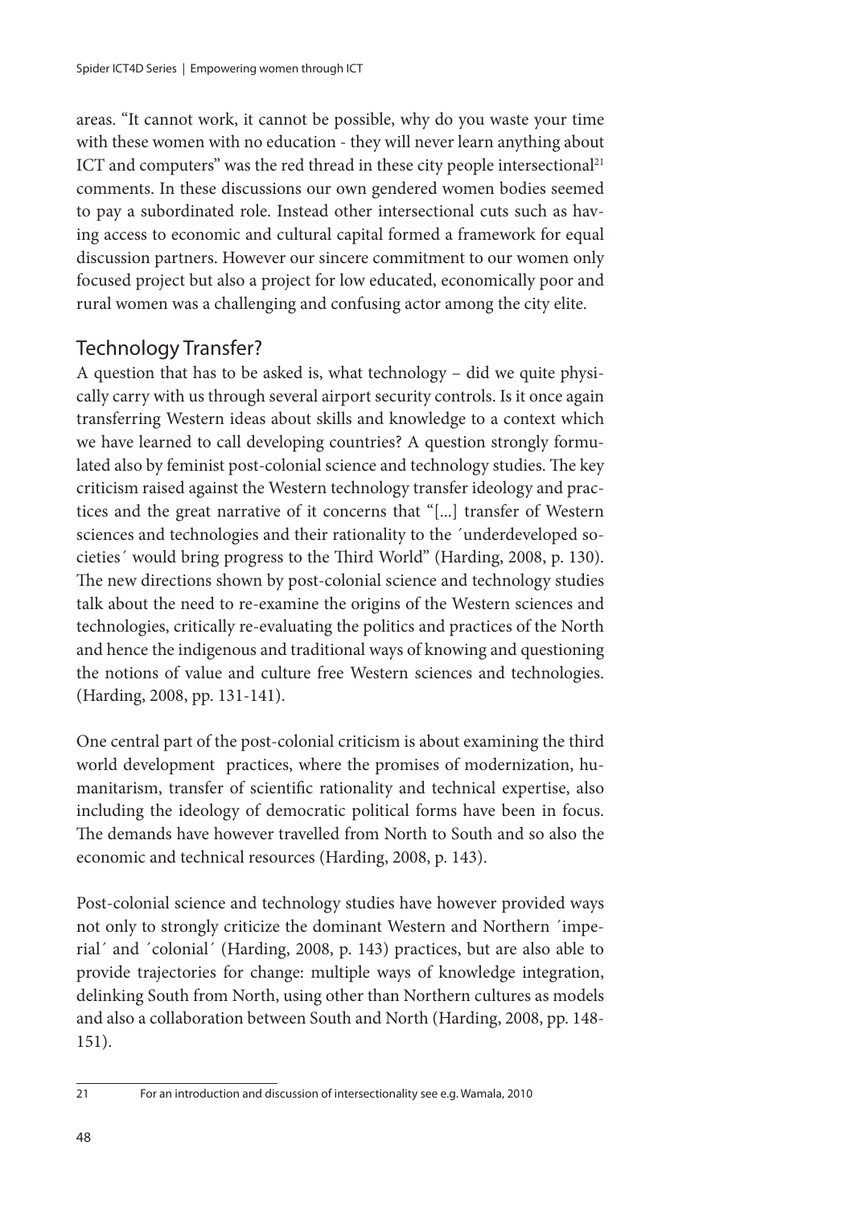areas. "It cannot work, it cannot be possible, why do you waste your time with these women with no education - they will never learn anything about ICT and computers" was the red thread in these city people intersectional[21] comments. In these discussions our own gendered women bodies seemed to pay a subordinated role. Instead other intersectional cuts such as having access to economic and cultural capital formed a framework for equal discussion partners. However our sincere commitment to our women only focused project but also a project for low educated, economically poor and rural women was a challenging and confusing actor among the city elite.

## Technology Transfer?

A question that has to be asked is, what technology – did we quite physically carry with us through several airport security controls. Is it once again transferring Western ideas about skills and knowledge to a context which we have learned to call developing countries? A question strongly formulated also by feminist post-colonial science and technology studies. The key criticism raised against the Western technology transfer ideology and practices and the great narrative of it concerns that "[...] transfer of Western sciences and technologies and their rationality to the ´underdeveloped societies´ would bring progress to the Third World" (Harding, 2008, p. 130). The new directions shown by post-colonial science and technology studies talk about the need to re-examine the origins of the Western sciences and technologies, critically re-evaluating the politics and practices of the North and hence the indigenous and traditional ways of knowing and questioning the notions of value and culture free Western sciences and technologies. (Harding, 2008, pp. 131-141).

One central part of the post-colonial criticism is about examining the third world development practices, where the promises of modernization, humanitarism, transfer of scientific rationality and technical expertise, also including the ideology of democratic political forms have been in focus. The demands have however travelled from North to South and so also the economic and technical resources (Harding, 2008, p. 143).

Post-colonial science and technology studies have however provided ways not only to strongly criticize the dominant Western and Northern ´imperial´ and ´colonial´ (Harding, 2008, p. 143) practices, but are also able to provide trajectories for change: multiple ways of knowledge integration, delinking South from North, using other than Northern cultures as models and also a collaboration between South and North (Harding, 2008, pp. 148-151).

---

21 For an introduction and discussion of intersectionality see e.g. Wamala, 2010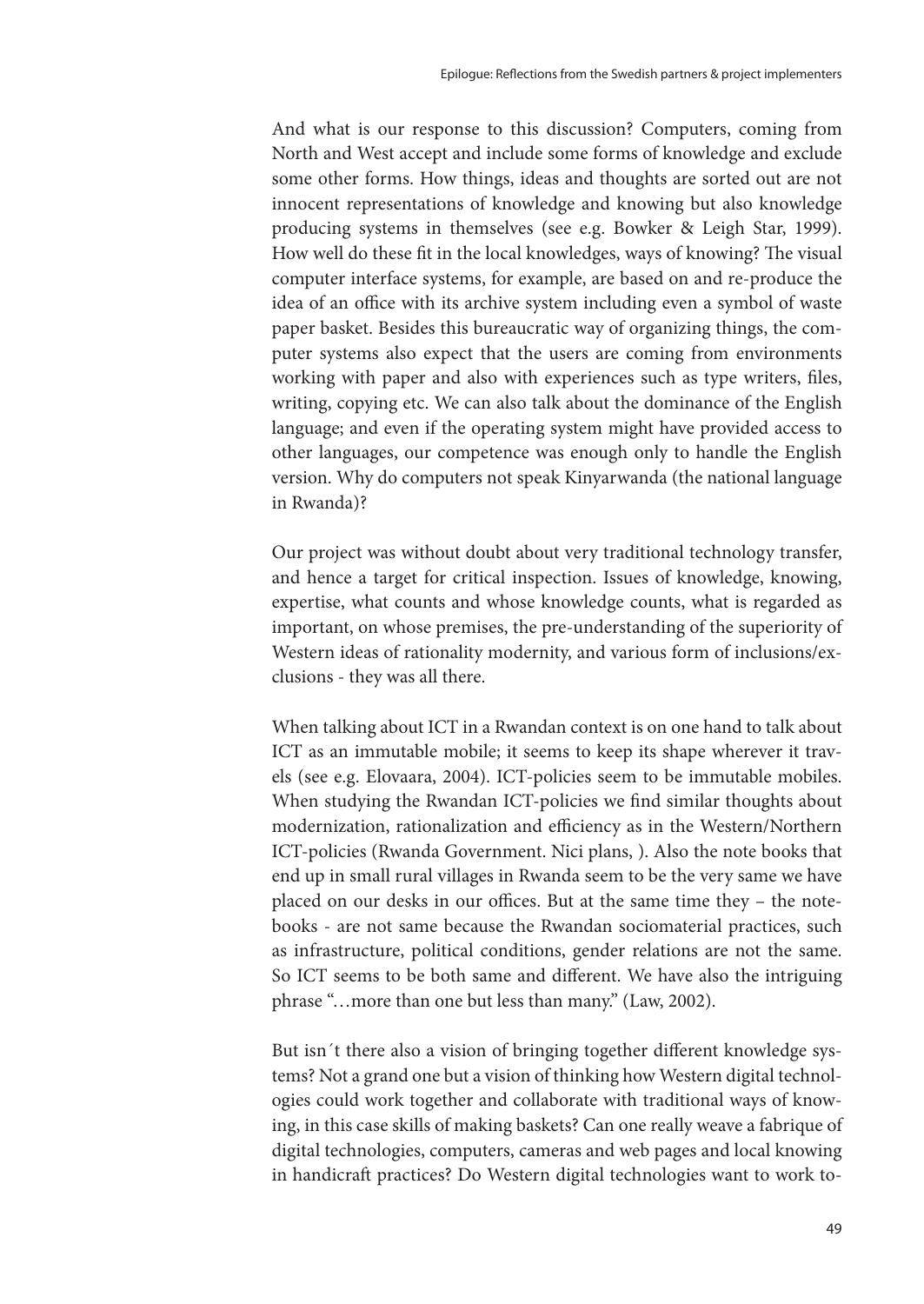And what is our response to this discussion? Computers, coming from North and West accept and include some forms of knowledge and exclude some other forms. How things, ideas and thoughts are sorted out are not innocent representations of knowledge and knowing but also knowledge producing systems in themselves (see e.g. Bowker & Leigh Star, 1999). How well do these fit in the local knowledges, ways of knowing? The visual computer interface systems, for example, are based on and re-produce the idea of an office with its archive system including even a symbol of waste paper basket. Besides this bureaucratic way of organizing things, the computer systems also expect that the users are coming from environments working with paper and also with experiences such as type writers, files, writing, copying etc. We can also talk about the dominance of the English language; and even if the operating system might have provided access to other languages, our competence was enough only to handle the English version. Why do computers not speak Kinyarwanda (the national language in Rwanda)?

Our project was without doubt about very traditional technology transfer, and hence a target for critical inspection. Issues of knowledge, knowing, expertise, what counts and whose knowledge counts, what is regarded as important, on whose premises, the pre-understanding of the superiority of Western ideas of rationality modernity, and various form of inclusions/exclusions - they was all there.

When talking about ICT in a Rwandan context is on one hand to talk about ICT as an immutable mobile; it seems to keep its shape wherever it travels (see e.g. Elovaara, 2004). ICT-policies seem to be immutable mobiles. When studying the Rwandan ICT-policies we find similar thoughts about modernization, rationalization and efficiency as in the Western/Northern ICT-policies (Rwanda Government. Nici plans, ). Also the note books that end up in small rural villages in Rwanda seem to be the very same we have placed on our desks in our offices. But at the same time they – the notebooks - are not same because the Rwandan sociomaterial practices, such as infrastructure, political conditions, gender relations are not the same. So ICT seems to be both same and different. We have also the intriguing phrase "…more than one but less than many." (Law, 2002).

But isn´t there also a vision of bringing together different knowledge systems? Not a grand one but a vision of thinking how Western digital technologies could work together and collaborate with traditional ways of knowing, in this case skills of making baskets? Can one really weave a fabrique of digital technologies, computers, cameras and web pages and local knowing in handicraft practices? Do Western digital technologies want to work to-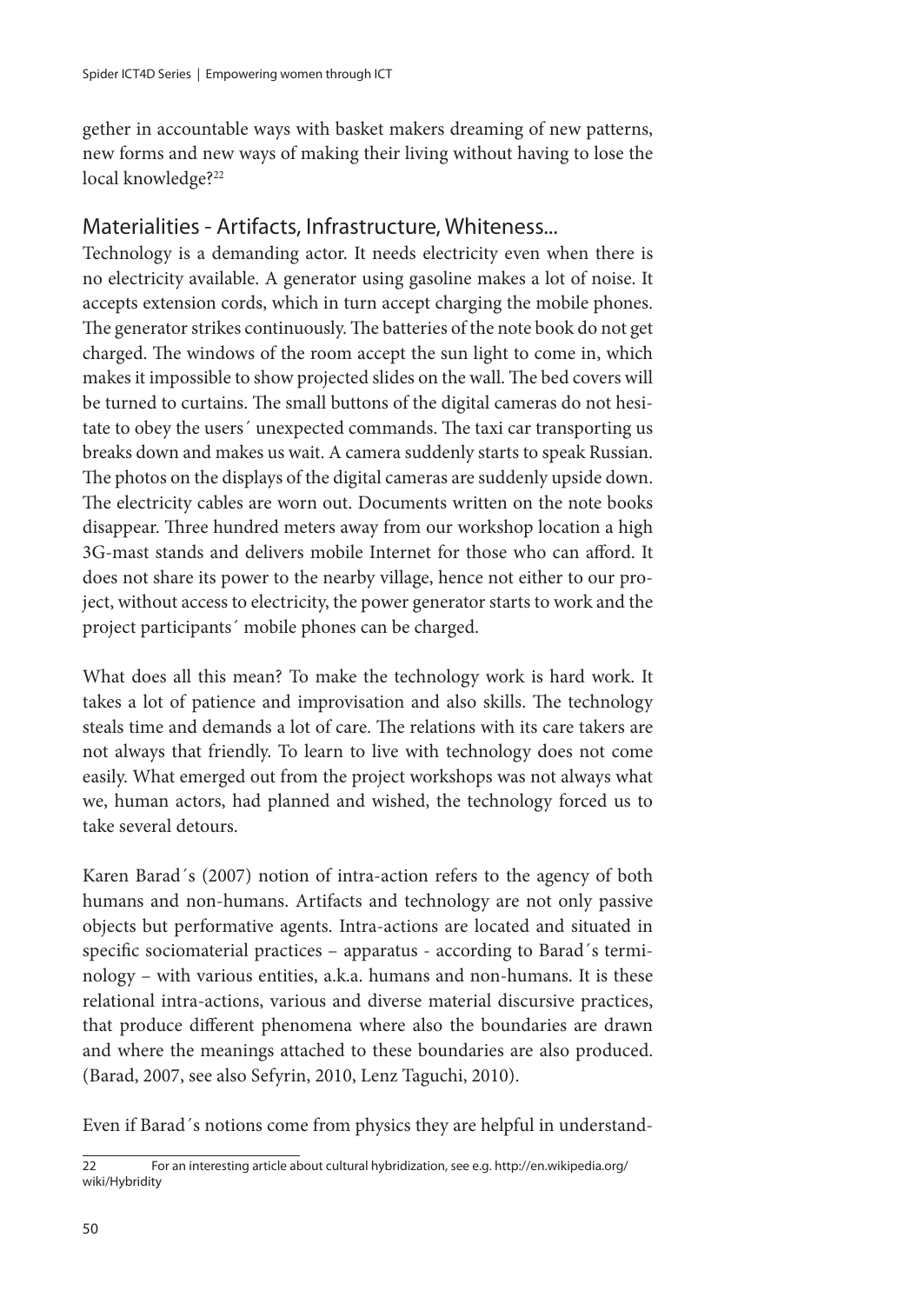gether in accountable ways with basket makers dreaming of new patterns, new forms and new ways of making their living without having to lose the local knowledge?[22]

## Materialities - Artifacts, Infrastructure, Whiteness...

Technology is a demanding actor. It needs electricity even when there is no electricity available. A generator using gasoline makes a lot of noise. It accepts extension cords, which in turn accept charging the mobile phones. The generator strikes continuously. The batteries of the note book do not get charged. The windows of the room accept the sun light to come in, which makes it impossible to show projected slides on the wall. The bed covers will be turned to curtains. The small buttons of the digital cameras do not hesitate to obey the users´ unexpected commands. The taxi car transporting us breaks down and makes us wait. A camera suddenly starts to speak Russian. The photos on the displays of the digital cameras are suddenly upside down. The electricity cables are worn out. Documents written on the note books disappear. Three hundred meters away from our workshop location a high 3G-mast stands and delivers mobile Internet for those who can afford. It does not share its power to the nearby village, hence not either to our project, without access to electricity, the power generator starts to work and the project participants´ mobile phones can be charged.

What does all this mean? To make the technology work is hard work. It takes a lot of patience and improvisation and also skills. The technology steals time and demands a lot of care. The relations with its care takers are not always that friendly. To learn to live with technology does not come easily. What emerged out from the project workshops was not always what we, human actors, had planned and wished, the technology forced us to take several detours.

Karen Barad´s (2007) notion of intra-action refers to the agency of both humans and non-humans. Artifacts and technology are not only passive objects but performative agents. Intra-actions are located and situated in specific sociomaterial practices – apparatus - according to Barad´s terminology – with various entities, a.k.a. humans and non-humans. It is these relational intra-actions, various and diverse material discursive practices, that produce different phenomena where also the boundaries are drawn and where the meanings attached to these boundaries are also produced. (Barad, 2007, see also Sefyrin, 2010, Lenz Taguchi, 2010).

Even if Barad´s notions come from physics they are helpful in understand-

---

22 For an interesting article about cultural hybridization, see e.g. http://en.wikipedia.org/wiki/Hybridity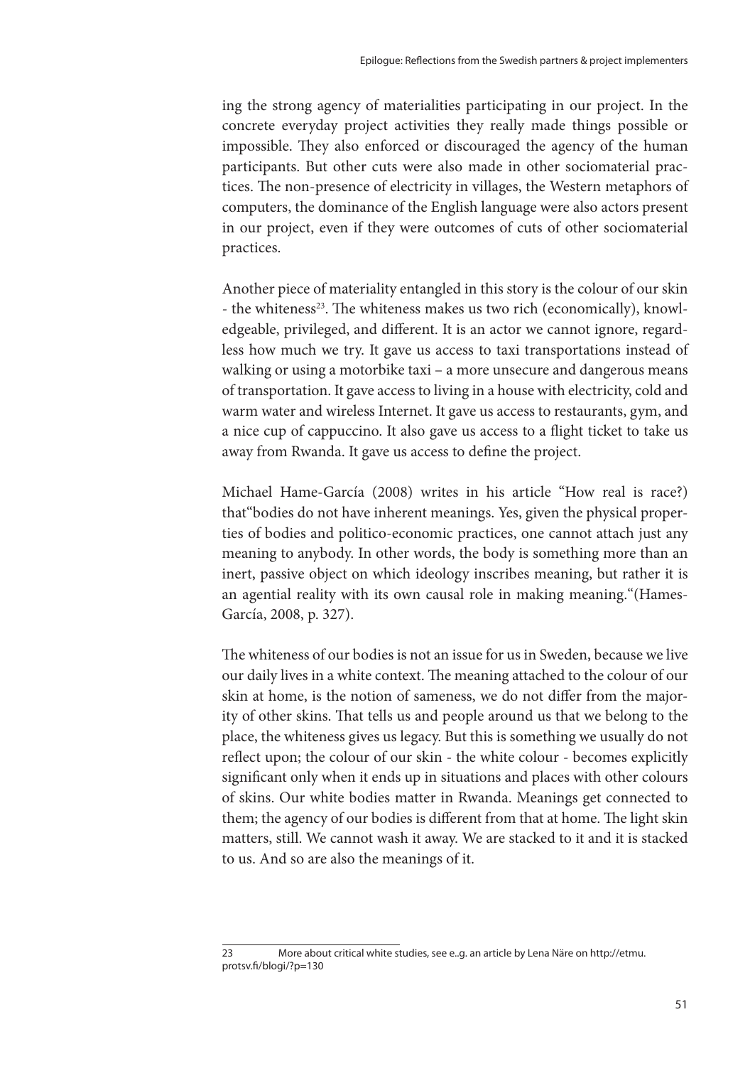ing the strong agency of materialities participating in our project. In the concrete everyday project activities they really made things possible or impossible. They also enforced or discouraged the agency of the human participants. But other cuts were also made in other sociomaterial practices. The non-presence of electricity in villages, the Western metaphors of computers, the dominance of the English language were also actors present in our project, even if they were outcomes of cuts of other sociomaterial practices.

Another piece of materiality entangled in this story is the colour of our skin - the whiteness[23]. The whiteness makes us two rich (economically), knowledgeable, privileged, and different. It is an actor we cannot ignore, regardless how much we try. It gave us access to taxi transportations instead of walking or using a motorbike taxi – a more unsecure and dangerous means of transportation. It gave access to living in a house with electricity, cold and warm water and wireless Internet. It gave us access to restaurants, gym, and a nice cup of cappuccino. It also gave us access to a flight ticket to take us away from Rwanda. It gave us access to define the project.

Michael Hame-García (2008) writes in his article "How real is race?) that"bodies do not have inherent meanings. Yes, given the physical properties of bodies and politico-economic practices, one cannot attach just any meaning to anybody. In other words, the body is something more than an inert, passive object on which ideology inscribes meaning, but rather it is an agential reality with its own causal role in making meaning."(Hames-García, 2008, p. 327).

The whiteness of our bodies is not an issue for us in Sweden, because we live our daily lives in a white context. The meaning attached to the colour of our skin at home, is the notion of sameness, we do not differ from the majority of other skins. That tells us and people around us that we belong to the place, the whiteness gives us legacy. But this is something we usually do not reflect upon; the colour of our skin - the white colour - becomes explicitly significant only when it ends up in situations and places with other colours of skins. Our white bodies matter in Rwanda. Meanings get connected to them; the agency of our bodies is different from that at home. The light skin matters, still. We cannot wash it away. We are stacked to it and it is stacked to us. And so are also the meanings of it.

---

23 More about critical white studies, see e..g. an article by Lena Näre on http://etmu.protsv.fi/blogi/?p=130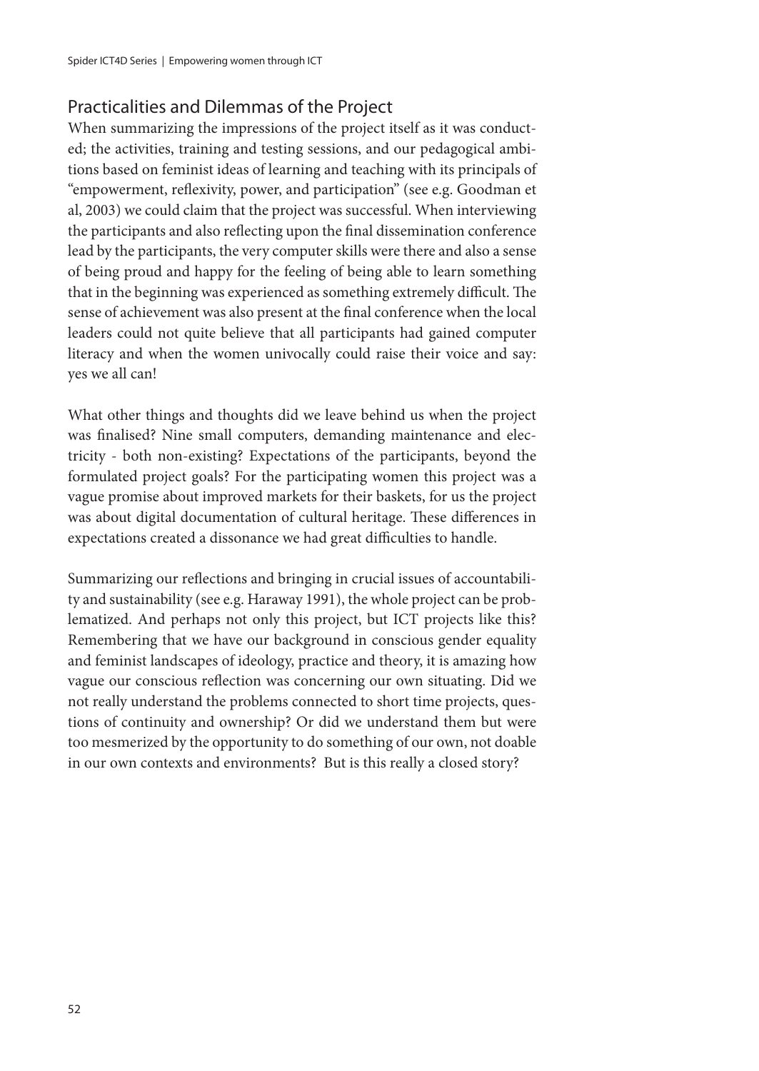## Practicalities and Dilemmas of the Project

When summarizing the impressions of the project itself as it was conducted; the activities, training and testing sessions, and our pedagogical ambitions based on feminist ideas of learning and teaching with its principals of "empowerment, reflexivity, power, and participation" (see e.g. Goodman et al, 2003) we could claim that the project was successful. When interviewing the participants and also reflecting upon the final dissemination conference lead by the participants, the very computer skills were there and also a sense of being proud and happy for the feeling of being able to learn something that in the beginning was experienced as something extremely difficult. The sense of achievement was also present at the final conference when the local leaders could not quite believe that all participants had gained computer literacy and when the women univocally could raise their voice and say: yes we all can!

What other things and thoughts did we leave behind us when the project was finalised? Nine small computers, demanding maintenance and electricity - both non-existing? Expectations of the participants, beyond the formulated project goals? For the participating women this project was a vague promise about improved markets for their baskets, for us the project was about digital documentation of cultural heritage. These differences in expectations created a dissonance we had great difficulties to handle.

Summarizing our reflections and bringing in crucial issues of accountability and sustainability (see e.g. Haraway 1991), the whole project can be problematized. And perhaps not only this project, but ICT projects like this? Remembering that we have our background in conscious gender equality and feminist landscapes of ideology, practice and theory, it is amazing how vague our conscious reflection was concerning our own situating. Did we not really understand the problems connected to short time projects, questions of continuity and ownership? Or did we understand them but were too mesmerized by the opportunity to do something of our own, not doable in our own contexts and environments? But is this really a closed story?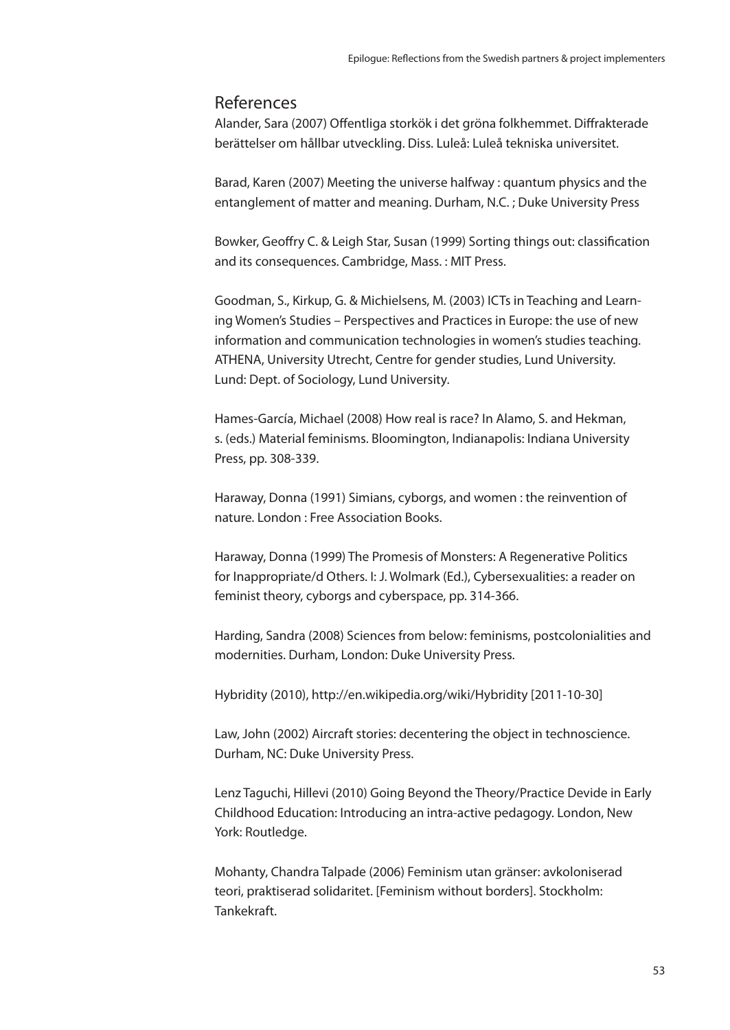## References

Alander, Sara (2007) Offentliga storkök i det gröna folkhemmet. Diffrakterade berättelser om hållbar utveckling. Diss. Luleå: Luleå tekniska universitet.

Barad, Karen (2007) Meeting the universe halfway : quantum physics and the entanglement of matter and meaning. Durham, N.C. ; Duke University Press

Bowker, Geoffry C. & Leigh Star, Susan (1999) Sorting things out: classification and its consequences. Cambridge, Mass. : MIT Press.

Goodman, S., Kirkup, G. & Michielsens, M. (2003) ICTs in Teaching and Learning Women's Studies – Perspectives and Practices in Europe: the use of new information and communication technologies in women's studies teaching. ATHENA, University Utrecht, Centre for gender studies, Lund University. Lund: Dept. of Sociology, Lund University.

Hames-García, Michael (2008) How real is race? In Alamo, S. and Hekman, s. (eds.) Material feminisms. Bloomington, Indianapolis: Indiana University Press, pp. 308-339.

Haraway, Donna (1991) Simians, cyborgs, and women : the reinvention of nature. London : Free Association Books.

Haraway, Donna (1999) The Promesis of Monsters: A Regenerative Politics for Inappropriate/d Others. I: J. Wolmark (Ed.), Cybersexualities: a reader on feminist theory, cyborgs and cyberspace, pp. 314-366.

Harding, Sandra (2008) Sciences from below: feminisms, postcolonialities and modernities. Durham, London: Duke University Press.

Hybridity (2010), http://en.wikipedia.org/wiki/Hybridity [2011-10-30]

Law, John (2002) Aircraft stories: decentering the object in technoscience. Durham, NC: Duke University Press.

Lenz Taguchi, Hillevi (2010) Going Beyond the Theory/Practice Devide in Early Childhood Education: Introducing an intra-active pedagogy. London, New York: Routledge.

Mohanty, Chandra Talpade (2006) Feminism utan gränser: avkoloniserad teori, praktiserad solidaritet. [Feminism without borders]. Stockholm: Tankekraft.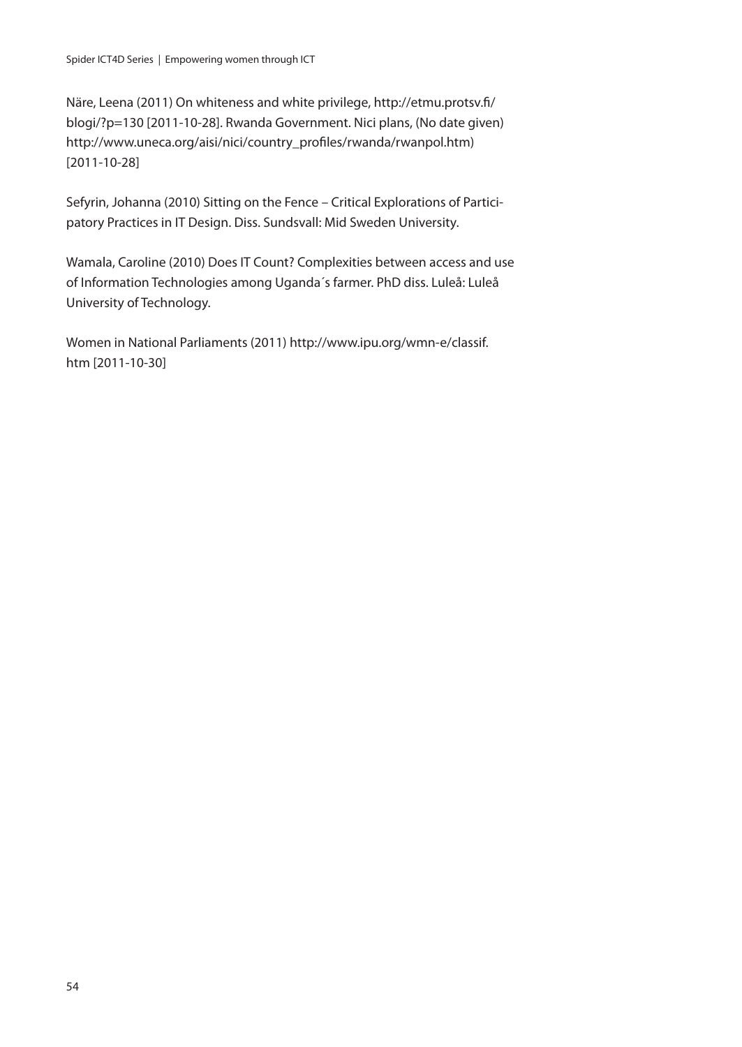Näre, Leena (2011) On whiteness and white privilege, http://etmu.protsv.fi/blogi/?p=130 [2011-10-28]. Rwanda Government. Nici plans, (No date given) http://www.uneca.org/aisi/nici/country_profiles/rwanda/rwanpol.htm) [2011-10-28]

Sefyrin, Johanna (2010) Sitting on the Fence – Critical Explorations of Participatory Practices in IT Design. Diss. Sundsvall: Mid Sweden University.

Wamala, Caroline (2010) Does IT Count? Complexities between access and use of Information Technologies among Uganda´s farmer. PhD diss. Luleå: Luleå University of Technology.

Women in National Parliaments (2011) http://www.ipu.org/wmn-e/classif.htm [2011-10-30]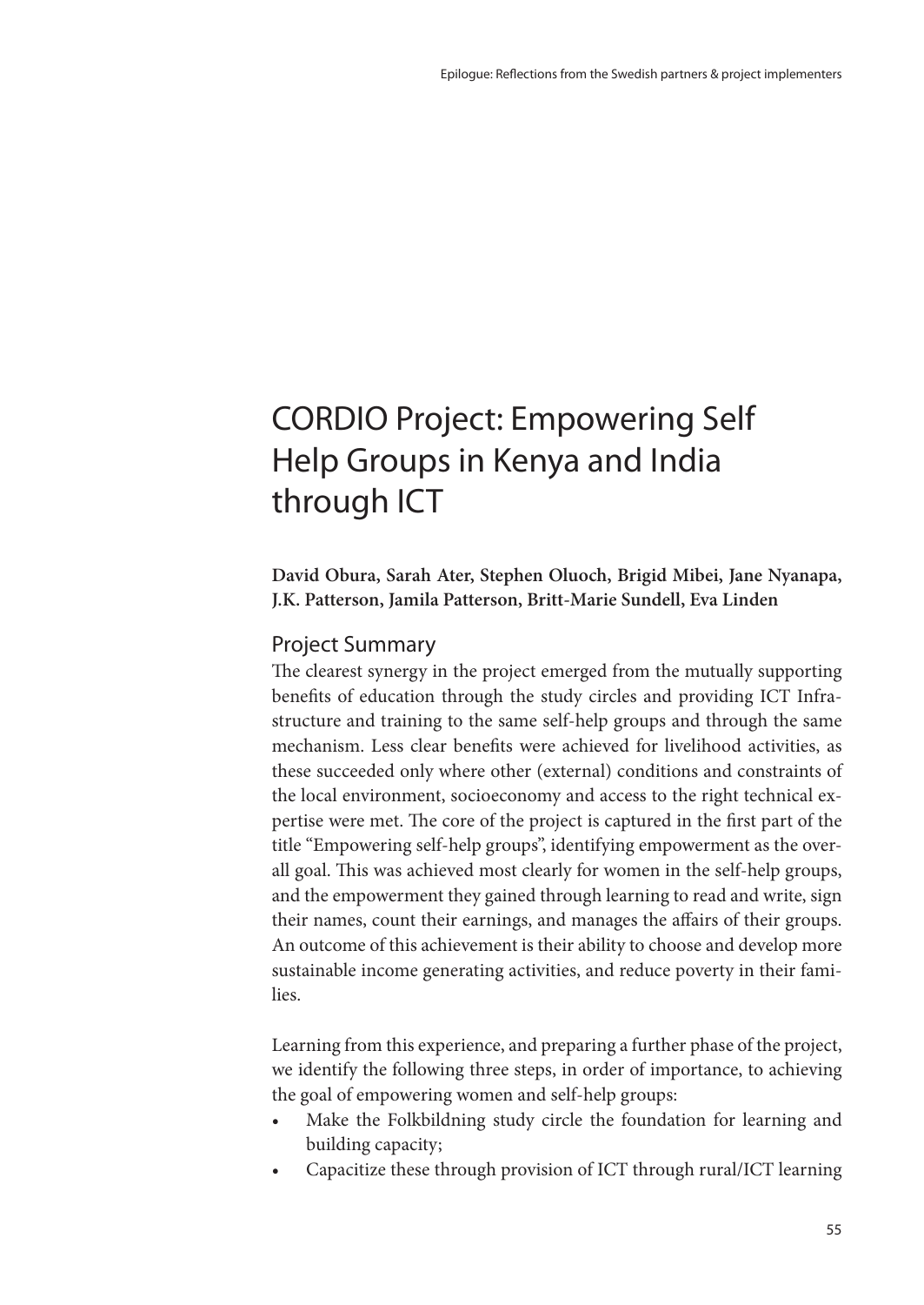# CORDIO Project: Empowering Self Help Groups in Kenya and India through ICT

**David Obura, Sarah Ater, Stephen Oluoch, Brigid Mibei, Jane Nyanapa, J.K. Patterson, Jamila Patterson, Britt-Marie Sundell, Eva Linden**

## Project Summary

The clearest synergy in the project emerged from the mutually supporting benefits of education through the study circles and providing ICT Infrastructure and training to the same self-help groups and through the same mechanism. Less clear benefits were achieved for livelihood activities, as these succeeded only where other (external) conditions and constraints of the local environment, socioeconomy and access to the right technical expertise were met. The core of the project is captured in the first part of the title "Empowering self-help groups", identifying empowerment as the overall goal. This was achieved most clearly for women in the self-help groups, and the empowerment they gained through learning to read and write, sign their names, count their earnings, and manages the affairs of their groups. An outcome of this achievement is their ability to choose and develop more sustainable income generating activities, and reduce poverty in their families.

Learning from this experience, and preparing a further phase of the project, we identify the following three steps, in order of importance, to achieving the goal of empowering women and self-help groups:

- Make the Folkbildning study circle the foundation for learning and building capacity;
- Capacitize these through provision of ICT through rural/ICT learning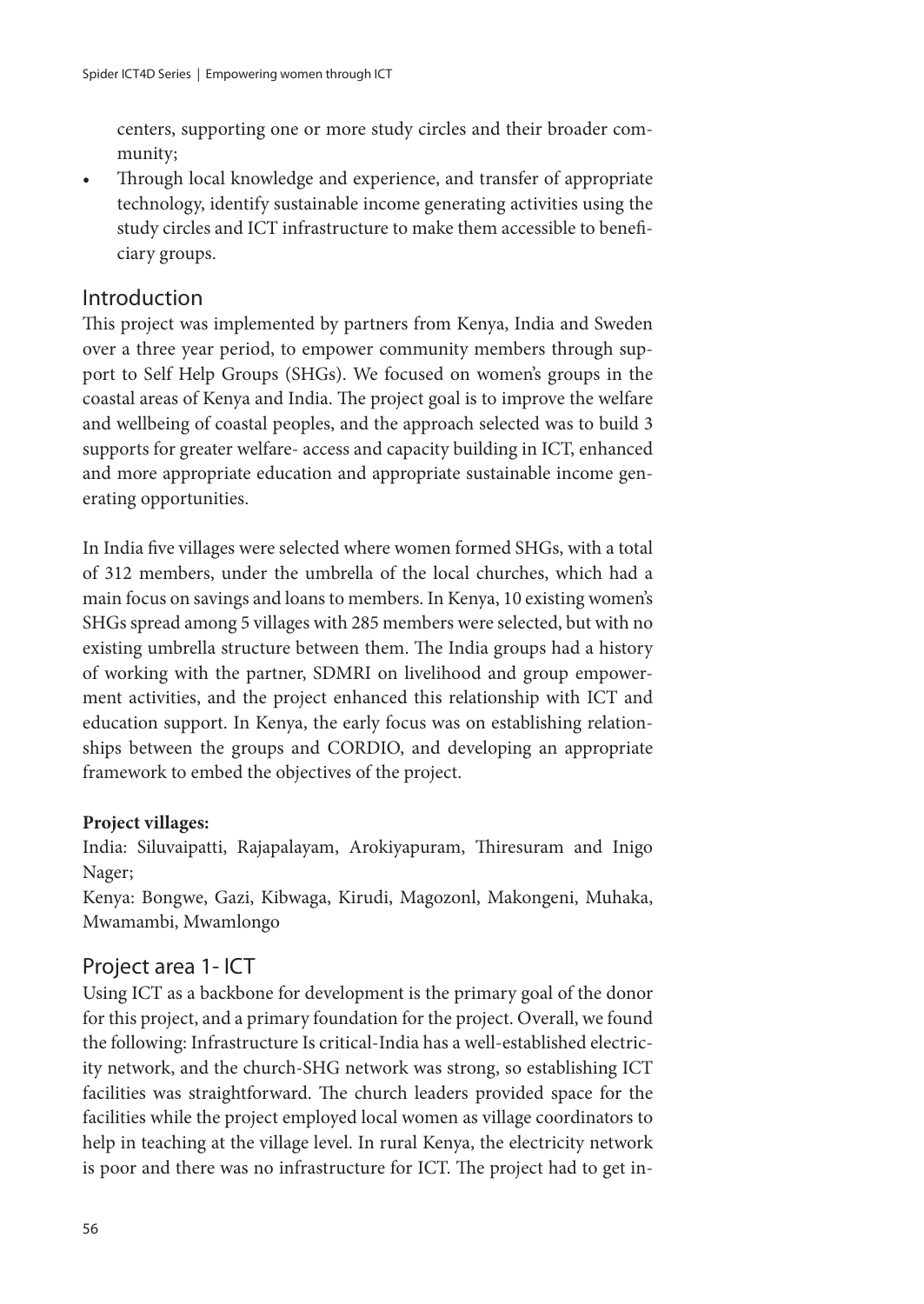centers, supporting one or more study circles and their broader community;

- Through local knowledge and experience, and transfer of appropriate technology, identify sustainable income generating activities using the study circles and ICT infrastructure to make them accessible to beneficiary groups.

## Introduction

This project was implemented by partners from Kenya, India and Sweden over a three year period, to empower community members through support to Self Help Groups (SHGs). We focused on women's groups in the coastal areas of Kenya and India. The project goal is to improve the welfare and wellbeing of coastal peoples, and the approach selected was to build 3 supports for greater welfare- access and capacity building in ICT, enhanced and more appropriate education and appropriate sustainable income generating opportunities.

In India five villages were selected where women formed SHGs, with a total of 312 members, under the umbrella of the local churches, which had a main focus on savings and loans to members. In Kenya, 10 existing women's SHGs spread among 5 villages with 285 members were selected, but with no existing umbrella structure between them. The India groups had a history of working with the partner, SDMRI on livelihood and group empowerment activities, and the project enhanced this relationship with ICT and education support. In Kenya, the early focus was on establishing relationships between the groups and CORDIO, and developing an appropriate framework to embed the objectives of the project.

**Project villages:**

India: Siluvaipatti, Rajapalayam, Arokiyapuram, Thiresuram and Inigo Nager;

Kenya: Bongwe, Gazi, Kibwaga, Kirudi, Magozonl, Makongeni, Muhaka, Mwamambi, Mwamlongo

## Project area 1- ICT

Using ICT as a backbone for development is the primary goal of the donor for this project, and a primary foundation for the project. Overall, we found the following: Infrastructure Is critical-India has a well-established electricity network, and the church-SHG network was strong, so establishing ICT facilities was straightforward. The church leaders provided space for the facilities while the project employed local women as village coordinators to help in teaching at the village level. In rural Kenya, the electricity network is poor and there was no infrastructure for ICT. The project had to get in-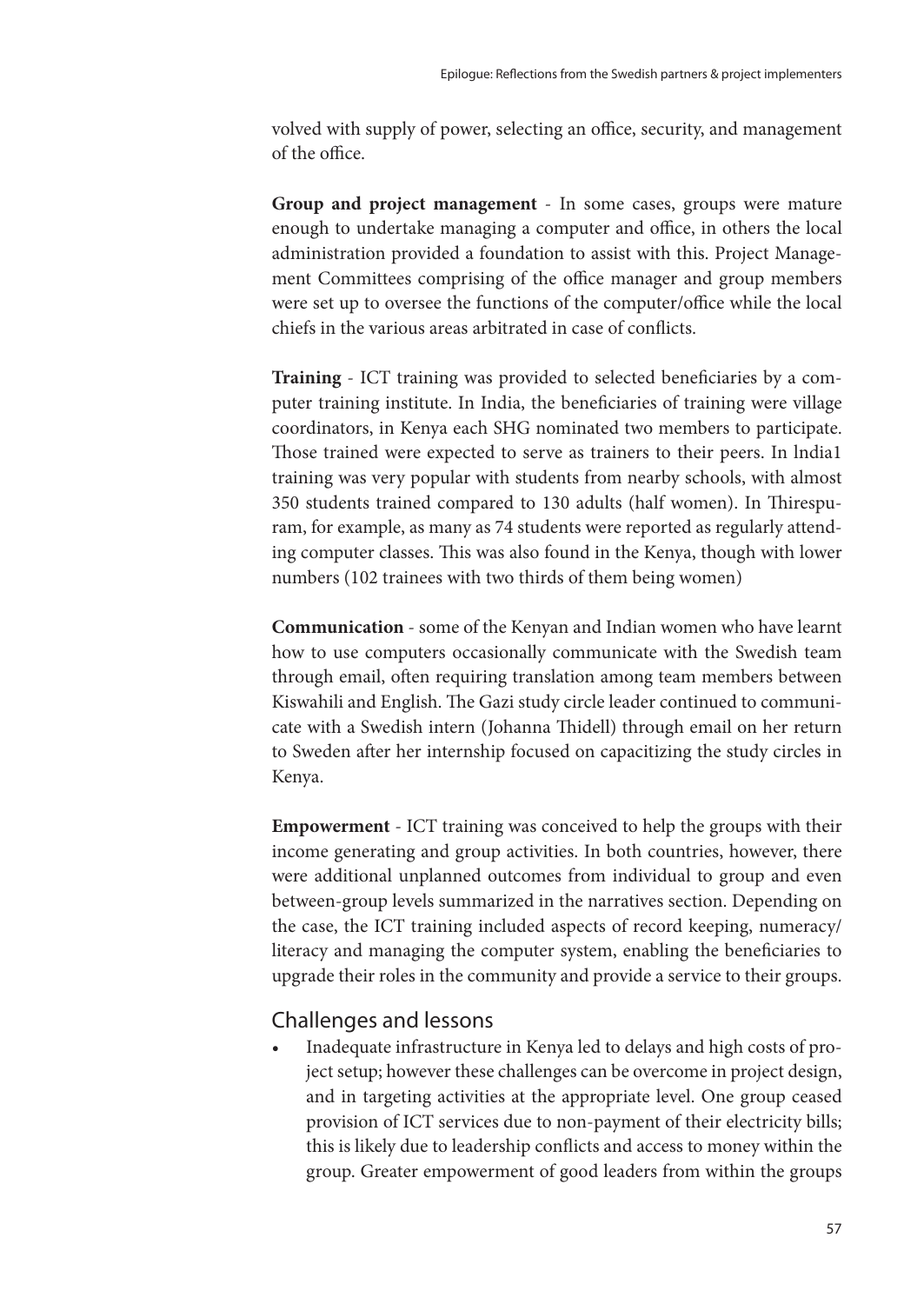volved with supply of power, selecting an office, security, and management of the office.

**Group and project management** - In some cases, groups were mature enough to undertake managing a computer and office, in others the local administration provided a foundation to assist with this. Project Management Committees comprising of the office manager and group members were set up to oversee the functions of the computer/office while the local chiefs in the various areas arbitrated in case of conflicts.

**Training** - ICT training was provided to selected beneficiaries by a computer training institute. In India, the beneficiaries of training were village coordinators, in Kenya each SHG nominated two members to participate. Those trained were expected to serve as trainers to their peers. In lndia1 training was very popular with students from nearby schools, with almost 350 students trained compared to 130 adults (half women). In Thirespuram, for example, as many as 74 students were reported as regularly attending computer classes. This was also found in the Kenya, though with lower numbers (102 trainees with two thirds of them being women)

**Communication** - some of the Kenyan and Indian women who have learnt how to use computers occasionally communicate with the Swedish team through email, often requiring translation among team members between Kiswahili and English. The Gazi study circle leader continued to communicate with a Swedish intern (Johanna Thidell) through email on her return to Sweden after her internship focused on capacitizing the study circles in Kenya.

**Empowerment** - ICT training was conceived to help the groups with their income generating and group activities. In both countries, however, there were additional unplanned outcomes from individual to group and even between-group levels summarized in the narratives section. Depending on the case, the ICT training included aspects of record keeping, numeracy/literacy and managing the computer system, enabling the beneficiaries to upgrade their roles in the community and provide a service to their groups.

## Challenges and lessons

- Inadequate infrastructure in Kenya led to delays and high costs of project setup; however these challenges can be overcome in project design, and in targeting activities at the appropriate level. One group ceased provision of ICT services due to non-payment of their electricity bills; this is likely due to leadership conflicts and access to money within the group. Greater empowerment of good leaders from within the groups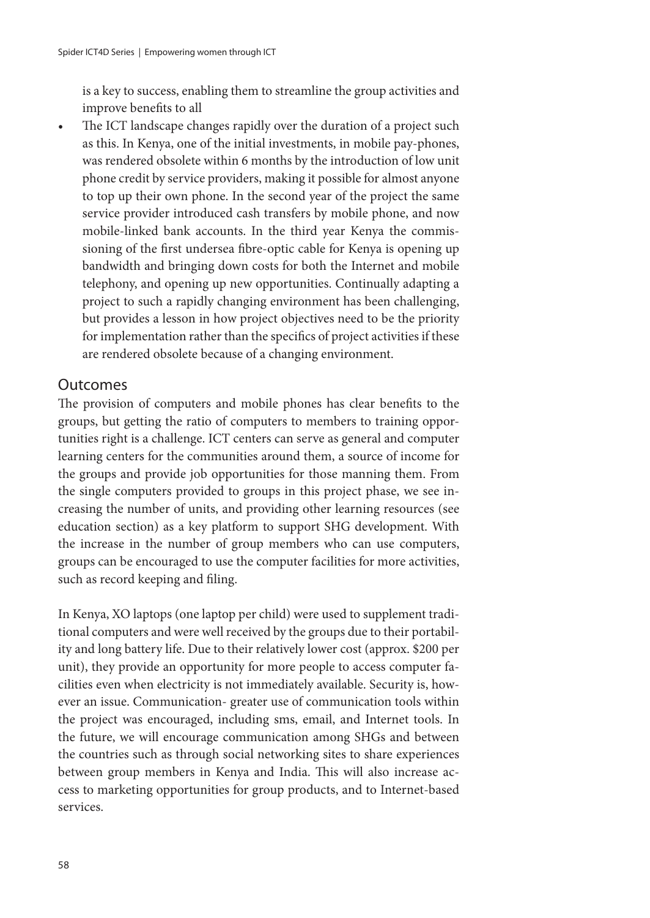is a key to success, enabling them to streamline the group activities and improve benefits to all

- The ICT landscape changes rapidly over the duration of a project such as this. In Kenya, one of the initial investments, in mobile pay-phones, was rendered obsolete within 6 months by the introduction of low unit phone credit by service providers, making it possible for almost anyone to top up their own phone. In the second year of the project the same service provider introduced cash transfers by mobile phone, and now mobile-linked bank accounts. In the third year Kenya the commissioning of the first undersea fibre-optic cable for Kenya is opening up bandwidth and bringing down costs for both the Internet and mobile telephony, and opening up new opportunities. Continually adapting a project to such a rapidly changing environment has been challenging, but provides a lesson in how project objectives need to be the priority for implementation rather than the specifics of project activities if these are rendered obsolete because of a changing environment.

## Outcomes

The provision of computers and mobile phones has clear benefits to the groups, but getting the ratio of computers to members to training opportunities right is a challenge. ICT centers can serve as general and computer learning centers for the communities around them, a source of income for the groups and provide job opportunities for those manning them. From the single computers provided to groups in this project phase, we see increasing the number of units, and providing other learning resources (see education section) as a key platform to support SHG development. With the increase in the number of group members who can use computers, groups can be encouraged to use the computer facilities for more activities, such as record keeping and filing.

In Kenya, XO laptops (one laptop per child) were used to supplement traditional computers and were well received by the groups due to their portability and long battery life. Due to their relatively lower cost (approx. $200 per unit), they provide an opportunity for more people to access computer facilities even when electricity is not immediately available. Security is, however an issue. Communication- greater use of communication tools within the project was encouraged, including sms, email, and Internet tools. In the future, we will encourage communication among SHGs and between the countries such as through social networking sites to share experiences between group members in Kenya and India. This will also increase access to marketing opportunities for group products, and to Internet-based services.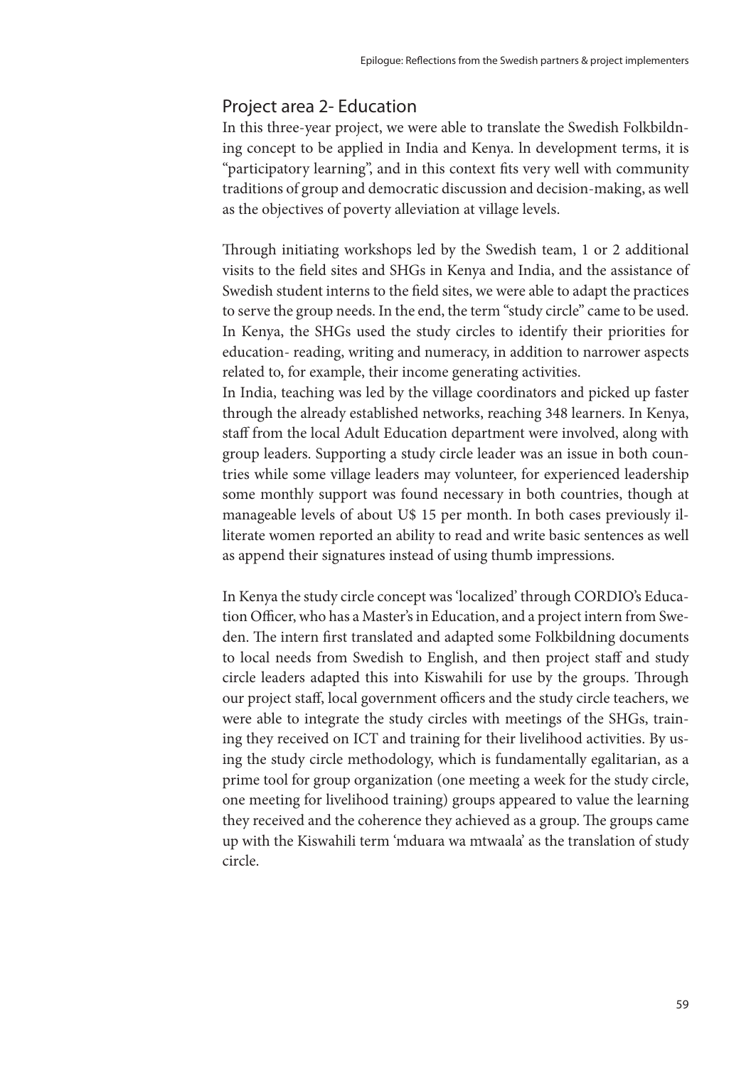## Project area 2- Education

In this three-year project, we were able to translate the Swedish Folkbildning concept to be applied in India and Kenya. In development terms, it is "participatory learning", and in this context fits very well with community traditions of group and democratic discussion and decision-making, as well as the objectives of poverty alleviation at village levels.

Through initiating workshops led by the Swedish team, 1 or 2 additional visits to the field sites and SHGs in Kenya and India, and the assistance of Swedish student interns to the field sites, we were able to adapt the practices to serve the group needs. In the end, the term "study circle" came to be used. In Kenya, the SHGs used the study circles to identify their priorities for education- reading, writing and numeracy, in addition to narrower aspects related to, for example, their income generating activities.

In India, teaching was led by the village coordinators and picked up faster through the already established networks, reaching 348 learners. In Kenya, staff from the local Adult Education department were involved, along with group leaders. Supporting a study circle leader was an issue in both countries while some village leaders may volunteer, for experienced leadership some monthly support was found necessary in both countries, though at manageable levels of about U$ 15 per month. In both cases previously illiterate women reported an ability to read and write basic sentences as well as append their signatures instead of using thumb impressions.

In Kenya the study circle concept was 'localized' through CORDIO's Education Officer, who has a Master's in Education, and a project intern from Sweden. The intern first translated and adapted some Folkbildning documents to local needs from Swedish to English, and then project staff and study circle leaders adapted this into Kiswahili for use by the groups. Through our project staff, local government officers and the study circle teachers, we were able to integrate the study circles with meetings of the SHGs, training they received on ICT and training for their livelihood activities. By using the study circle methodology, which is fundamentally egalitarian, as a prime tool for group organization (one meeting a week for the study circle, one meeting for livelihood training) groups appeared to value the learning they received and the coherence they achieved as a group. The groups came up with the Kiswahili term 'mduara wa mtwaala' as the translation of study circle.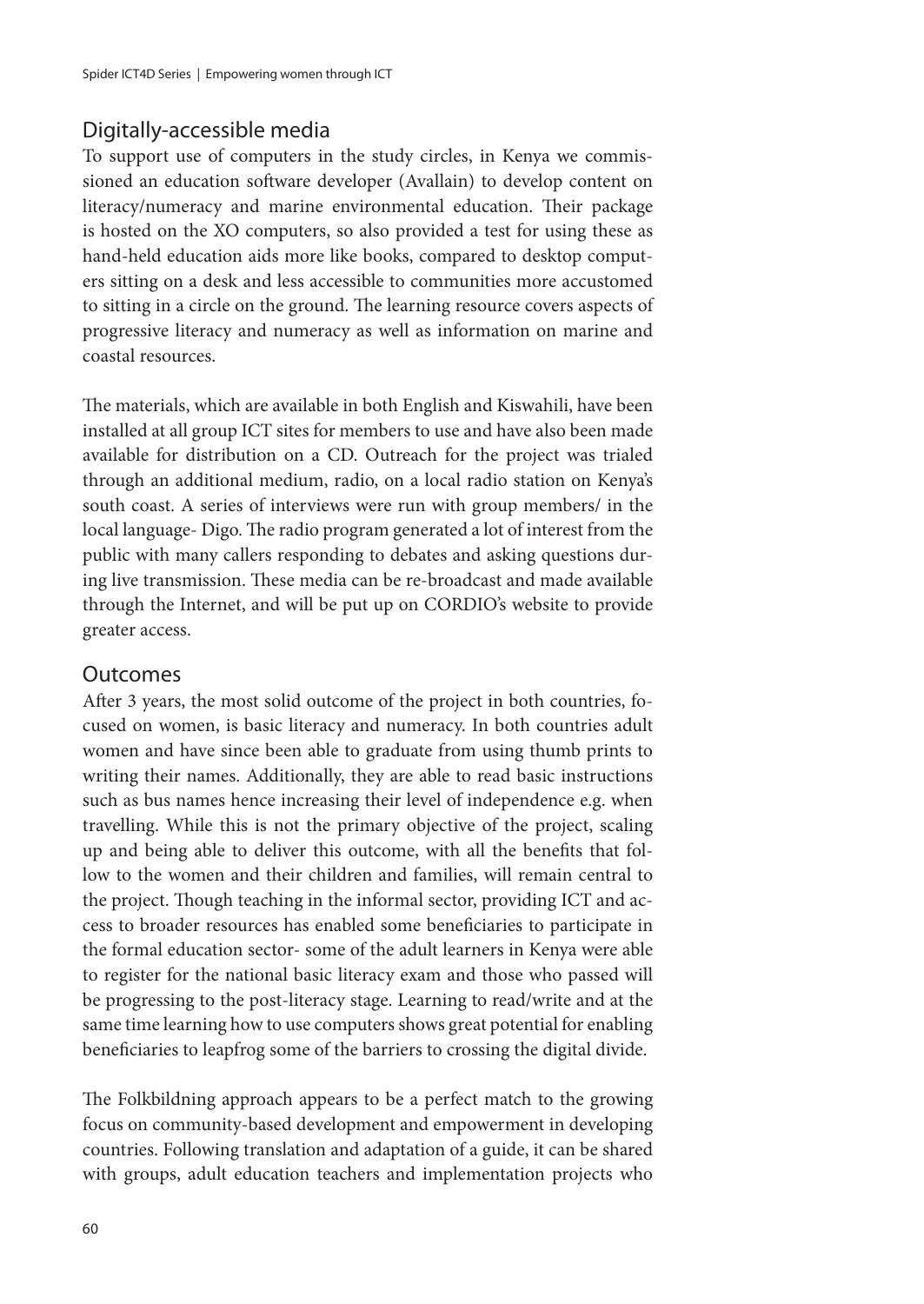## Digitally-accessible media

To support use of computers in the study circles, in Kenya we commissioned an education software developer (Avallain) to develop content on literacy/numeracy and marine environmental education. Their package is hosted on the XO computers, so also provided a test for using these as hand-held education aids more like books, compared to desktop computers sitting on a desk and less accessible to communities more accustomed to sitting in a circle on the ground. The learning resource covers aspects of progressive literacy and numeracy as well as information on marine and coastal resources.

The materials, which are available in both English and Kiswahili, have been installed at all group ICT sites for members to use and have also been made available for distribution on a CD. Outreach for the project was trialed through an additional medium, radio, on a local radio station on Kenya's south coast. A series of interviews were run with group members/ in the local language- Digo. The radio program generated a lot of interest from the public with many callers responding to debates and asking questions during live transmission. These media can be re-broadcast and made available through the Internet, and will be put up on CORDIO's website to provide greater access.

## Outcomes

After 3 years, the most solid outcome of the project in both countries, focused on women, is basic literacy and numeracy. In both countries adult women and have since been able to graduate from using thumb prints to writing their names. Additionally, they are able to read basic instructions such as bus names hence increasing their level of independence e.g. when travelling. While this is not the primary objective of the project, scaling up and being able to deliver this outcome, with all the benefits that follow to the women and their children and families, will remain central to the project. Though teaching in the informal sector, providing ICT and access to broader resources has enabled some beneficiaries to participate in the formal education sector- some of the adult learners in Kenya were able to register for the national basic literacy exam and those who passed will be progressing to the post-literacy stage. Learning to read/write and at the same time learning how to use computers shows great potential for enabling beneficiaries to leapfrog some of the barriers to crossing the digital divide.

The Folkbildning approach appears to be a perfect match to the growing focus on community-based development and empowerment in developing countries. Following translation and adaptation of a guide, it can be shared with groups, adult education teachers and implementation projects who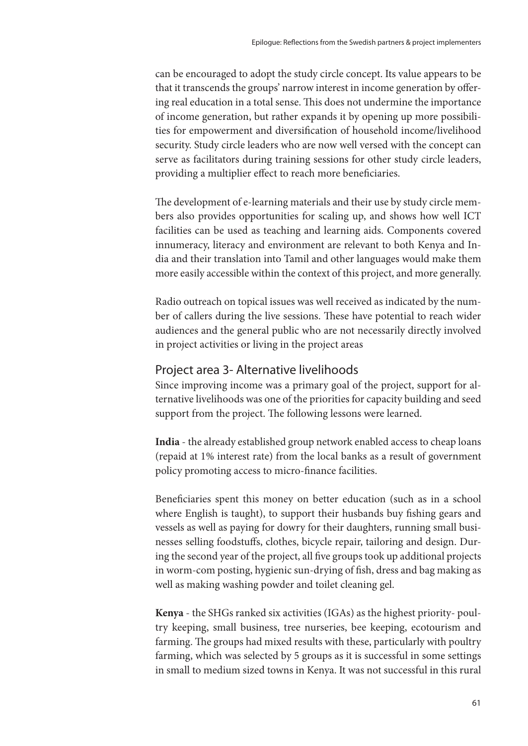can be encouraged to adopt the study circle concept. Its value appears to be that it transcends the groups' narrow interest in income generation by offering real education in a total sense. This does not undermine the importance of income generation, but rather expands it by opening up more possibilities for empowerment and diversification of household income/livelihood security. Study circle leaders who are now well versed with the concept can serve as facilitators during training sessions for other study circle leaders, providing a multiplier effect to reach more beneficiaries.

The development of e-learning materials and their use by study circle members also provides opportunities for scaling up, and shows how well ICT facilities can be used as teaching and learning aids. Components covered innumeracy, literacy and environment are relevant to both Kenya and India and their translation into Tamil and other languages would make them more easily accessible within the context of this project, and more generally.

Radio outreach on topical issues was well received as indicated by the number of callers during the live sessions. These have potential to reach wider audiences and the general public who are not necessarily directly involved in project activities or living in the project areas

## Project area 3- Alternative livelihoods

Since improving income was a primary goal of the project, support for alternative livelihoods was one of the priorities for capacity building and seed support from the project. The following lessons were learned.

**India** - the already established group network enabled access to cheap loans (repaid at 1% interest rate) from the local banks as a result of government policy promoting access to micro-finance facilities.

Beneficiaries spent this money on better education (such as in a school where English is taught), to support their husbands buy fishing gears and vessels as well as paying for dowry for their daughters, running small businesses selling foodstuffs, clothes, bicycle repair, tailoring and design. During the second year of the project, all five groups took up additional projects in worm-com posting, hygienic sun-drying of fish, dress and bag making as well as making washing powder and toilet cleaning gel.

**Kenya** - the SHGs ranked six activities (IGAs) as the highest priority- poultry keeping, small business, tree nurseries, bee keeping, ecotourism and farming. The groups had mixed results with these, particularly with poultry farming, which was selected by 5 groups as it is successful in some settings in small to medium sized towns in Kenya. It was not successful in this rural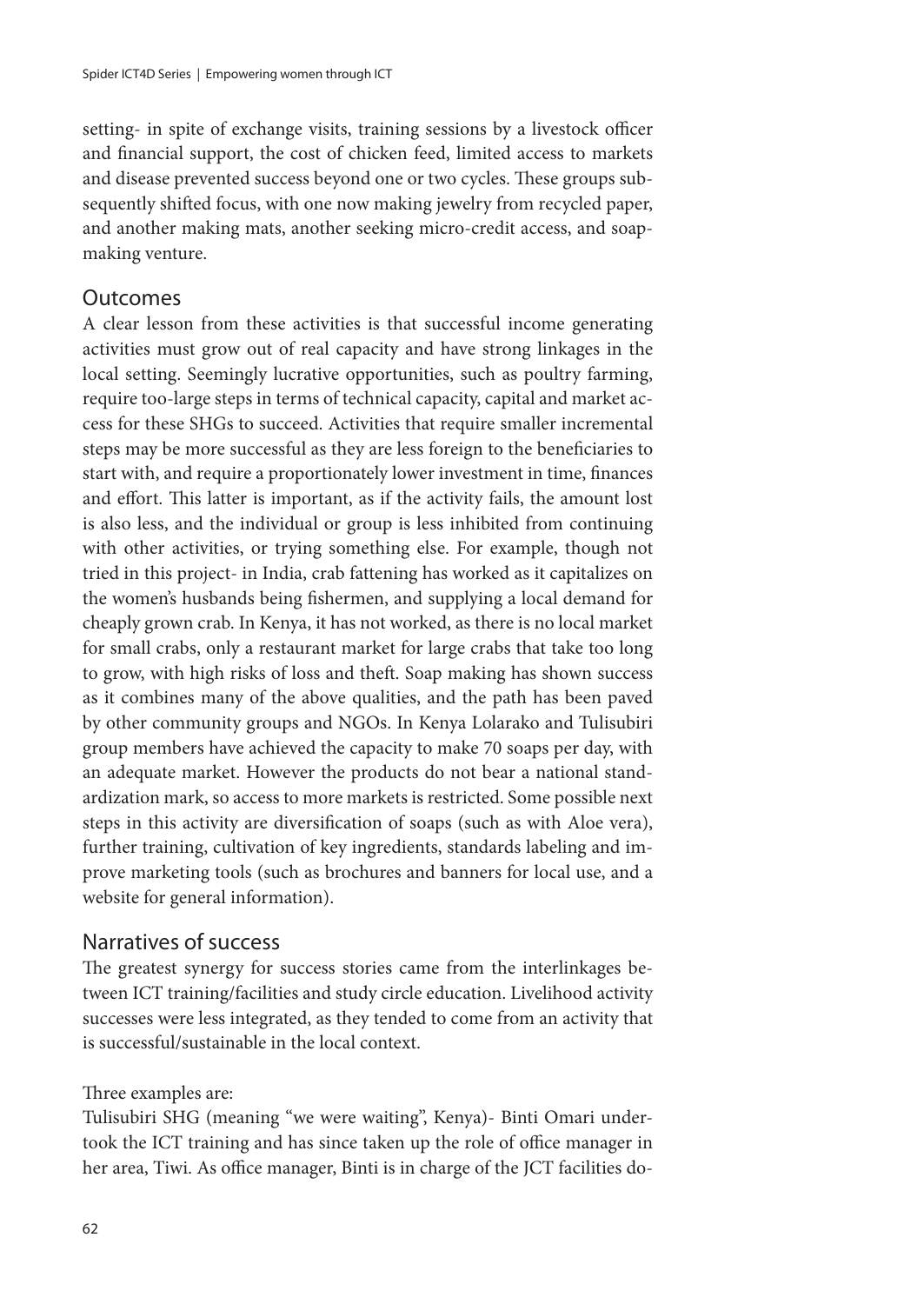setting- in spite of exchange visits, training sessions by a livestock officer and financial support, the cost of chicken feed, limited access to markets and disease prevented success beyond one or two cycles. These groups subsequently shifted focus, with one now making jewelry from recycled paper, and another making mats, another seeking micro-credit access, and soap-making venture.

## Outcomes

A clear lesson from these activities is that successful income generating activities must grow out of real capacity and have strong linkages in the local setting. Seemingly lucrative opportunities, such as poultry farming, require too-large steps in terms of technical capacity, capital and market access for these SHGs to succeed. Activities that require smaller incremental steps may be more successful as they are less foreign to the beneficiaries to start with, and require a proportionately lower investment in time, finances and effort. This latter is important, as if the activity fails, the amount lost is also less, and the individual or group is less inhibited from continuing with other activities, or trying something else. For example, though not tried in this project- in India, crab fattening has worked as it capitalizes on the women's husbands being fishermen, and supplying a local demand for cheaply grown crab. In Kenya, it has not worked, as there is no local market for small crabs, only a restaurant market for large crabs that take too long to grow, with high risks of loss and theft. Soap making has shown success as it combines many of the above qualities, and the path has been paved by other community groups and NGOs. In Kenya Lolarako and Tulisubiri group members have achieved the capacity to make 70 soaps per day, with an adequate market. However the products do not bear a national standardization mark, so access to more markets is restricted. Some possible next steps in this activity are diversification of soaps (such as with Aloe vera), further training, cultivation of key ingredients, standards labeling and improve marketing tools (such as brochures and banners for local use, and a website for general information).

## Narratives of success

The greatest synergy for success stories came from the interlinkages between ICT training/facilities and study circle education. Livelihood activity successes were less integrated, as they tended to come from an activity that is successful/sustainable in the local context.

Three examples are:

Tulisubiri SHG (meaning "we were waiting", Kenya)- Binti Omari undertook the ICT training and has since taken up the role of office manager in her area, Tiwi. As office manager, Binti is in charge of the JCT facilities do-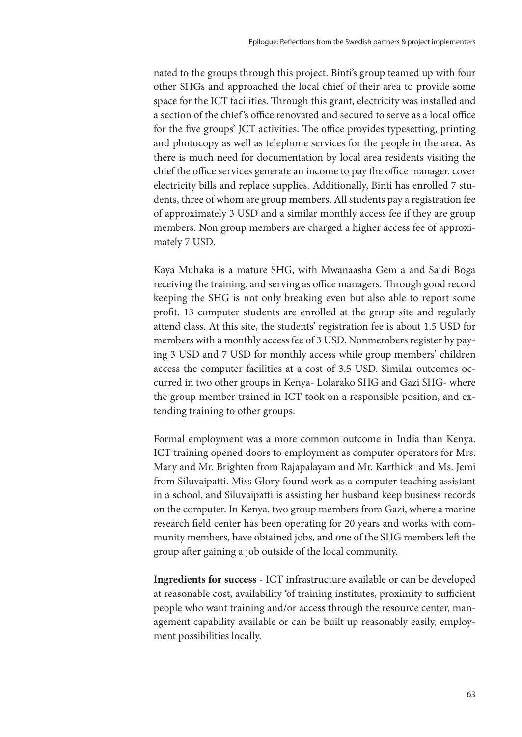nated to the groups through this project. Binti's group teamed up with four other SHGs and approached the local chief of their area to provide some space for the ICT facilities. Through this grant, electricity was installed and a section of the chief's office renovated and secured to serve as a local office for the five groups' JCT activities. The office provides typesetting, printing and photocopy as well as telephone services for the people in the area. As there is much need for documentation by local area residents visiting the chief the office services generate an income to pay the office manager, cover electricity bills and replace supplies. Additionally, Binti has enrolled 7 students, three of whom are group members. All students pay a registration fee of approximately 3 USD and a similar monthly access fee if they are group members. Non group members are charged a higher access fee of approximately 7 USD.

Kaya Muhaka is a mature SHG, with Mwanaasha Gem a and Saidi Boga receiving the training, and serving as office managers. Through good record keeping the SHG is not only breaking even but also able to report some profit. 13 computer students are enrolled at the group site and regularly attend class. At this site, the students' registration fee is about 1.5 USD for members with a monthly access fee of 3 USD. Nonmembers register by paying 3 USD and 7 USD for monthly access while group members' children access the computer facilities at a cost of 3.5 USD. Similar outcomes occurred in two other groups in Kenya- Lolarako SHG and Gazi SHG- where the group member trained in ICT took on a responsible position, and extending training to other groups.

Formal employment was a more common outcome in India than Kenya. ICT training opened doors to employment as computer operators for Mrs. Mary and Mr. Brighten from Rajapalayam and Mr. Karthick and Ms. Jemi from Siluvaipatti. Miss Glory found work as a computer teaching assistant in a school, and Siluvaipatti is assisting her husband keep business records on the computer. In Kenya, two group members from Gazi, where a marine research field center has been operating for 20 years and works with community members, have obtained jobs, and one of the SHG members left the group after gaining a job outside of the local community.

**Ingredients for success** - ICT infrastructure available or can be developed at reasonable cost, availability 'of training institutes, proximity to sufficient people who want training and/or access through the resource center, management capability available or can be built up reasonably easily, employment possibilities locally.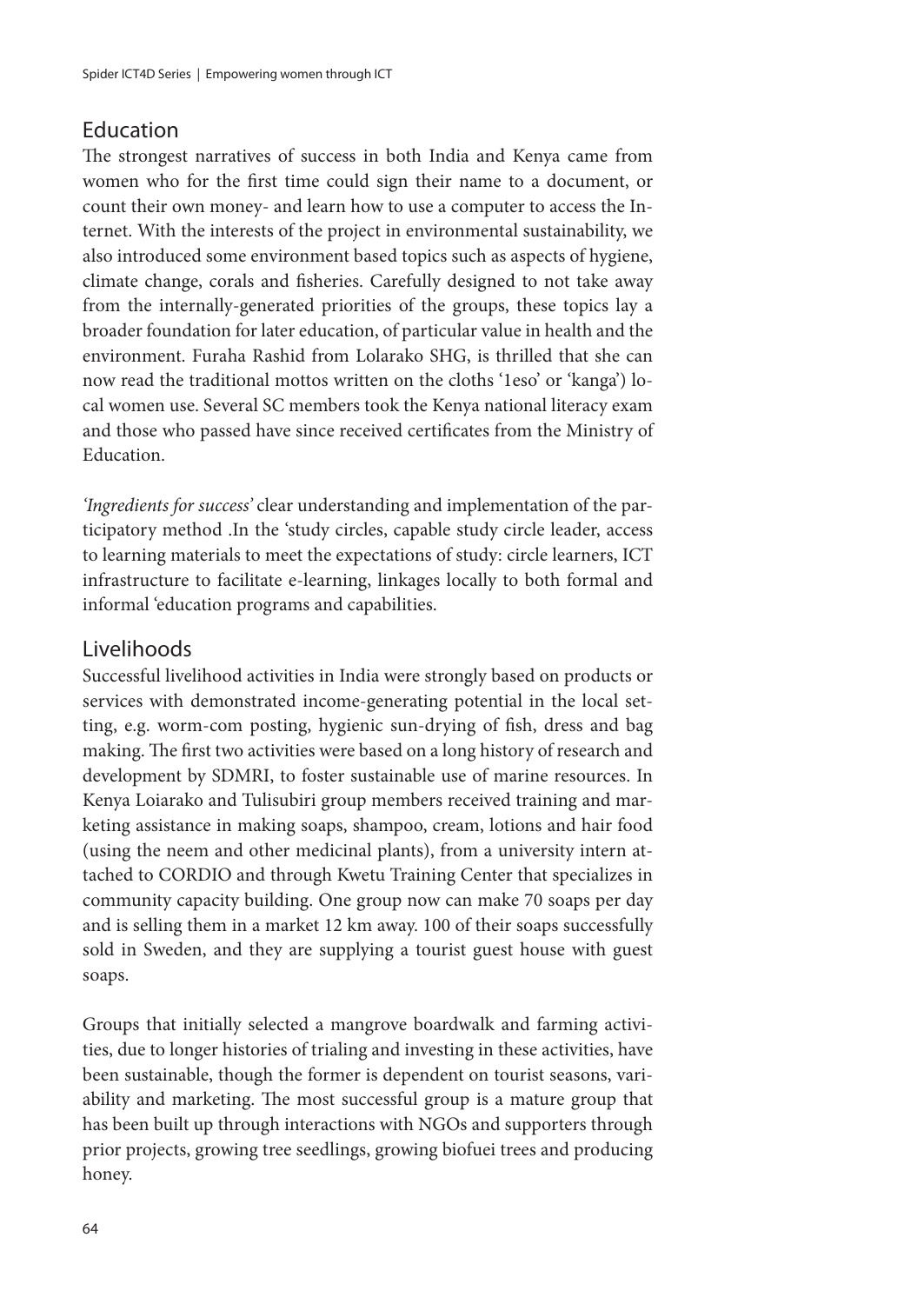## Education

The strongest narratives of success in both India and Kenya came from women who for the first time could sign their name to a document, or count their own money- and learn how to use a computer to access the Internet. With the interests of the project in environmental sustainability, we also introduced some environment based topics such as aspects of hygiene, climate change, corals and fisheries. Carefully designed to not take away from the internally-generated priorities of the groups, these topics lay a broader foundation for later education, of particular value in health and the environment. Furaha Rashid from Lolarako SHG, is thrilled that she can now read the traditional mottos written on the cloths '1eso' or 'kanga') local women use. Several SC members took the Kenya national literacy exam and those who passed have since received certificates from the Ministry of Education.

*'Ingredients for success'* clear understanding and implementation of the participatory method .In the 'study circles, capable study circle leader, access to learning materials to meet the expectations of study: circle learners, ICT infrastructure to facilitate e-learning, linkages locally to both formal and informal 'education programs and capabilities.

## Livelihoods

Successful livelihood activities in India were strongly based on products or services with demonstrated income-generating potential in the local setting, e.g. worm-com posting, hygienic sun-drying of fish, dress and bag making. The first two activities were based on a long history of research and development by SDMRI, to foster sustainable use of marine resources. In Kenya Loiarako and Tulisubiri group members received training and marketing assistance in making soaps, shampoo, cream, lotions and hair food (using the neem and other medicinal plants), from a university intern attached to CORDIO and through Kwetu Training Center that specializes in community capacity building. One group now can make 70 soaps per day and is selling them in a market 12 km away. 100 of their soaps successfully sold in Sweden, and they are supplying a tourist guest house with guest soaps.

Groups that initially selected a mangrove boardwalk and farming activities, due to longer histories of trialing and investing in these activities, have been sustainable, though the former is dependent on tourist seasons, variability and marketing. The most successful group is a mature group that has been built up through interactions with NGOs and supporters through prior projects, growing tree seedlings, growing biofuei trees and producing honey.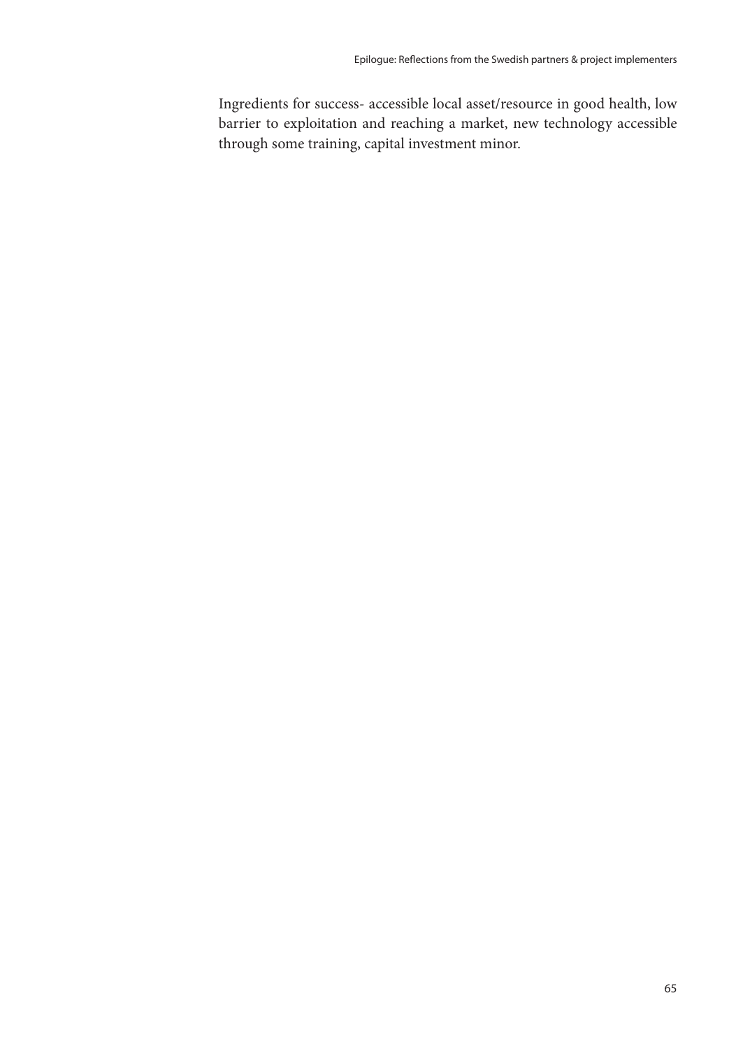Ingredients for success- accessible local asset/resource in good health, low barrier to exploitation and reaching a market, new technology accessible through some training, capital investment minor.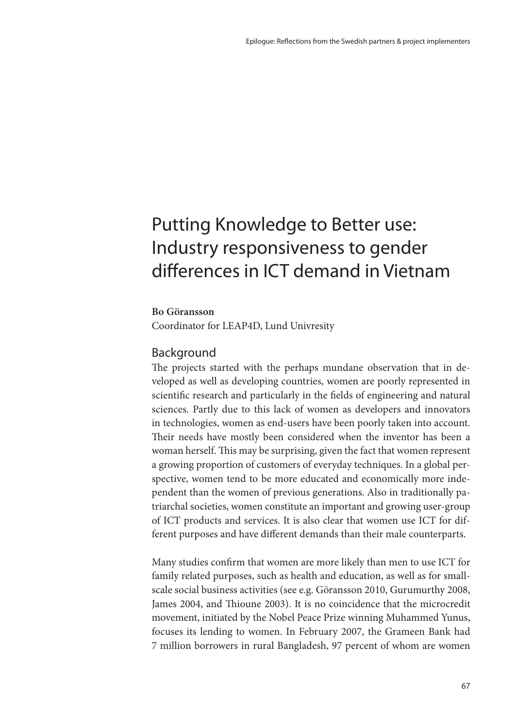# Putting Knowledge to Better use: Industry responsiveness to gender differences in ICT demand in Vietnam

**Bo Göransson**
Coordinator for LEAP4D, Lund Univresity

## Background

The projects started with the perhaps mundane observation that in developed as well as developing countries, women are poorly represented in scientific research and particularly in the fields of engineering and natural sciences. Partly due to this lack of women as developers and innovators in technologies, women as end-users have been poorly taken into account. Their needs have mostly been considered when the inventor has been a woman herself. This may be surprising, given the fact that women represent a growing proportion of customers of everyday techniques. In a global perspective, women tend to be more educated and economically more independent than the women of previous generations. Also in traditionally patriarchal societies, women constitute an important and growing user-group of ICT products and services. It is also clear that women use ICT for different purposes and have different demands than their male counterparts.

Many studies confirm that women are more likely than men to use ICT for family related purposes, such as health and education, as well as for small-scale social business activities (see e.g. Göransson 2010, Gurumurthy 2008, James 2004, and Thioune 2003). It is no coincidence that the microcredit movement, initiated by the Nobel Peace Prize winning Muhammed Yunus, focuses its lending to women. In February 2007, the Grameen Bank had 7 million borrowers in rural Bangladesh, 97 percent of whom are women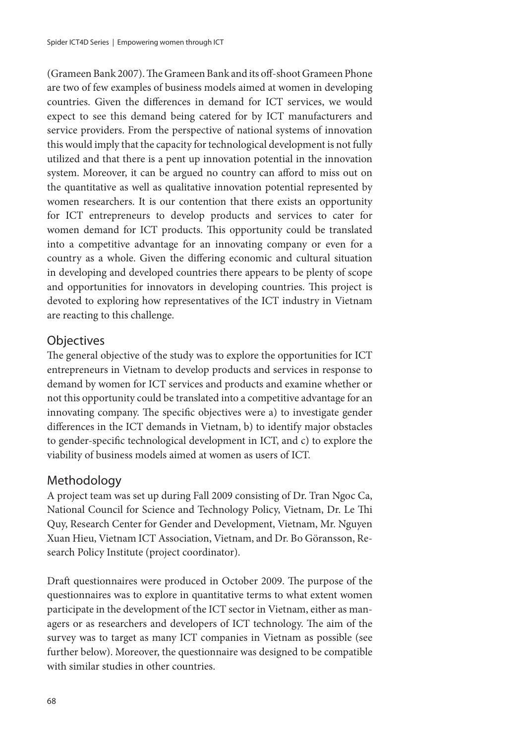(Grameen Bank 2007). The Grameen Bank and its off-shoot Grameen Phone are two of few examples of business models aimed at women in developing countries. Given the differences in demand for ICT services, we would expect to see this demand being catered for by ICT manufacturers and service providers. From the perspective of national systems of innovation this would imply that the capacity for technological development is not fully utilized and that there is a pent up innovation potential in the innovation system. Moreover, it can be argued no country can afford to miss out on the quantitative as well as qualitative innovation potential represented by women researchers. It is our contention that there exists an opportunity for ICT entrepreneurs to develop products and services to cater for women demand for ICT products. This opportunity could be translated into a competitive advantage for an innovating company or even for a country as a whole. Given the differing economic and cultural situation in developing and developed countries there appears to be plenty of scope and opportunities for innovators in developing countries. This project is devoted to exploring how representatives of the ICT industry in Vietnam are reacting to this challenge.

## Objectives

The general objective of the study was to explore the opportunities for ICT entrepreneurs in Vietnam to develop products and services in response to demand by women for ICT services and products and examine whether or not this opportunity could be translated into a competitive advantage for an innovating company. The specific objectives were a) to investigate gender differences in the ICT demands in Vietnam, b) to identify major obstacles to gender-specific technological development in ICT, and c) to explore the viability of business models aimed at women as users of ICT.

## Methodology

A project team was set up during Fall 2009 consisting of Dr. Tran Ngoc Ca, National Council for Science and Technology Policy, Vietnam, Dr. Le Thi Quy, Research Center for Gender and Development, Vietnam, Mr. Nguyen Xuan Hieu, Vietnam ICT Association, Vietnam, and Dr. Bo Göransson, Research Policy Institute (project coordinator).

Draft questionnaires were produced in October 2009. The purpose of the questionnaires was to explore in quantitative terms to what extent women participate in the development of the ICT sector in Vietnam, either as managers or as researchers and developers of ICT technology. The aim of the survey was to target as many ICT companies in Vietnam as possible (see further below). Moreover, the questionnaire was designed to be compatible with similar studies in other countries.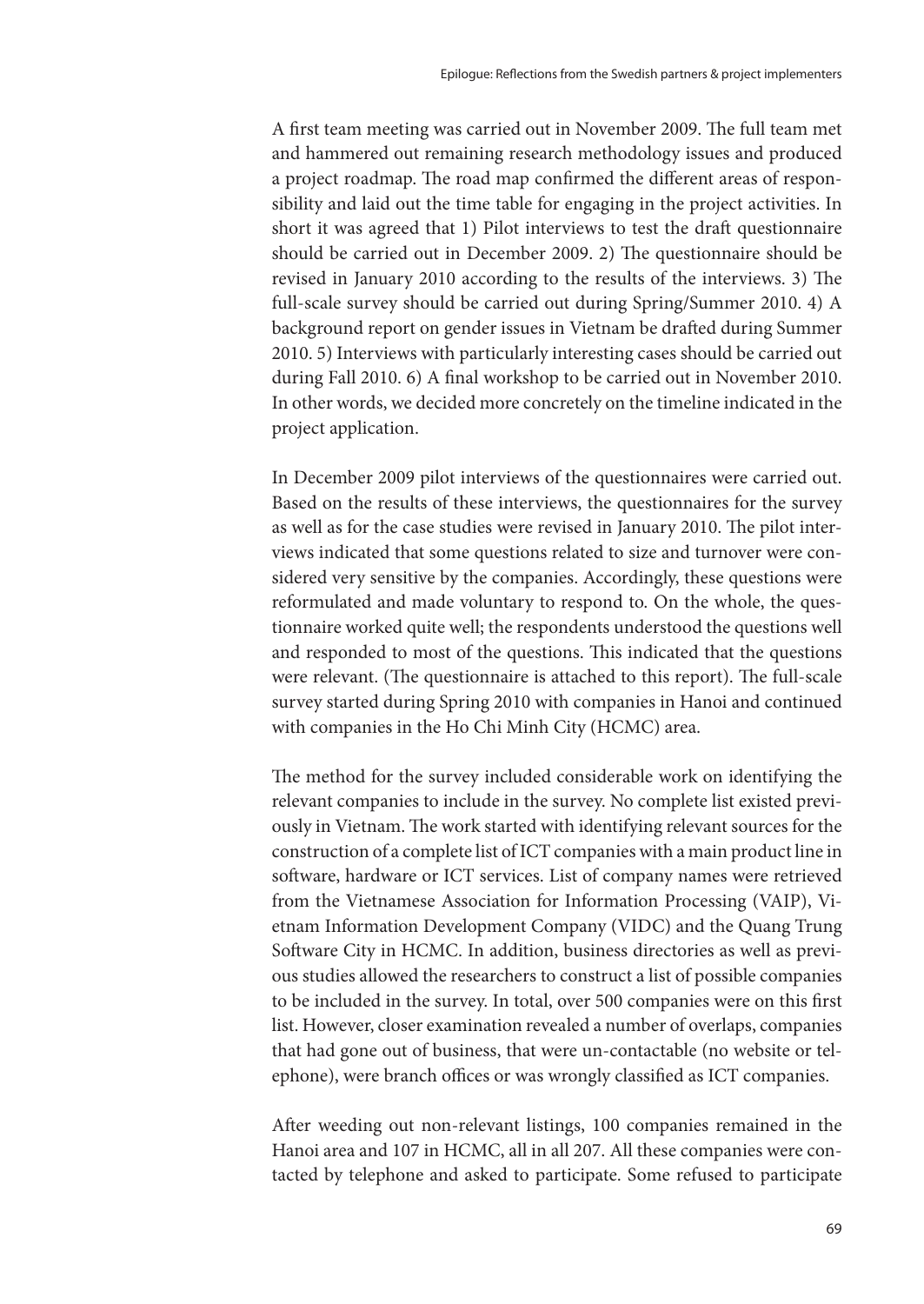A first team meeting was carried out in November 2009. The full team met and hammered out remaining research methodology issues and produced a project roadmap. The road map confirmed the different areas of responsibility and laid out the time table for engaging in the project activities. In short it was agreed that 1) Pilot interviews to test the draft questionnaire should be carried out in December 2009. 2) The questionnaire should be revised in January 2010 according to the results of the interviews. 3) The full-scale survey should be carried out during Spring/Summer 2010. 4) A background report on gender issues in Vietnam be drafted during Summer 2010. 5) Interviews with particularly interesting cases should be carried out during Fall 2010. 6) A final workshop to be carried out in November 2010. In other words, we decided more concretely on the timeline indicated in the project application.

In December 2009 pilot interviews of the questionnaires were carried out. Based on the results of these interviews, the questionnaires for the survey as well as for the case studies were revised in January 2010. The pilot interviews indicated that some questions related to size and turnover were considered very sensitive by the companies. Accordingly, these questions were reformulated and made voluntary to respond to. On the whole, the questionnaire worked quite well; the respondents understood the questions well and responded to most of the questions. This indicated that the questions were relevant. (The questionnaire is attached to this report). The full-scale survey started during Spring 2010 with companies in Hanoi and continued with companies in the Ho Chi Minh City (HCMC) area.

The method for the survey included considerable work on identifying the relevant companies to include in the survey. No complete list existed previously in Vietnam. The work started with identifying relevant sources for the construction of a complete list of ICT companies with a main product line in software, hardware or ICT services. List of company names were retrieved from the Vietnamese Association for Information Processing (VAIP), Vietnam Information Development Company (VIDC) and the Quang Trung Software City in HCMC. In addition, business directories as well as previous studies allowed the researchers to construct a list of possible companies to be included in the survey. In total, over 500 companies were on this first list. However, closer examination revealed a number of overlaps, companies that had gone out of business, that were un-contactable (no website or telephone), were branch offices or was wrongly classified as ICT companies.

After weeding out non-relevant listings, 100 companies remained in the Hanoi area and 107 in HCMC, all in all 207. All these companies were contacted by telephone and asked to participate. Some refused to participate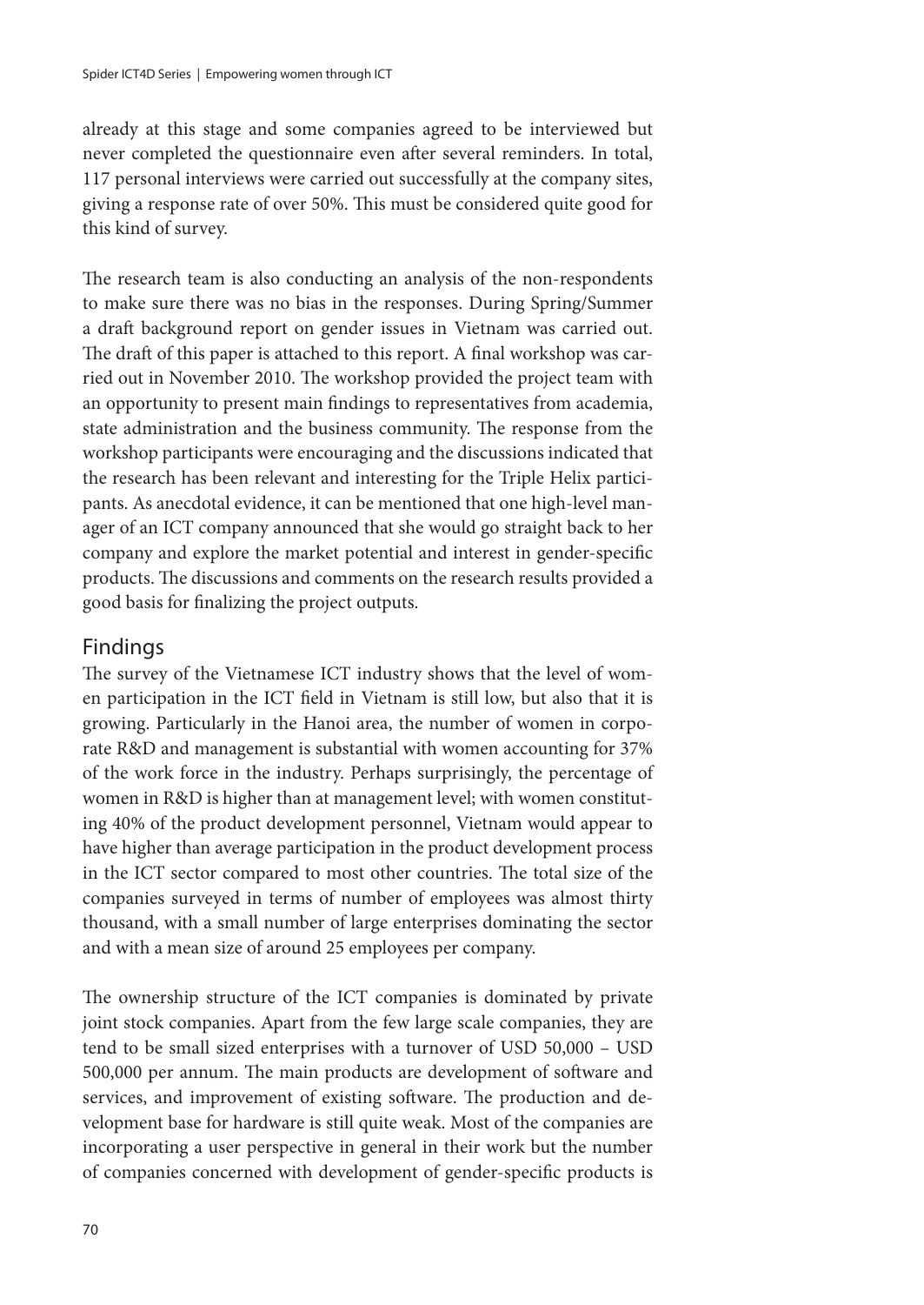already at this stage and some companies agreed to be interviewed but never completed the questionnaire even after several reminders. In total, 117 personal interviews were carried out successfully at the company sites, giving a response rate of over 50%. This must be considered quite good for this kind of survey.

The research team is also conducting an analysis of the non-respondents to make sure there was no bias in the responses. During Spring/Summer a draft background report on gender issues in Vietnam was carried out. The draft of this paper is attached to this report. A final workshop was carried out in November 2010. The workshop provided the project team with an opportunity to present main findings to representatives from academia, state administration and the business community. The response from the workshop participants were encouraging and the discussions indicated that the research has been relevant and interesting for the Triple Helix participants. As anecdotal evidence, it can be mentioned that one high-level manager of an ICT company announced that she would go straight back to her company and explore the market potential and interest in gender-specific products. The discussions and comments on the research results provided a good basis for finalizing the project outputs.

## Findings

The survey of the Vietnamese ICT industry shows that the level of women participation in the ICT field in Vietnam is still low, but also that it is growing. Particularly in the Hanoi area, the number of women in corporate R&D and management is substantial with women accounting for 37% of the work force in the industry. Perhaps surprisingly, the percentage of women in R&D is higher than at management level; with women constituting 40% of the product development personnel, Vietnam would appear to have higher than average participation in the product development process in the ICT sector compared to most other countries. The total size of the companies surveyed in terms of number of employees was almost thirty thousand, with a small number of large enterprises dominating the sector and with a mean size of around 25 employees per company.

The ownership structure of the ICT companies is dominated by private joint stock companies. Apart from the few large scale companies, they are tend to be small sized enterprises with a turnover of USD 50,000 – USD 500,000 per annum. The main products are development of software and services, and improvement of existing software. The production and development base for hardware is still quite weak. Most of the companies are incorporating a user perspective in general in their work but the number of companies concerned with development of gender-specific products is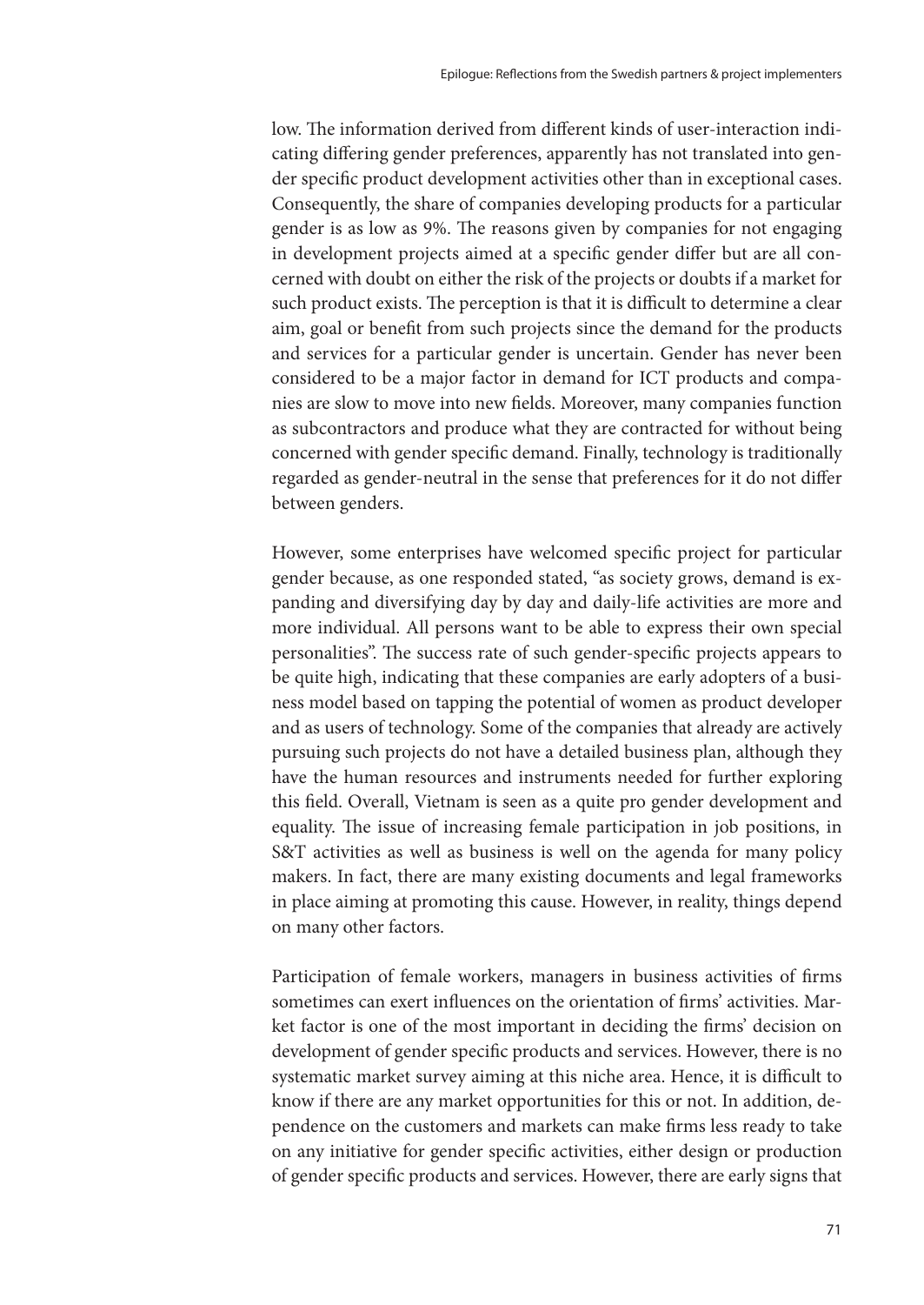low. The information derived from different kinds of user-interaction indicating differing gender preferences, apparently has not translated into gender specific product development activities other than in exceptional cases. Consequently, the share of companies developing products for a particular gender is as low as 9%. The reasons given by companies for not engaging in development projects aimed at a specific gender differ but are all concerned with doubt on either the risk of the projects or doubts if a market for such product exists. The perception is that it is difficult to determine a clear aim, goal or benefit from such projects since the demand for the products and services for a particular gender is uncertain. Gender has never been considered to be a major factor in demand for ICT products and companies are slow to move into new fields. Moreover, many companies function as subcontractors and produce what they are contracted for without being concerned with gender specific demand. Finally, technology is traditionally regarded as gender-neutral in the sense that preferences for it do not differ between genders.

However, some enterprises have welcomed specific project for particular gender because, as one responded stated, "as society grows, demand is expanding and diversifying day by day and daily-life activities are more and more individual. All persons want to be able to express their own special personalities". The success rate of such gender-specific projects appears to be quite high, indicating that these companies are early adopters of a business model based on tapping the potential of women as product developer and as users of technology. Some of the companies that already are actively pursuing such projects do not have a detailed business plan, although they have the human resources and instruments needed for further exploring this field. Overall, Vietnam is seen as a quite pro gender development and equality. The issue of increasing female participation in job positions, in S&T activities as well as business is well on the agenda for many policy makers. In fact, there are many existing documents and legal frameworks in place aiming at promoting this cause. However, in reality, things depend on many other factors.

Participation of female workers, managers in business activities of firms sometimes can exert influences on the orientation of firms' activities. Market factor is one of the most important in deciding the firms' decision on development of gender specific products and services. However, there is no systematic market survey aiming at this niche area. Hence, it is difficult to know if there are any market opportunities for this or not. In addition, dependence on the customers and markets can make firms less ready to take on any initiative for gender specific activities, either design or production of gender specific products and services. However, there are early signs that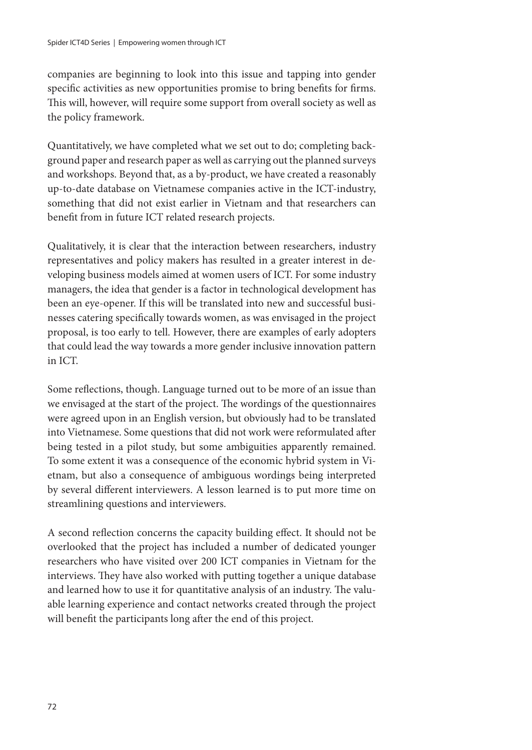companies are beginning to look into this issue and tapping into gender specific activities as new opportunities promise to bring benefits for firms. This will, however, will require some support from overall society as well as the policy framework.

Quantitatively, we have completed what we set out to do; completing background paper and research paper as well as carrying out the planned surveys and workshops. Beyond that, as a by-product, we have created a reasonably up-to-date database on Vietnamese companies active in the ICT-industry, something that did not exist earlier in Vietnam and that researchers can benefit from in future ICT related research projects.

Qualitatively, it is clear that the interaction between researchers, industry representatives and policy makers has resulted in a greater interest in developing business models aimed at women users of ICT. For some industry managers, the idea that gender is a factor in technological development has been an eye-opener. If this will be translated into new and successful businesses catering specifically towards women, as was envisaged in the project proposal, is too early to tell. However, there are examples of early adopters that could lead the way towards a more gender inclusive innovation pattern in ICT.

Some reflections, though. Language turned out to be more of an issue than we envisaged at the start of the project. The wordings of the questionnaires were agreed upon in an English version, but obviously had to be translated into Vietnamese. Some questions that did not work were reformulated after being tested in a pilot study, but some ambiguities apparently remained. To some extent it was a consequence of the economic hybrid system in Vietnam, but also a consequence of ambiguous wordings being interpreted by several different interviewers. A lesson learned is to put more time on streamlining questions and interviewers.

A second reflection concerns the capacity building effect. It should not be overlooked that the project has included a number of dedicated younger researchers who have visited over 200 ICT companies in Vietnam for the interviews. They have also worked with putting together a unique database and learned how to use it for quantitative analysis of an industry. The valuable learning experience and contact networks created through the project will benefit the participants long after the end of this project.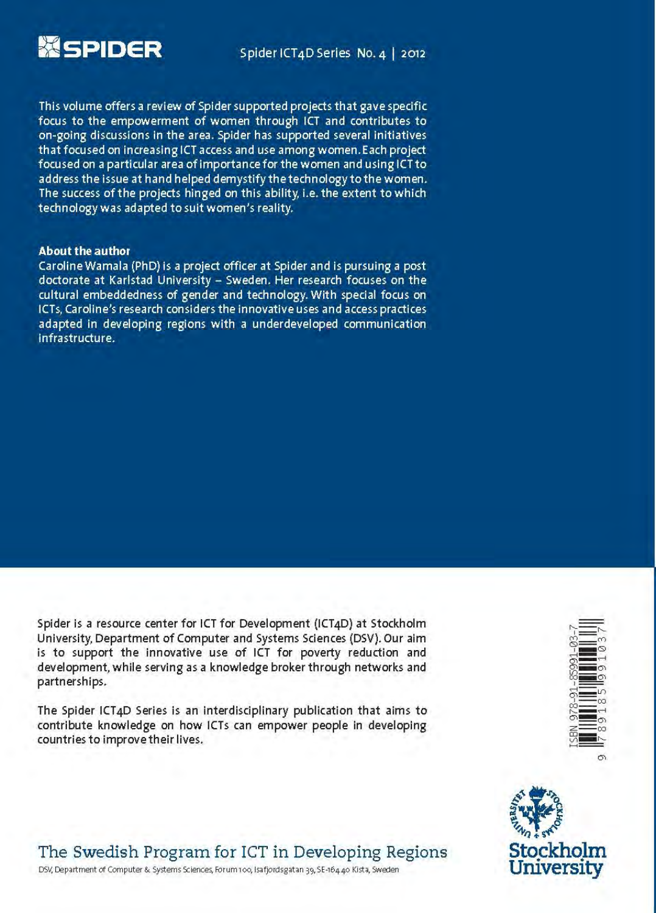SPIDER

Spider ICT4D Series No. 4 | 2012

This volume offers a review of Spider supported projects that gave specific focus to the empowerment of women through ICT and contributes to on-going discussions in the area. Spider has supported several initiatives that focused on increasing ICT access and use among women. Each project focused on a particular area of importance for the women and using ICT to address the issue at hand helped demystify the technology to the women. The success of the projects hinged on this ability, i.e. the extent to which technology was adapted to suit women's reality.

**About the author**

Caroline Wamala (PhD) is a project officer at Spider and is pursuing a post doctorate at Karlstad University – Sweden. Her research focuses on the cultural embeddedness of gender and technology. With special focus on ICTs, Caroline's research considers the innovative uses and access practices adapted in developing regions with a underdeveloped communication infrastructure.

Spider is a resource center for ICT for Development (ICT4D) at Stockholm University, Department of Computer and Systems Sciences (DSV). Our aim is to support the innovative use of ICT for poverty reduction and development, while serving as a knowledge broker through networks and partnerships.

The Spider ICT4D Series is an interdisciplinary publication that aims to contribute knowledge on how ICTs can empower people in developing countries to improve their lives.

ISBN 978-91-85991-03-7

The Swedish Program for ICT in Developing Regions

DSV, Department of Computer & Systems Sciences, Forum 100, Isafjordsgatan 39, SE-164 40 Kista, Sweden

Stockholm University